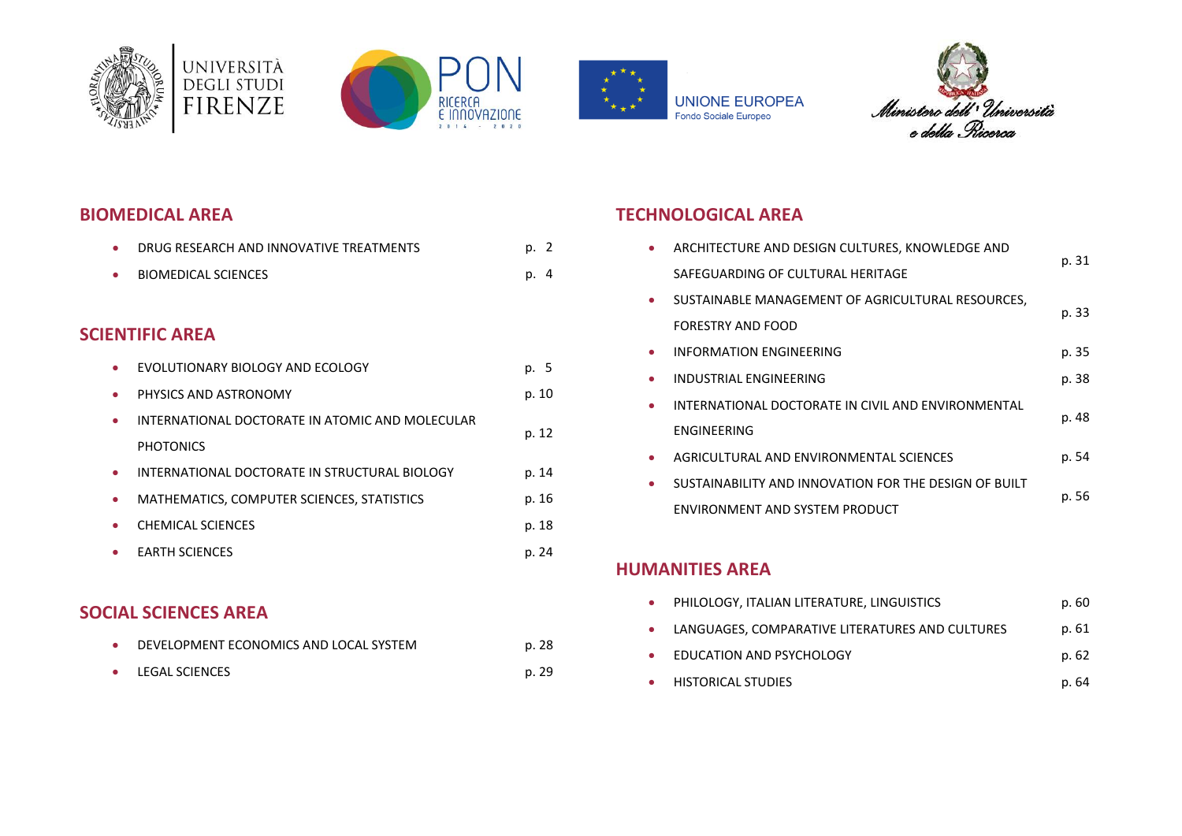UNIVERSITÀ DEGLI STUDI FIRENZE

PON RICERCA E INNOVAZIONE 2014 - 2020

UNIONE EUROPEA
Fondo Sociale Europeo

Ministero dell'Università e della Ricerca

## BIOMEDICAL AREA

- DRUG RESEARCH AND INNOVATIVE TREATMENTS p. 2
- BIOMEDICAL SCIENCES p. 4

## SCIENTIFIC AREA

- EVOLUTIONARY BIOLOGY AND ECOLOGY p. 5
- PHYSICS AND ASTRONOMY p. 10
- INTERNATIONAL DOCTORATE IN ATOMIC AND MOLECULAR PHOTONICS p. 12
- INTERNATIONAL DOCTORATE IN STRUCTURAL BIOLOGY p. 14
- MATHEMATICS, COMPUTER SCIENCES, STATISTICS p. 16
- CHEMICAL SCIENCES p. 18
- EARTH SCIENCES p. 24

## SOCIAL SCIENCES AREA

- DEVELOPMENT ECONOMICS AND LOCAL SYSTEM p. 28
- LEGAL SCIENCES p. 29

## TECHNOLOGICAL AREA

- ARCHITECTURE AND DESIGN CULTURES, KNOWLEDGE AND SAFEGUARDING OF CULTURAL HERITAGE p. 31
- SUSTAINABLE MANAGEMENT OF AGRICULTURAL RESOURCES, FORESTRY AND FOOD p. 33
- INFORMATION ENGINEERING p. 35
- INDUSTRIAL ENGINEERING p. 38
- INTERNATIONAL DOCTORATE IN CIVIL AND ENVIRONMENTAL ENGINEERING p. 48
- AGRICULTURAL AND ENVIRONMENTAL SCIENCES p. 54
- SUSTAINABILITY AND INNOVATION FOR THE DESIGN OF BUILT ENVIRONMENT AND SYSTEM PRODUCT p. 56

## HUMANITIES AREA

- PHILOLOGY, ITALIAN LITERATURE, LINGUISTICS p. 60
- LANGUAGES, COMPARATIVE LITERATURES AND CULTURES p. 61
- EDUCATION AND PSYCHOLOGY p. 62
- HISTORICAL STUDIES p. 64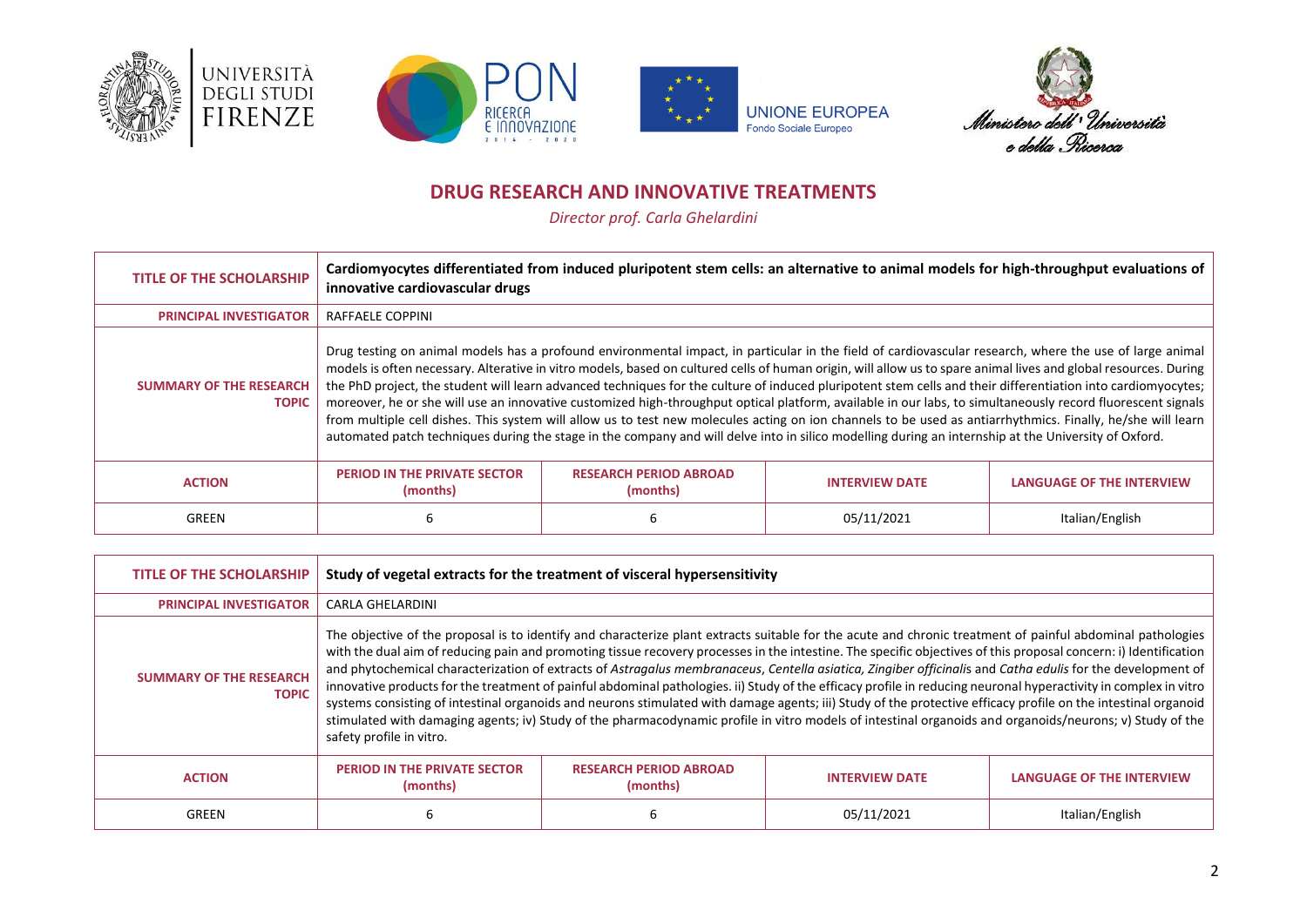# DRUG RESEARCH AND INNOVATIVE TREATMENTS

*Director prof. Carla Ghelardini*

| TITLE OF THE SCHOLARSHIP | **Cardiomyocytes differentiated from induced pluripotent stem cells: an alternative to animal models for high-throughput evaluations of innovative cardiovascular drugs** | | | |
|---|---|---|---|---|
| PRINCIPAL INVESTIGATOR | RAFFAELE COPPINI | | | |
| SUMMARY OF THE RESEARCH TOPIC | Drug testing on animal models has a profound environmental impact, in particular in the field of cardiovascular research, where the use of large animal models is often necessary. Alterative in vitro models, based on cultured cells of human origin, will allow us to spare animal lives and global resources. During the PhD project, the student will learn advanced techniques for the culture of induced pluripotent stem cells and their differentiation into cardiomyocytes; moreover, he or she will use an innovative customized high-throughput optical platform, available in our labs, to simultaneously record fluorescent signals from multiple cell dishes. This system will allow us to test new molecules acting on ion channels to be used as antiarrhythmics. Finally, he/she will learn automated patch techniques during the stage in the company and will delve into in silico modelling during an internship at the University of Oxford. | | | |
| **ACTION** | **PERIOD IN THE PRIVATE SECTOR (months)** | **RESEARCH PERIOD ABROAD (months)** | **INTERVIEW DATE** | **LANGUAGE OF THE INTERVIEW** |
| GREEN | 6 | 6 | 05/11/2021 | Italian/English |

| TITLE OF THE SCHOLARSHIP | **Study of vegetal extracts for the treatment of visceral hypersensitivity** | | | |
|---|---|---|---|---|
| PRINCIPAL INVESTIGATOR | CARLA GHELARDINI | | | |
| SUMMARY OF THE RESEARCH TOPIC | The objective of the proposal is to identify and characterize plant extracts suitable for the acute and chronic treatment of painful abdominal pathologies with the dual aim of reducing pain and promoting tissue recovery processes in the intestine. The specific objectives of this proposal concern: i) Identification and phytochemical characterization of extracts of *Astragalus membranaceus*, *Centella asiatica, Zingiber officinali*s and *Catha edulis* for the development of innovative products for the treatment of painful abdominal pathologies. ii) Study of the efficacy profile in reducing neuronal hyperactivity in complex in vitro systems consisting of intestinal organoids and neurons stimulated with damage agents; iii) Study of the protective efficacy profile on the intestinal organoid stimulated with damaging agents; iv) Study of the pharmacodynamic profile in vitro models of intestinal organoids and organoids/neurons; v) Study of the safety profile in vitro. | | | |
| **ACTION** | **PERIOD IN THE PRIVATE SECTOR (months)** | **RESEARCH PERIOD ABROAD (months)** | **INTERVIEW DATE** | **LANGUAGE OF THE INTERVIEW** |
| GREEN | 6 | 6 | 05/11/2021 | Italian/English |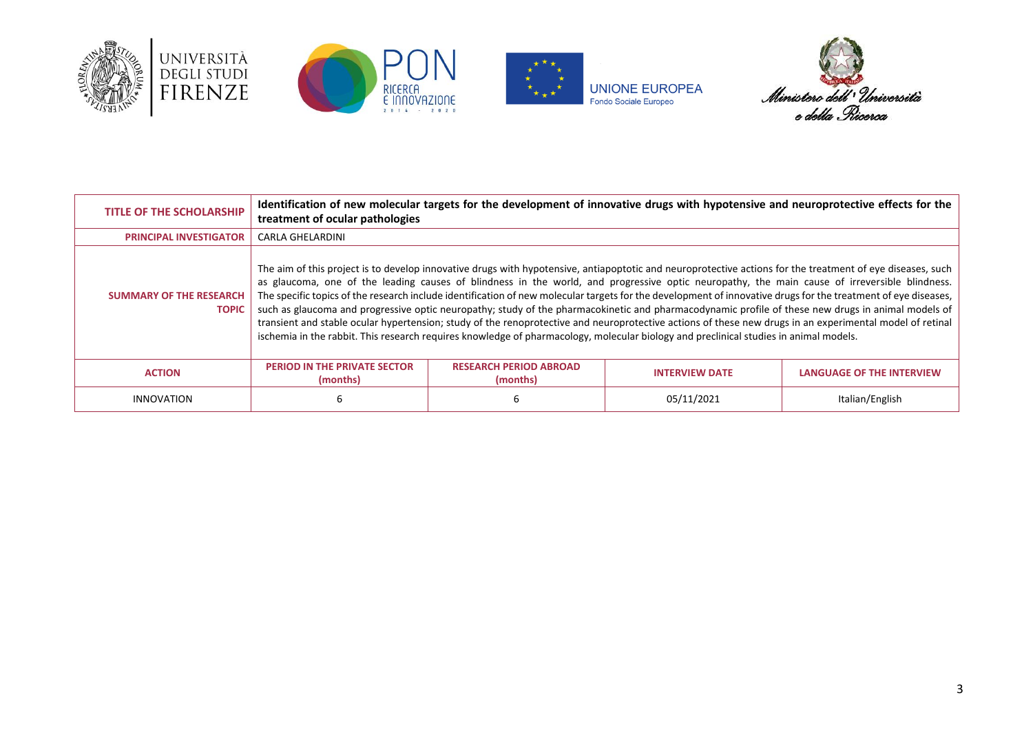| TITLE OF THE SCHOLARSHIP | **Identification of new molecular targets for the development of innovative drugs with hypotensive and neuroprotective effects for the treatment of ocular pathologies** | | | |
|---|---|---|---|---|
| PRINCIPAL INVESTIGATOR | CARLA GHELARDINI | | | |
| SUMMARY OF THE RESEARCH TOPIC | The aim of this project is to develop innovative drugs with hypotensive, antiapoptotic and neuroprotective actions for the treatment of eye diseases, such as glaucoma, one of the leading causes of blindness in the world, and progressive optic neuropathy, the main cause of irreversible blindness. The specific topics of the research include identification of new molecular targets for the development of innovative drugs for the treatment of eye diseases, such as glaucoma and progressive optic neuropathy; study of the pharmacokinetic and pharmacodynamic profile of these new drugs in animal models of transient and stable ocular hypertension; study of the renoprotective and neuroprotective actions of these new drugs in an experimental model of retinal ischemia in the rabbit. This research requires knowledge of pharmacology, molecular biology and preclinical studies in animal models. | | | |
| ACTION | PERIOD IN THE PRIVATE SECTOR (months) | RESEARCH PERIOD ABROAD (months) | INTERVIEW DATE | LANGUAGE OF THE INTERVIEW |
| INNOVATION | 6 | 6 | 05/11/2021 | Italian/English |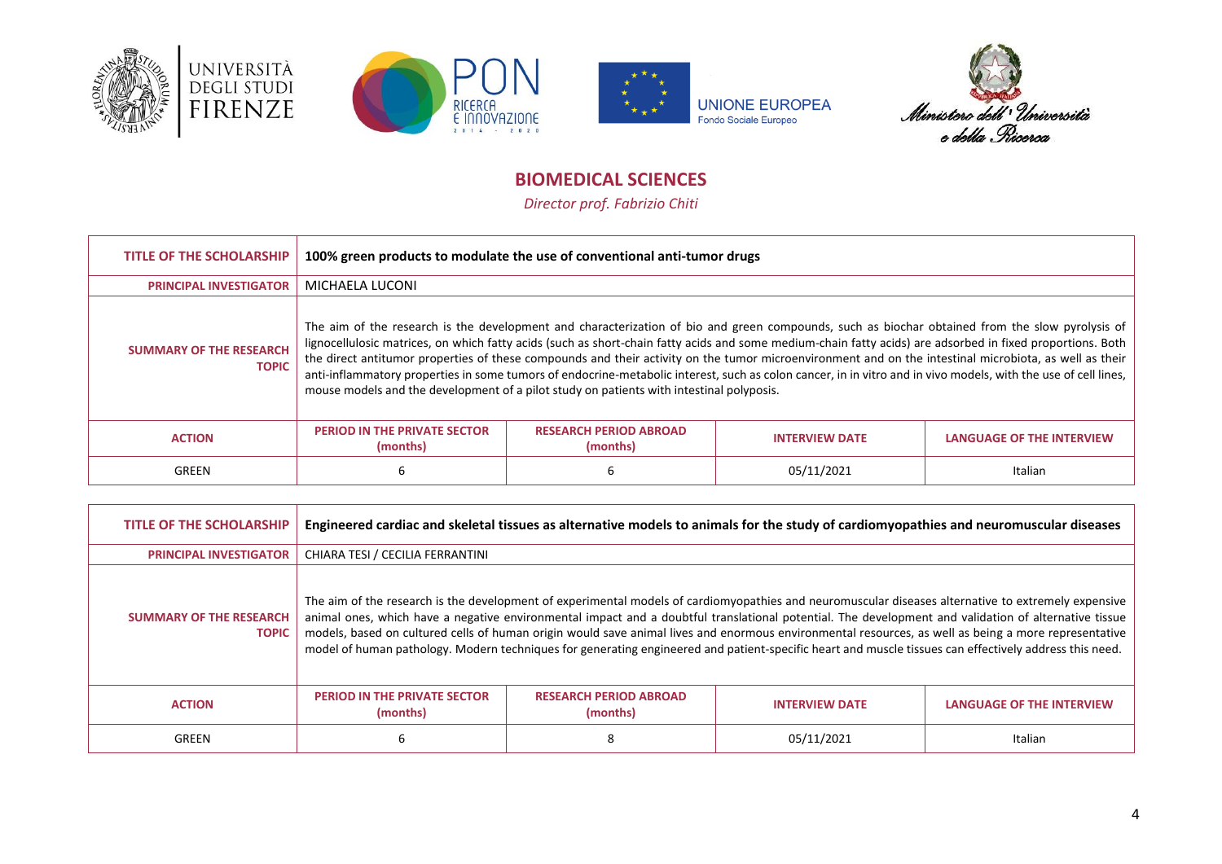## BIOMEDICAL SCIENCES

*Director prof. Fabrizio Chiti*

| TITLE OF THE SCHOLARSHIP | 100% green products to modulate the use of conventional anti-tumor drugs | | | |
|---|---|---|---|---|
| PRINCIPAL INVESTIGATOR | MICHAELA LUCONI | | | |
| SUMMARY OF THE RESEARCH TOPIC | The aim of the research is the development and characterization of bio and green compounds, such as biochar obtained from the slow pyrolysis of lignocellulosic matrices, on which fatty acids (such as short-chain fatty acids and some medium-chain fatty acids) are adsorbed in fixed proportions. Both the direct antitumor properties of these compounds and their activity on the tumor microenvironment and on the intestinal microbiota, as well as their anti-inflammatory properties in some tumors of endocrine-metabolic interest, such as colon cancer, in in vitro and in vivo models, with the use of cell lines, mouse models and the development of a pilot study on patients with intestinal polyposis. | | | |
| ACTION | PERIOD IN THE PRIVATE SECTOR (months) | RESEARCH PERIOD ABROAD (months) | INTERVIEW DATE | LANGUAGE OF THE INTERVIEW |
| GREEN | 6 | 6 | 05/11/2021 | Italian |

| TITLE OF THE SCHOLARSHIP | Engineered cardiac and skeletal tissues as alternative models to animals for the study of cardiomyopathies and neuromuscular diseases | | | |
|---|---|---|---|---|
| PRINCIPAL INVESTIGATOR | CHIARA TESI / CECILIA FERRANTINI | | | |
| SUMMARY OF THE RESEARCH TOPIC | The aim of the research is the development of experimental models of cardiomyopathies and neuromuscular diseases alternative to extremely expensive animal ones, which have a negative environmental impact and a doubtful translational potential. The development and validation of alternative tissue models, based on cultured cells of human origin would save animal lives and enormous environmental resources, as well as being a more representative model of human pathology. Modern techniques for generating engineered and patient-specific heart and muscle tissues can effectively address this need. | | | |
| ACTION | PERIOD IN THE PRIVATE SECTOR (months) | RESEARCH PERIOD ABROAD (months) | INTERVIEW DATE | LANGUAGE OF THE INTERVIEW |
| GREEN | 6 | 8 | 05/11/2021 | Italian |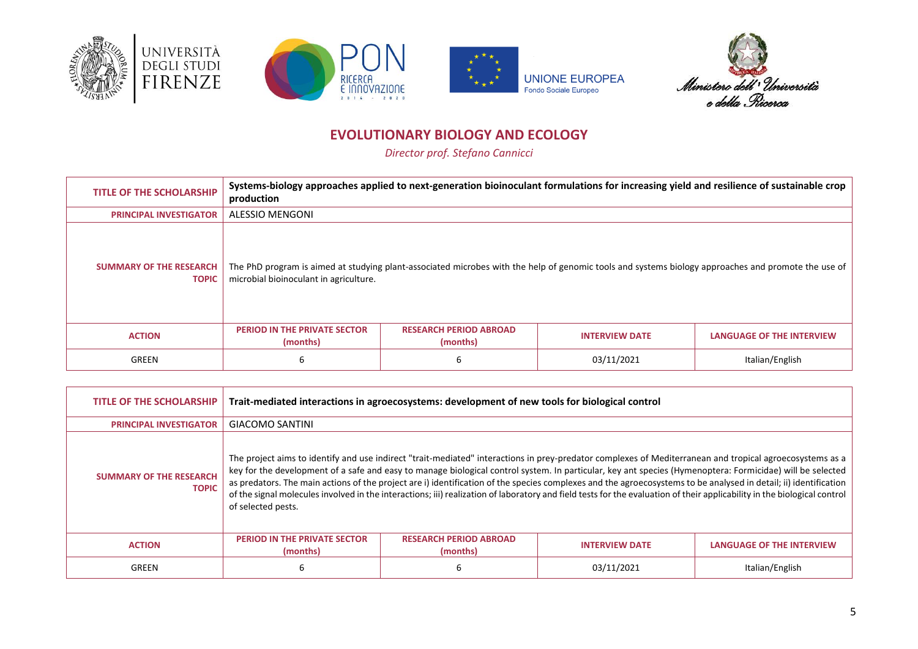UNIVERSITÀ DEGLI STUDI FIRENZE

PON RICERCA E INNOVAZIONE 2014 - 2020

UNIONE EUROPEA Fondo Sociale Europeo

Ministero dell'Università e della Ricerca

## EVOLUTIONARY BIOLOGY AND ECOLOGY

*Director prof. Stefano Cannicci*

| TITLE OF THE SCHOLARSHIP | **Systems-biology approaches applied to next-generation bioinoculant formulations for increasing yield and resilience of sustainable crop production** | | | |
|---|---|---|---|---|
| PRINCIPAL INVESTIGATOR | ALESSIO MENGONI | | | |
| SUMMARY OF THE RESEARCH TOPIC | The PhD program is aimed at studying plant-associated microbes with the help of genomic tools and systems biology approaches and promote the use of microbial bioinoculant in agriculture. | | | |
| ACTION | PERIOD IN THE PRIVATE SECTOR (months) | RESEARCH PERIOD ABROAD (months) | INTERVIEW DATE | LANGUAGE OF THE INTERVIEW |
| GREEN | 6 | 6 | 03/11/2021 | Italian/English |

| TITLE OF THE SCHOLARSHIP | **Trait-mediated interactions in agroecosystems: development of new tools for biological control** | | | |
|---|---|---|---|---|
| PRINCIPAL INVESTIGATOR | GIACOMO SANTINI | | | |
| SUMMARY OF THE RESEARCH TOPIC | The project aims to identify and use indirect "trait-mediated" interactions in prey-predator complexes of Mediterranean and tropical agroecosystems as a key for the development of a safe and easy to manage biological control system. In particular, key ant species (Hymenoptera: Formicidae) will be selected as predators. The main actions of the project are i) identification of the species complexes and the agroecosystems to be analysed in detail; ii) identification of the signal molecules involved in the interactions; iii) realization of laboratory and field tests for the evaluation of their applicability in the biological control of selected pests. | | | |
| ACTION | PERIOD IN THE PRIVATE SECTOR (months) | RESEARCH PERIOD ABROAD (months) | INTERVIEW DATE | LANGUAGE OF THE INTERVIEW |
| GREEN | 6 | 6 | 03/11/2021 | Italian/English |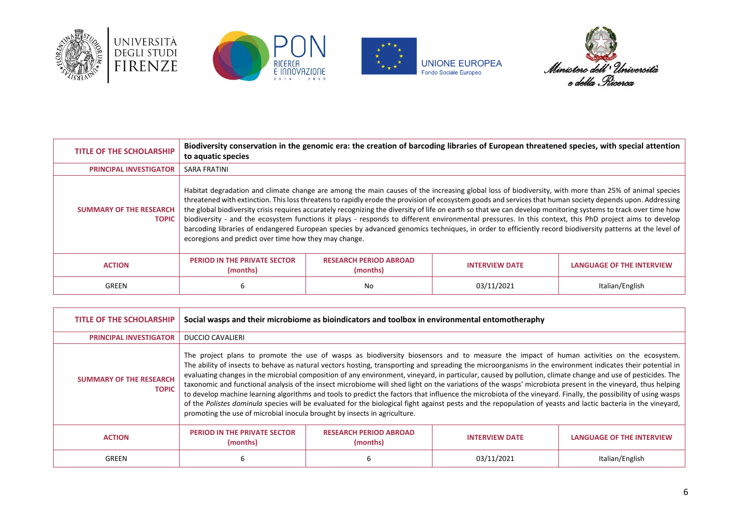| TITLE OF THE SCHOLARSHIP | Biodiversity conservation in the genomic era: the creation of barcoding libraries of European threatened species, with special attention to aquatic species | | | |
|---|---|---|---|---|
| PRINCIPAL INVESTIGATOR | SARA FRATINI | | | |
| SUMMARY OF THE RESEARCH TOPIC | Habitat degradation and climate change are among the main causes of the increasing global loss of biodiversity, with more than 25% of animal species threatened with extinction. This loss threatens to rapidly erode the provision of ecosystem goods and services that human society depends upon. Addressing the global biodiversity crisis requires accurately recognizing the diversity of life on earth so that we can develop monitoring systems to track over time how biodiversity - and the ecosystem functions it plays - responds to different environmental pressures. In this context, this PhD project aims to develop barcoding libraries of endangered European species by advanced genomics techniques, in order to efficiently record biodiversity patterns at the level of ecoregions and predict over time how they may change. | | | |
| ACTION | PERIOD IN THE PRIVATE SECTOR (months) | RESEARCH PERIOD ABROAD (months) | INTERVIEW DATE | LANGUAGE OF THE INTERVIEW |
| GREEN | 6 | No | 03/11/2021 | Italian/English |

| TITLE OF THE SCHOLARSHIP | Social wasps and their microbiome as bioindicators and toolbox in environmental entomotheraphy | | | |
|---|---|---|---|---|
| PRINCIPAL INVESTIGATOR | DUCCIO CAVALIERI | | | |
| SUMMARY OF THE RESEARCH TOPIC | The project plans to promote the use of wasps as biodiversity biosensors and to measure the impact of human activities on the ecosystem. The ability of insects to behave as natural vectors hosting, transporting and spreading the microorganisms in the environment indicates their potential in evaluating changes in the microbial composition of any environment, vineyard, in particular, caused by pollution, climate change and use of pesticides. The taxonomic and functional analysis of the insect microbiome will shed light on the variations of the wasps' microbiota present in the vineyard, thus helping to develop machine learning algorithms and tools to predict the factors that influence the microbiota of the vineyard. Finally, the possibility of using wasps of the *Polistes dominula* species will be evaluated for the biological fight against pests and the repopulation of yeasts and lactic bacteria in the vineyard, promoting the use of microbial inocula brought by insects in agriculture. | | | |
| ACTION | PERIOD IN THE PRIVATE SECTOR (months) | RESEARCH PERIOD ABROAD (months) | INTERVIEW DATE | LANGUAGE OF THE INTERVIEW |
| GREEN | 6 | 6 | 03/11/2021 | Italian/English |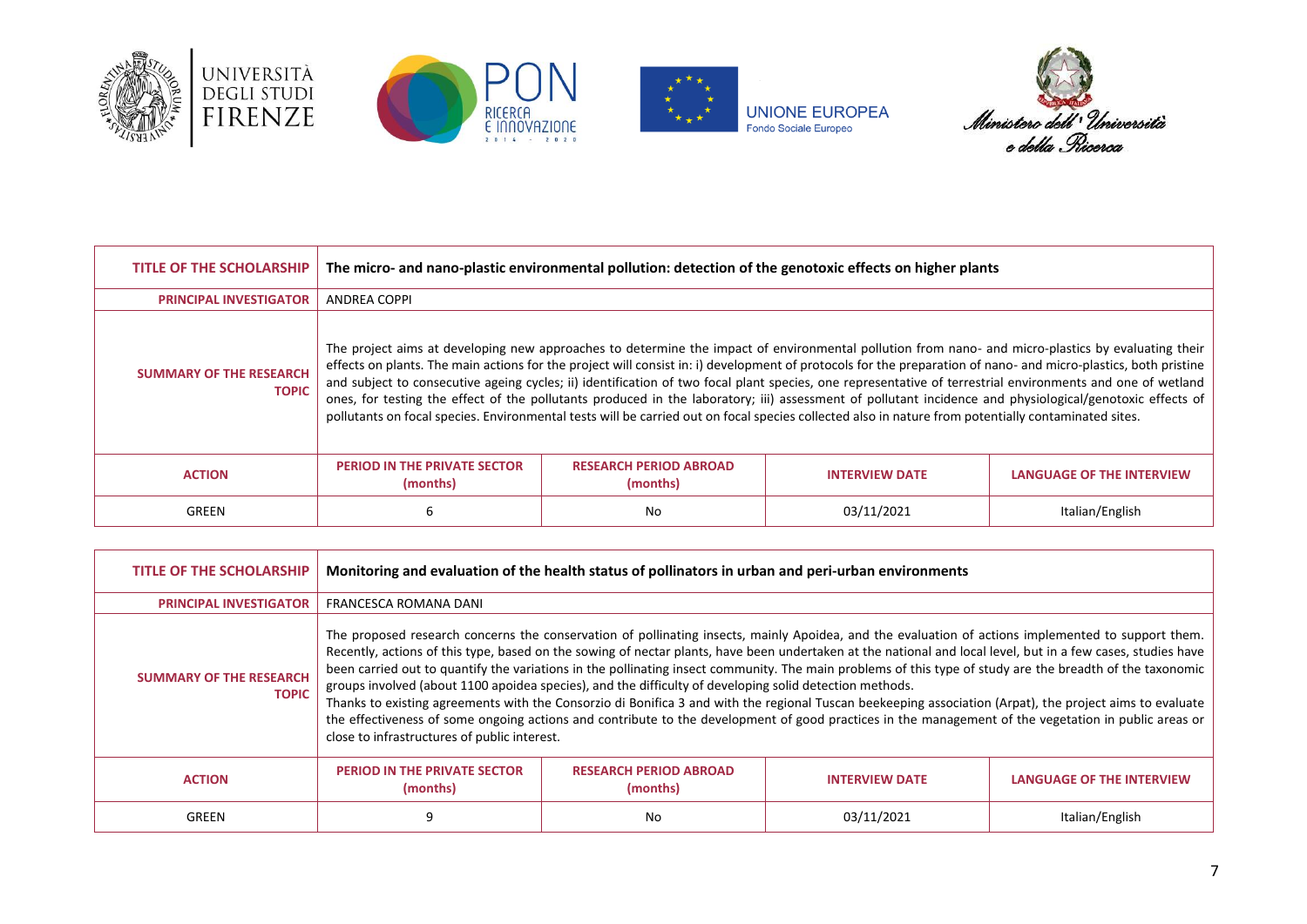| TITLE OF THE SCHOLARSHIP | The micro- and nano-plastic environmental pollution: detection of the genotoxic effects on higher plants | | | |
|---|---|---|---|---|
| PRINCIPAL INVESTIGATOR | ANDREA COPPI | | | |
| SUMMARY OF THE RESEARCH TOPIC | The project aims at developing new approaches to determine the impact of environmental pollution from nano- and micro-plastics by evaluating their effects on plants. The main actions for the project will consist in: i) development of protocols for the preparation of nano- and micro-plastics, both pristine and subject to consecutive ageing cycles; ii) identification of two focal plant species, one representative of terrestrial environments and one of wetland ones, for testing the effect of the pollutants produced in the laboratory; iii) assessment of pollutant incidence and physiological/genotoxic effects of pollutants on focal species. Environmental tests will be carried out on focal species collected also in nature from potentially contaminated sites. | | | |
| ACTION | PERIOD IN THE PRIVATE SECTOR (months) | RESEARCH PERIOD ABROAD (months) | INTERVIEW DATE | LANGUAGE OF THE INTERVIEW |
| GREEN | 6 | No | 03/11/2021 | Italian/English |

| TITLE OF THE SCHOLARSHIP | Monitoring and evaluation of the health status of pollinators in urban and peri-urban environments | | | |
|---|---|---|---|---|
| PRINCIPAL INVESTIGATOR | FRANCESCA ROMANA DANI | | | |
| SUMMARY OF THE RESEARCH TOPIC | The proposed research concerns the conservation of pollinating insects, mainly Apoidea, and the evaluation of actions implemented to support them. Recently, actions of this type, based on the sowing of nectar plants, have been undertaken at the national and local level, but in a few cases, studies have been carried out to quantify the variations in the pollinating insect community. The main problems of this type of study are the breadth of the taxonomic groups involved (about 1100 apoidea species), and the difficulty of developing solid detection methods. Thanks to existing agreements with the Consorzio di Bonifica 3 and with the regional Tuscan beekeeping association (Arpat), the project aims to evaluate the effectiveness of some ongoing actions and contribute to the development of good practices in the management of the vegetation in public areas or close to infrastructures of public interest. | | | |
| ACTION | PERIOD IN THE PRIVATE SECTOR (months) | RESEARCH PERIOD ABROAD (months) | INTERVIEW DATE | LANGUAGE OF THE INTERVIEW |
| GREEN | 9 | No | 03/11/2021 | Italian/English |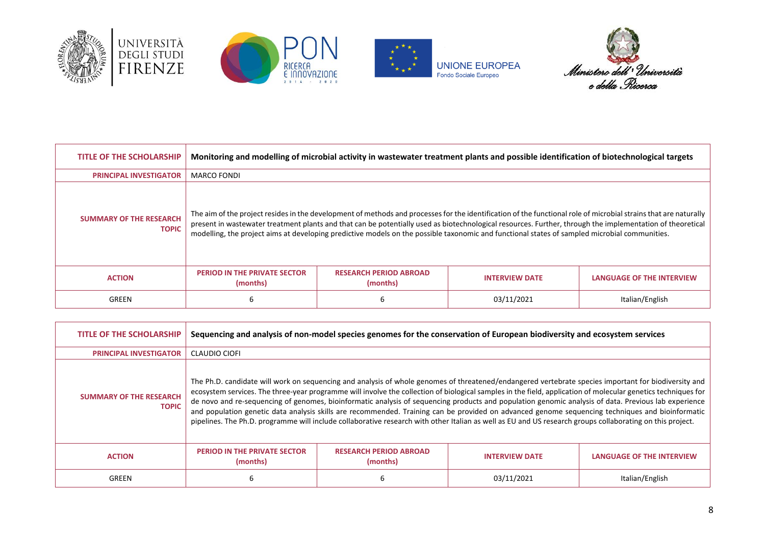| TITLE OF THE SCHOLARSHIP | Monitoring and modelling of microbial activity in wastewater treatment plants and possible identification of biotechnological targets | | | |
|---|---|---|---|---|
| PRINCIPAL INVESTIGATOR | MARCO FONDI | | | |
| SUMMARY OF THE RESEARCH TOPIC | The aim of the project resides in the development of methods and processes for the identification of the functional role of microbial strains that are naturally present in wastewater treatment plants and that can be potentially used as biotechnological resources. Further, through the implementation of theoretical modelling, the project aims at developing predictive models on the possible taxonomic and functional states of sampled microbial communities. | | | |
| ACTION | PERIOD IN THE PRIVATE SECTOR (months) | RESEARCH PERIOD ABROAD (months) | INTERVIEW DATE | LANGUAGE OF THE INTERVIEW |
| GREEN | 6 | 6 | 03/11/2021 | Italian/English |

| TITLE OF THE SCHOLARSHIP | Sequencing and analysis of non-model species genomes for the conservation of European biodiversity and ecosystem services | | | |
|---|---|---|---|---|
| PRINCIPAL INVESTIGATOR | CLAUDIO CIOFI | | | |
| SUMMARY OF THE RESEARCH TOPIC | The Ph.D. candidate will work on sequencing and analysis of whole genomes of threatened/endangered vertebrate species important for biodiversity and ecosystem services. The three-year programme will involve the collection of biological samples in the field, application of molecular genetics techniques for de novo and re-sequencing of genomes, bioinformatic analysis of sequencing products and population genomic analysis of data. Previous lab experience and population genetic data analysis skills are recommended. Training can be provided on advanced genome sequencing techniques and bioinformatic pipelines. The Ph.D. programme will include collaborative research with other Italian as well as EU and US research groups collaborating on this project. | | | |
| ACTION | PERIOD IN THE PRIVATE SECTOR (months) | RESEARCH PERIOD ABROAD (months) | INTERVIEW DATE | LANGUAGE OF THE INTERVIEW |
| GREEN | 6 | 6 | 03/11/2021 | Italian/English |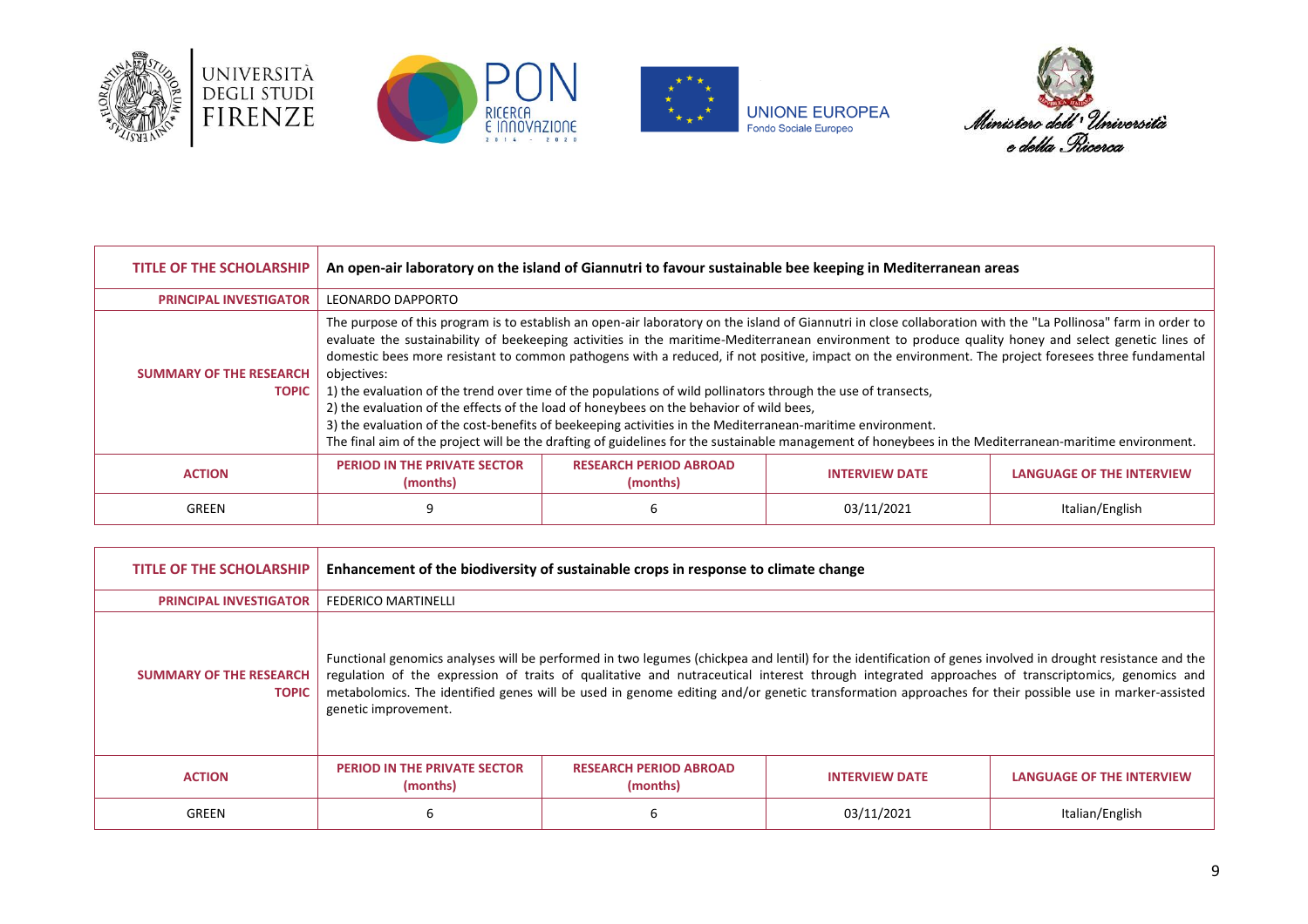| TITLE OF THE SCHOLARSHIP | An open-air laboratory on the island of Giannutri to favour sustainable bee keeping in Mediterranean areas | | | |
|---|---|---|---|---|
| PRINCIPAL INVESTIGATOR | LEONARDO DAPPORTO | | | |
| SUMMARY OF THE RESEARCH TOPIC | The purpose of this program is to establish an open-air laboratory on the island of Giannutri in close collaboration with the "La Pollinosa" farm in order to evaluate the sustainability of beekeeping activities in the maritime-Mediterranean environment to produce quality honey and select genetic lines of domestic bees more resistant to common pathogens with a reduced, if not positive, impact on the environment. The project foresees three fundamental objectives:<br>1) the evaluation of the trend over time of the populations of wild pollinators through the use of transects,<br>2) the evaluation of the effects of the load of honeybees on the behavior of wild bees,<br>3) the evaluation of the cost-benefits of beekeeping activities in the Mediterranean-maritime environment.<br>The final aim of the project will be the drafting of guidelines for the sustainable management of honeybees in the Mediterranean-maritime environment. | | | |
| ACTION | PERIOD IN THE PRIVATE SECTOR (months) | RESEARCH PERIOD ABROAD (months) | INTERVIEW DATE | LANGUAGE OF THE INTERVIEW |
| GREEN | 9 | 6 | 03/11/2021 | Italian/English |

| TITLE OF THE SCHOLARSHIP | Enhancement of the biodiversity of sustainable crops in response to climate change | | | |
|---|---|---|---|---|
| PRINCIPAL INVESTIGATOR | FEDERICO MARTINELLI | | | |
| SUMMARY OF THE RESEARCH TOPIC | Functional genomics analyses will be performed in two legumes (chickpea and lentil) for the identification of genes involved in drought resistance and the regulation of the expression of traits of qualitative and nutraceutical interest through integrated approaches of transcriptomics, genomics and metabolomics. The identified genes will be used in genome editing and/or genetic transformation approaches for their possible use in marker-assisted genetic improvement. | | | |
| ACTION | PERIOD IN THE PRIVATE SECTOR (months) | RESEARCH PERIOD ABROAD (months) | INTERVIEW DATE | LANGUAGE OF THE INTERVIEW |
| GREEN | 6 | 6 | 03/11/2021 | Italian/English |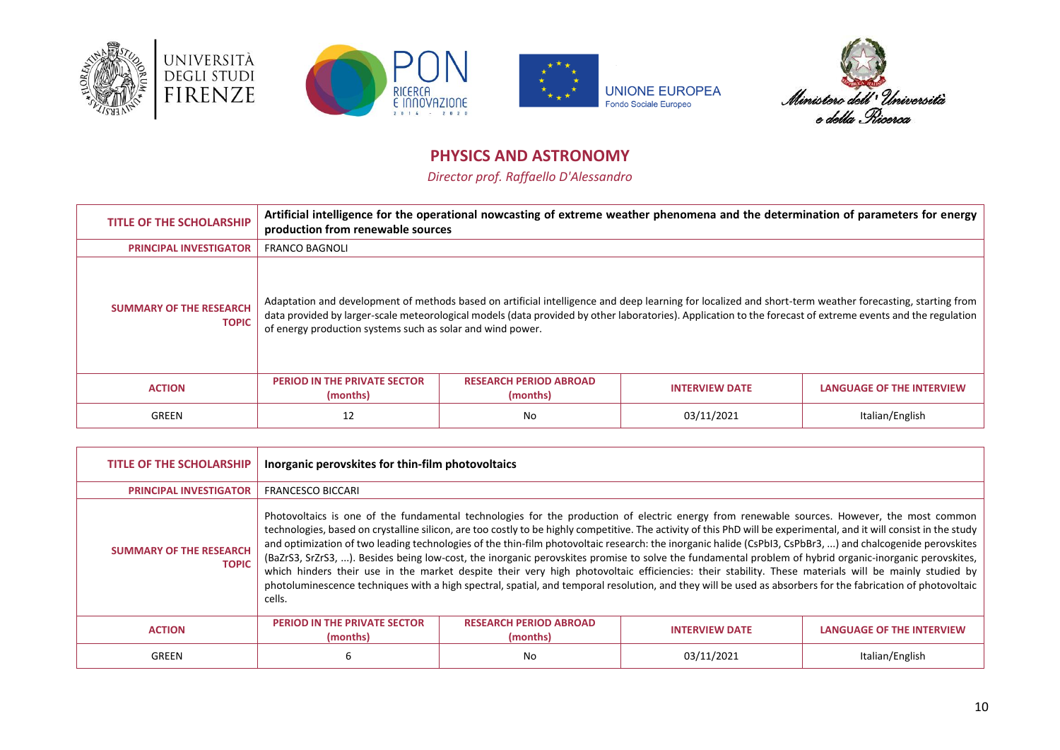## PHYSICS AND ASTRONOMY

*Director prof. Raffaello D'Alessandro*

| TITLE OF THE SCHOLARSHIP | Artificial intelligence for the operational nowcasting of extreme weather phenomena and the determination of parameters for energy production from renewable sources | | | |
|---|---|---|---|---|
| PRINCIPAL INVESTIGATOR | FRANCO BAGNOLI | | | |
| SUMMARY OF THE RESEARCH TOPIC | Adaptation and development of methods based on artificial intelligence and deep learning for localized and short-term weather forecasting, starting from data provided by larger-scale meteorological models (data provided by other laboratories). Application to the forecast of extreme events and the regulation of energy production systems such as solar and wind power. | | | |
| ACTION | PERIOD IN THE PRIVATE SECTOR (months) | RESEARCH PERIOD ABROAD (months) | INTERVIEW DATE | LANGUAGE OF THE INTERVIEW |
| GREEN | 12 | No | 03/11/2021 | Italian/English |

| TITLE OF THE SCHOLARSHIP | Inorganic perovskites for thin-film photovoltaics | | | |
|---|---|---|---|---|
| PRINCIPAL INVESTIGATOR | FRANCESCO BICCARI | | | |
| SUMMARY OF THE RESEARCH TOPIC | Photovoltaics is one of the fundamental technologies for the production of electric energy from renewable sources. However, the most common technologies, based on crystalline silicon, are too costly to be highly competitive. The activity of this PhD will be experimental, and it will consist in the study and optimization of two leading technologies of the thin-film photovoltaic research: the inorganic halide ($CsPbI_3$, $CsPbBr_3$, ...) and chalcogenide perovskites ($BaZrS_3$, $SrZrS_3$, ...). Besides being low-cost, the inorganic perovskites promise to solve the fundamental problem of hybrid organic-inorganic perovskites, which hinders their use in the market despite their very high photovoltaic efficiencies: their stability. These materials will be mainly studied by photoluminescence techniques with a high spectral, spatial, and temporal resolution, and they will be used as absorbers for the fabrication of photovoltaic cells. | | | |
| ACTION | PERIOD IN THE PRIVATE SECTOR (months) | RESEARCH PERIOD ABROAD (months) | INTERVIEW DATE | LANGUAGE OF THE INTERVIEW |
| GREEN | 6 | No | 03/11/2021 | Italian/English |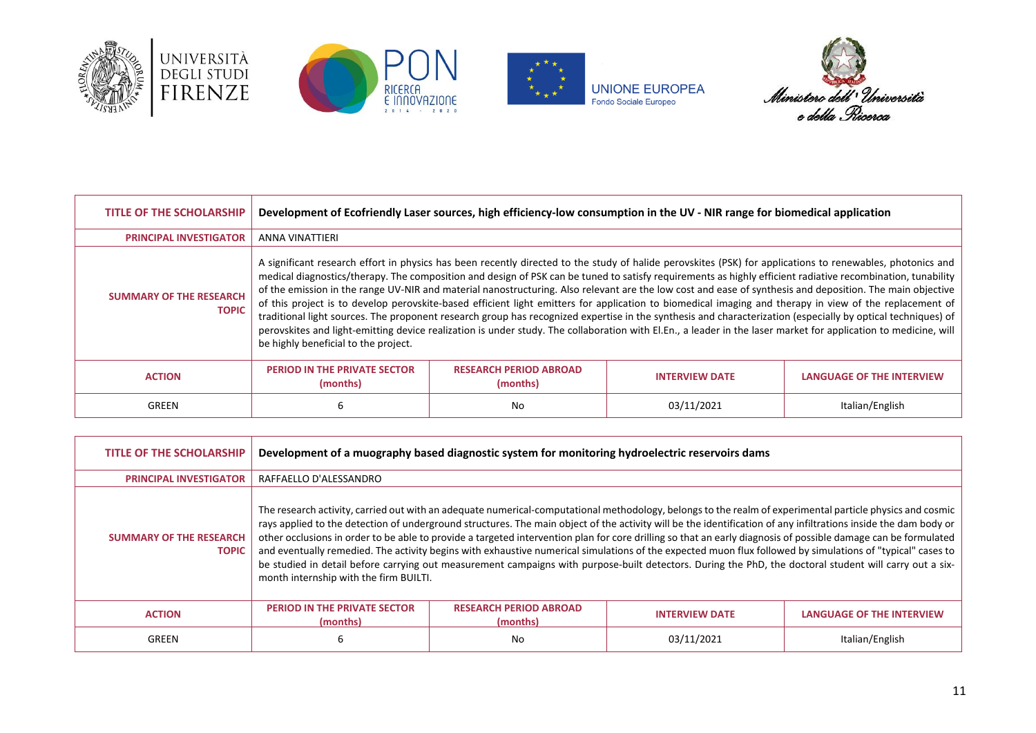| TITLE OF THE SCHOLARSHIP | Development of Ecofriendly Laser sources, high efficiency-low consumption in the UV - NIR range for biomedical application | | | |
|---|---|---|---|---|
| PRINCIPAL INVESTIGATOR | ANNA VINATTIERI | | | |
| SUMMARY OF THE RESEARCH TOPIC | A significant research effort in physics has been recently directed to the study of halide perovskites (PSK) for applications to renewables, photonics and medical diagnostics/therapy. The composition and design of PSK can be tuned to satisfy requirements as highly efficient radiative recombination, tunability of the emission in the range UV-NIR and material nanostructuring. Also relevant are the low cost and ease of synthesis and deposition. The main objective of this project is to develop perovskite-based efficient light emitters for application to biomedical imaging and therapy in view of the replacement of traditional light sources. The proponent research group has recognized expertise in the synthesis and characterization (especially by optical techniques) of perovskites and light-emitting device realization is under study. The collaboration with El.En., a leader in the laser market for application to medicine, will be highly beneficial to the project. | | | |
| ACTION | PERIOD IN THE PRIVATE SECTOR (months) | RESEARCH PERIOD ABROAD (months) | INTERVIEW DATE | LANGUAGE OF THE INTERVIEW |
| GREEN | 6 | No | 03/11/2021 | Italian/English |

| TITLE OF THE SCHOLARSHIP | Development of a muography based diagnostic system for monitoring hydroelectric reservoirs dams | | | |
|---|---|---|---|---|
| PRINCIPAL INVESTIGATOR | RAFFAELLO D'ALESSANDRO | | | |
| SUMMARY OF THE RESEARCH TOPIC | The research activity, carried out with an adequate numerical-computational methodology, belongs to the realm of experimental particle physics and cosmic rays applied to the detection of underground structures. The main object of the activity will be the identification of any infiltrations inside the dam body or other occlusions in order to be able to provide a targeted intervention plan for core drilling so that an early diagnosis of possible damage can be formulated and eventually remedied. The activity begins with exhaustive numerical simulations of the expected muon flux followed by simulations of "typical" cases to be studied in detail before carrying out measurement campaigns with purpose-built detectors. During the PhD, the doctoral student will carry out a six-month internship with the firm BUILTI. | | | |
| ACTION | PERIOD IN THE PRIVATE SECTOR (months) | RESEARCH PERIOD ABROAD (months) | INTERVIEW DATE | LANGUAGE OF THE INTERVIEW |
| GREEN | 6 | No | 03/11/2021 | Italian/English |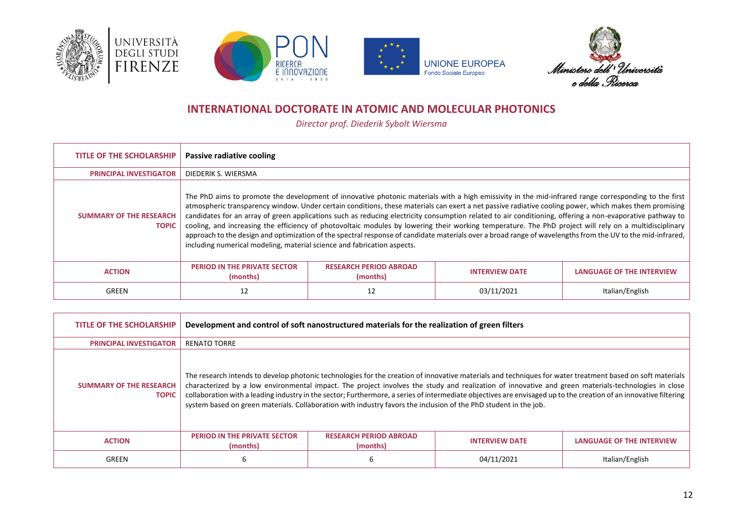## INTERNATIONAL DOCTORATE IN ATOMIC AND MOLECULAR PHOTONICS

*Director prof. Diederik Sybolt Wiersma*

| **TITLE OF THE SCHOLARSHIP** | **Passive radiative cooling** | | | |
|---|---|---|---|---|
| **PRINCIPAL INVESTIGATOR** | DIEDERIK S. WIERSMA | | | |
| **SUMMARY OF THE RESEARCH TOPIC** | The PhD aims to promote the development of innovative photonic materials with a high emissivity in the mid-infrared range corresponding to the first atmospheric transparency window. Under certain conditions, these materials can exert a net passive radiative cooling power, which makes them promising candidates for an array of green applications such as reducing electricity consumption related to air conditioning, offering a non-evaporative pathway to cooling, and increasing the efficiency of photovoltaic modules by lowering their working temperature. The PhD project will rely on a multidisciplinary approach to the design and optimization of the spectral response of candidate materials over a broad range of wavelengths from the UV to the mid-infrared, including numerical modeling, material science and fabrication aspects. | | | |
| **ACTION** | **PERIOD IN THE PRIVATE SECTOR (months)** | **RESEARCH PERIOD ABROAD (months)** | **INTERVIEW DATE** | **LANGUAGE OF THE INTERVIEW** |
| GREEN | 12 | 12 | 03/11/2021 | Italian/English |

| **TITLE OF THE SCHOLARSHIP** | **Development and control of soft nanostructured materials for the realization of green filters** | | | |
|---|---|---|---|---|
| **PRINCIPAL INVESTIGATOR** | RENATO TORRE | | | |
| **SUMMARY OF THE RESEARCH TOPIC** | The research intends to develop photonic technologies for the creation of innovative materials and techniques for water treatment based on soft materials characterized by a low environmental impact. The project involves the study and realization of innovative and green materials-technologies in close collaboration with a leading industry in the sector; Furthermore, a series of intermediate objectives are envisaged up to the creation of an innovative filtering system based on green materials. Collaboration with industry favors the inclusion of the PhD student in the job. | | | |
| **ACTION** | **PERIOD IN THE PRIVATE SECTOR (months)** | **RESEARCH PERIOD ABROAD (months)** | **INTERVIEW DATE** | **LANGUAGE OF THE INTERVIEW** |
| GREEN | 6 | 6 | 04/11/2021 | Italian/English |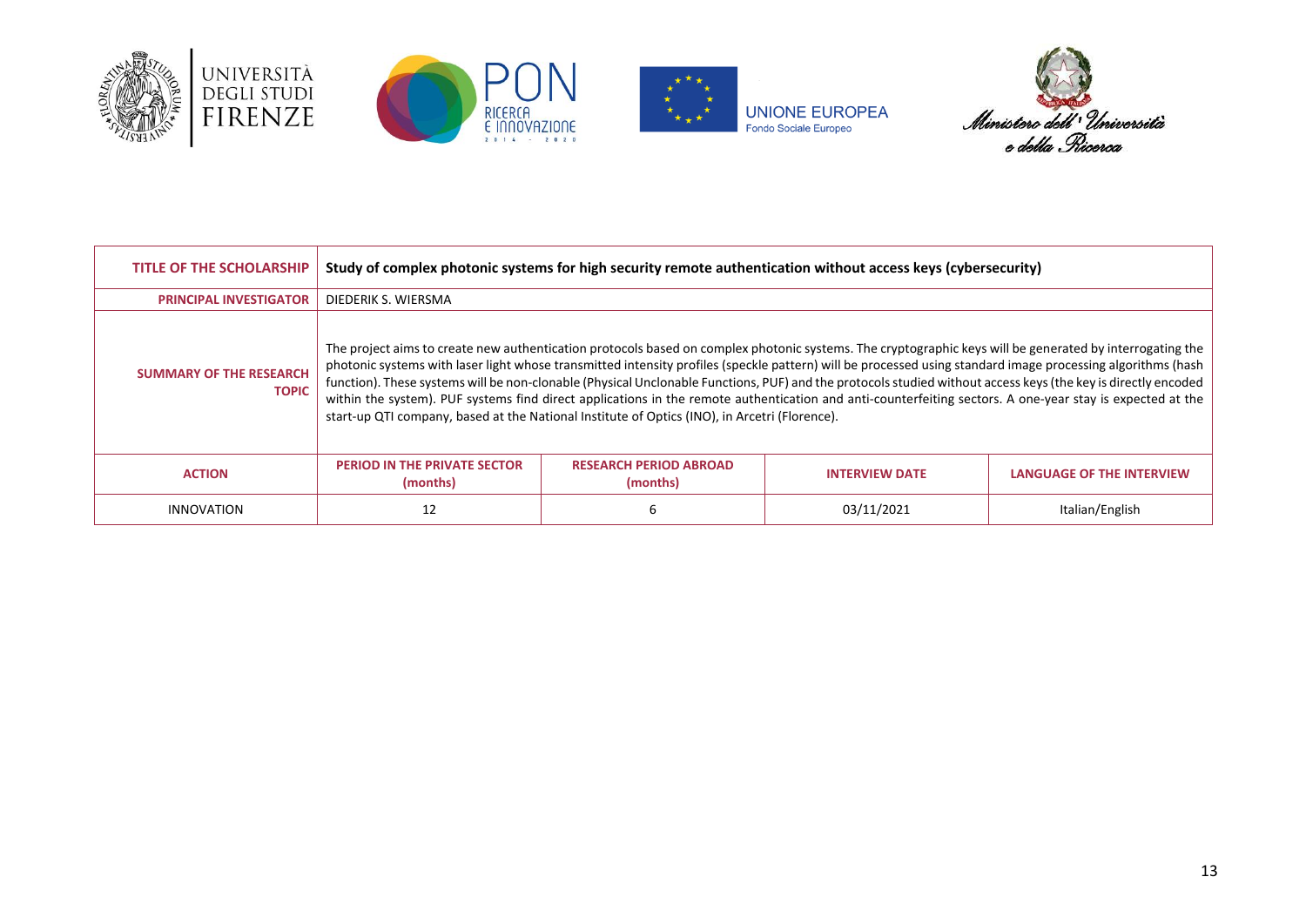| TITLE OF THE SCHOLARSHIP | Study of complex photonic systems for high security remote authentication without access keys (cybersecurity) | | | |
|---|---|---|---|---|
| PRINCIPAL INVESTIGATOR | DIEDERIK S. WIERSMA | | | |
| SUMMARY OF THE RESEARCH TOPIC | The project aims to create new authentication protocols based on complex photonic systems. The cryptographic keys will be generated by interrogating the photonic systems with laser light whose transmitted intensity profiles (speckle pattern) will be processed using standard image processing algorithms (hash function). These systems will be non-clonable (Physical Unclonable Functions, PUF) and the protocols studied without access keys (the key is directly encoded within the system). PUF systems find direct applications in the remote authentication and anti-counterfeiting sectors. A one-year stay is expected at the start-up QTI company, based at the National Institute of Optics (INO), in Arcetri (Florence). | | | |
| ACTION | PERIOD IN THE PRIVATE SECTOR (months) | RESEARCH PERIOD ABROAD (months) | INTERVIEW DATE | LANGUAGE OF THE INTERVIEW |
| INNOVATION | 12 | 6 | 03/11/2021 | Italian/English |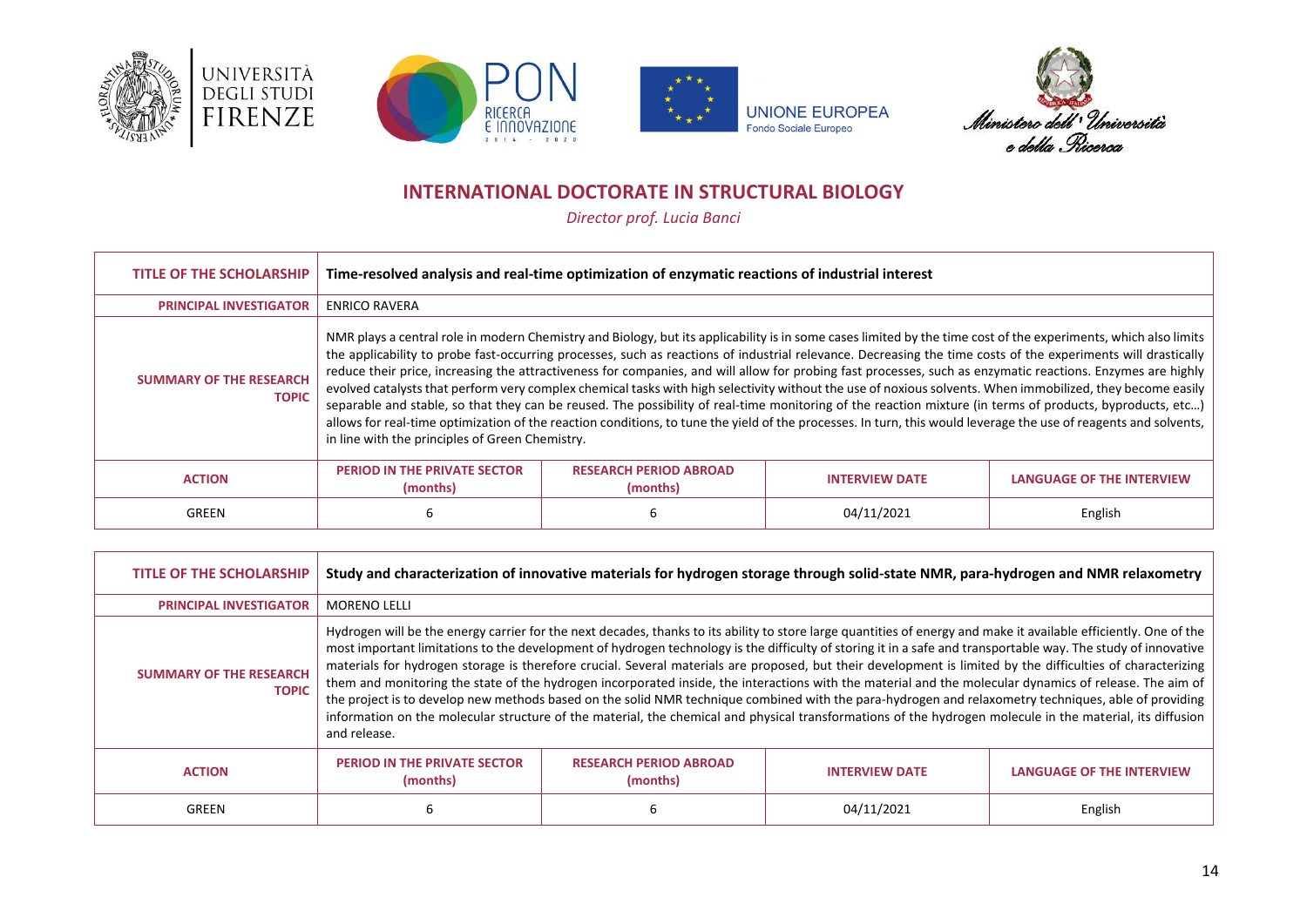## INTERNATIONAL DOCTORATE IN STRUCTURAL BIOLOGY

*Director prof. Lucia Banci*

| TITLE OF THE SCHOLARSHIP | Time-resolved analysis and real-time optimization of enzymatic reactions of industrial interest | | | |
|---|---|---|---|---|
| PRINCIPAL INVESTIGATOR | ENRICO RAVERA | | | |
| SUMMARY OF THE RESEARCH TOPIC | NMR plays a central role in modern Chemistry and Biology, but its applicability is in some cases limited by the time cost of the experiments, which also limits the applicability to probe fast-occurring processes, such as reactions of industrial relevance. Decreasing the time costs of the experiments will drastically reduce their price, increasing the attractiveness for companies, and will allow for probing fast processes, such as enzymatic reactions. Enzymes are highly evolved catalysts that perform very complex chemical tasks with high selectivity without the use of noxious solvents. When immobilized, they become easily separable and stable, so that they can be reused. The possibility of real-time monitoring of the reaction mixture (in terms of products, byproducts, etc…) allows for real-time optimization of the reaction conditions, to tune the yield of the processes. In turn, this would leverage the use of reagents and solvents, in line with the principles of Green Chemistry. | | | |
| ACTION | PERIOD IN THE PRIVATE SECTOR (months) | RESEARCH PERIOD ABROAD (months) | INTERVIEW DATE | LANGUAGE OF THE INTERVIEW |
| GREEN | 6 | 6 | 04/11/2021 | English |

| TITLE OF THE SCHOLARSHIP | Study and characterization of innovative materials for hydrogen storage through solid-state NMR, para-hydrogen and NMR relaxometry | | | |
|---|---|---|---|---|
| PRINCIPAL INVESTIGATOR | MORENO LELLI | | | |
| SUMMARY OF THE RESEARCH TOPIC | Hydrogen will be the energy carrier for the next decades, thanks to its ability to store large quantities of energy and make it available efficiently. One of the most important limitations to the development of hydrogen technology is the difficulty of storing it in a safe and transportable way. The study of innovative materials for hydrogen storage is therefore crucial. Several materials are proposed, but their development is limited by the difficulties of characterizing them and monitoring the state of the hydrogen incorporated inside, the interactions with the material and the molecular dynamics of release. The aim of the project is to develop new methods based on the solid NMR technique combined with the para-hydrogen and relaxometry techniques, able of providing information on the molecular structure of the material, the chemical and physical transformations of the hydrogen molecule in the material, its diffusion and release. | | | |
| ACTION | PERIOD IN THE PRIVATE SECTOR (months) | RESEARCH PERIOD ABROAD (months) | INTERVIEW DATE | LANGUAGE OF THE INTERVIEW |
| GREEN | 6 | 6 | 04/11/2021 | English |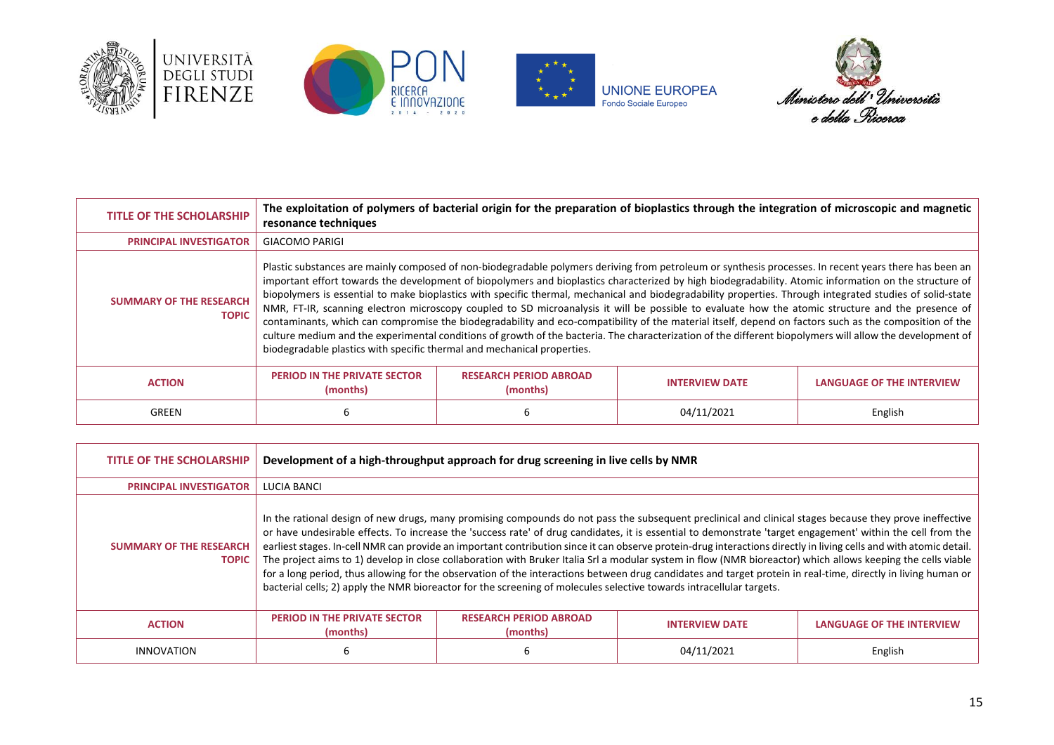| TITLE OF THE SCHOLARSHIP | The exploitation of polymers of bacterial origin for the preparation of bioplastics through the integration of microscopic and magnetic resonance techniques | | | |
|---|---|---|---|---|
| PRINCIPAL INVESTIGATOR | GIACOMO PARIGI | | | |
| SUMMARY OF THE RESEARCH TOPIC | Plastic substances are mainly composed of non-biodegradable polymers deriving from petroleum or synthesis processes. In recent years there has been an important effort towards the development of biopolymers and bioplastics characterized by high biodegradability. Atomic information on the structure of biopolymers is essential to make bioplastics with specific thermal, mechanical and biodegradability properties. Through integrated studies of solid-state NMR, FT-IR, scanning electron microscopy coupled to SD microanalysis it will be possible to evaluate how the atomic structure and the presence of contaminants, which can compromise the biodegradability and eco-compatibility of the material itself, depend on factors such as the composition of the culture medium and the experimental conditions of growth of the bacteria. The characterization of the different biopolymers will allow the development of biodegradable plastics with specific thermal and mechanical properties. | | | |
| ACTION | PERIOD IN THE PRIVATE SECTOR (months) | RESEARCH PERIOD ABROAD (months) | INTERVIEW DATE | LANGUAGE OF THE INTERVIEW |
| GREEN | 6 | 6 | 04/11/2021 | English |

| TITLE OF THE SCHOLARSHIP | Development of a high-throughput approach for drug screening in live cells by NMR | | | |
|---|---|---|---|---|
| PRINCIPAL INVESTIGATOR | LUCIA BANCI | | | |
| SUMMARY OF THE RESEARCH TOPIC | In the rational design of new drugs, many promising compounds do not pass the subsequent preclinical and clinical stages because they prove ineffective or have undesirable effects. To increase the 'success rate' of drug candidates, it is essential to demonstrate 'target engagement' within the cell from the earliest stages. In-cell NMR can provide an important contribution since it can observe protein-drug interactions directly in living cells and with atomic detail. The project aims to 1) develop in close collaboration with Bruker Italia Srl a modular system in flow (NMR bioreactor) which allows keeping the cells viable for a long period, thus allowing for the observation of the interactions between drug candidates and target protein in real-time, directly in living human or bacterial cells; 2) apply the NMR bioreactor for the screening of molecules selective towards intracellular targets. | | | |
| ACTION | PERIOD IN THE PRIVATE SECTOR (months) | RESEARCH PERIOD ABROAD (months) | INTERVIEW DATE | LANGUAGE OF THE INTERVIEW |
| INNOVATION | 6 | 6 | 04/11/2021 | English |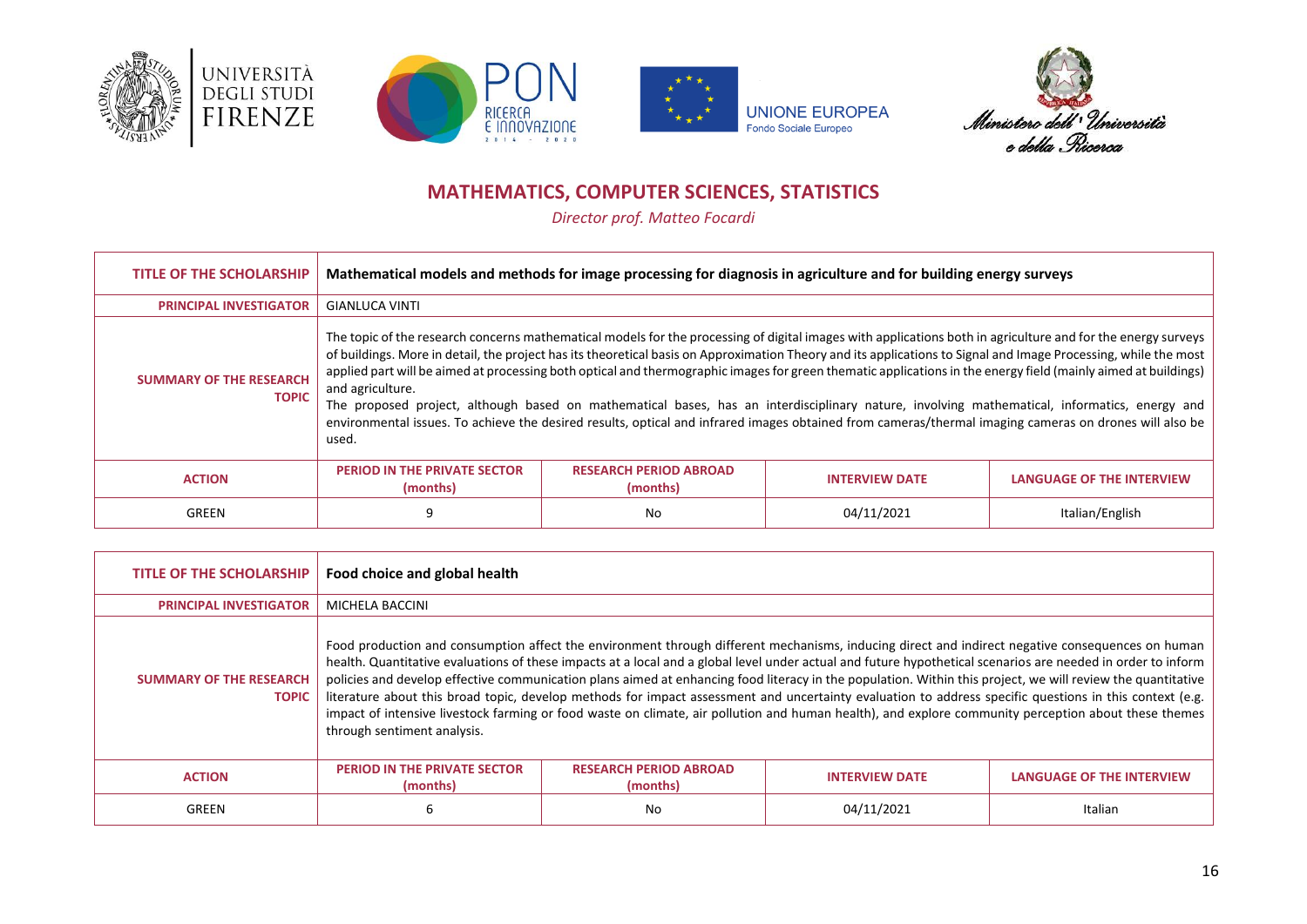## MATHEMATICS, COMPUTER SCIENCES, STATISTICS

*Director prof. Matteo Focardi*

| TITLE OF THE SCHOLARSHIP | Mathematical models and methods for image processing for diagnosis in agriculture and for building energy surveys | | | |
|---|---|---|---|---|
| PRINCIPAL INVESTIGATOR | GIANLUCA VINTI | | | |
| SUMMARY OF THE RESEARCH TOPIC | The topic of the research concerns mathematical models for the processing of digital images with applications both in agriculture and for the energy surveys of buildings. More in detail, the project has its theoretical basis on Approximation Theory and its applications to Signal and Image Processing, while the most applied part will be aimed at processing both optical and thermographic images for green thematic applications in the energy field (mainly aimed at buildings) and agriculture.<br>The proposed project, although based on mathematical bases, has an interdisciplinary nature, involving mathematical, informatics, energy and environmental issues. To achieve the desired results, optical and infrared images obtained from cameras/thermal imaging cameras on drones will also be used. | | | |
| ACTION | PERIOD IN THE PRIVATE SECTOR (months) | RESEARCH PERIOD ABROAD (months) | INTERVIEW DATE | LANGUAGE OF THE INTERVIEW |
| GREEN | 9 | No | 04/11/2021 | Italian/English |

| TITLE OF THE SCHOLARSHIP | Food choice and global health | | | |
|---|---|---|---|---|
| PRINCIPAL INVESTIGATOR | MICHELA BACCINI | | | |
| SUMMARY OF THE RESEARCH TOPIC | Food production and consumption affect the environment through different mechanisms, inducing direct and indirect negative consequences on human health. Quantitative evaluations of these impacts at a local and a global level under actual and future hypothetical scenarios are needed in order to inform policies and develop effective communication plans aimed at enhancing food literacy in the population. Within this project, we will review the quantitative literature about this broad topic, develop methods for impact assessment and uncertainty evaluation to address specific questions in this context (e.g. impact of intensive livestock farming or food waste on climate, air pollution and human health), and explore community perception about these themes through sentiment analysis. | | | |
| ACTION | PERIOD IN THE PRIVATE SECTOR (months) | RESEARCH PERIOD ABROAD (months) | INTERVIEW DATE | LANGUAGE OF THE INTERVIEW |
| GREEN | 6 | No | 04/11/2021 | Italian |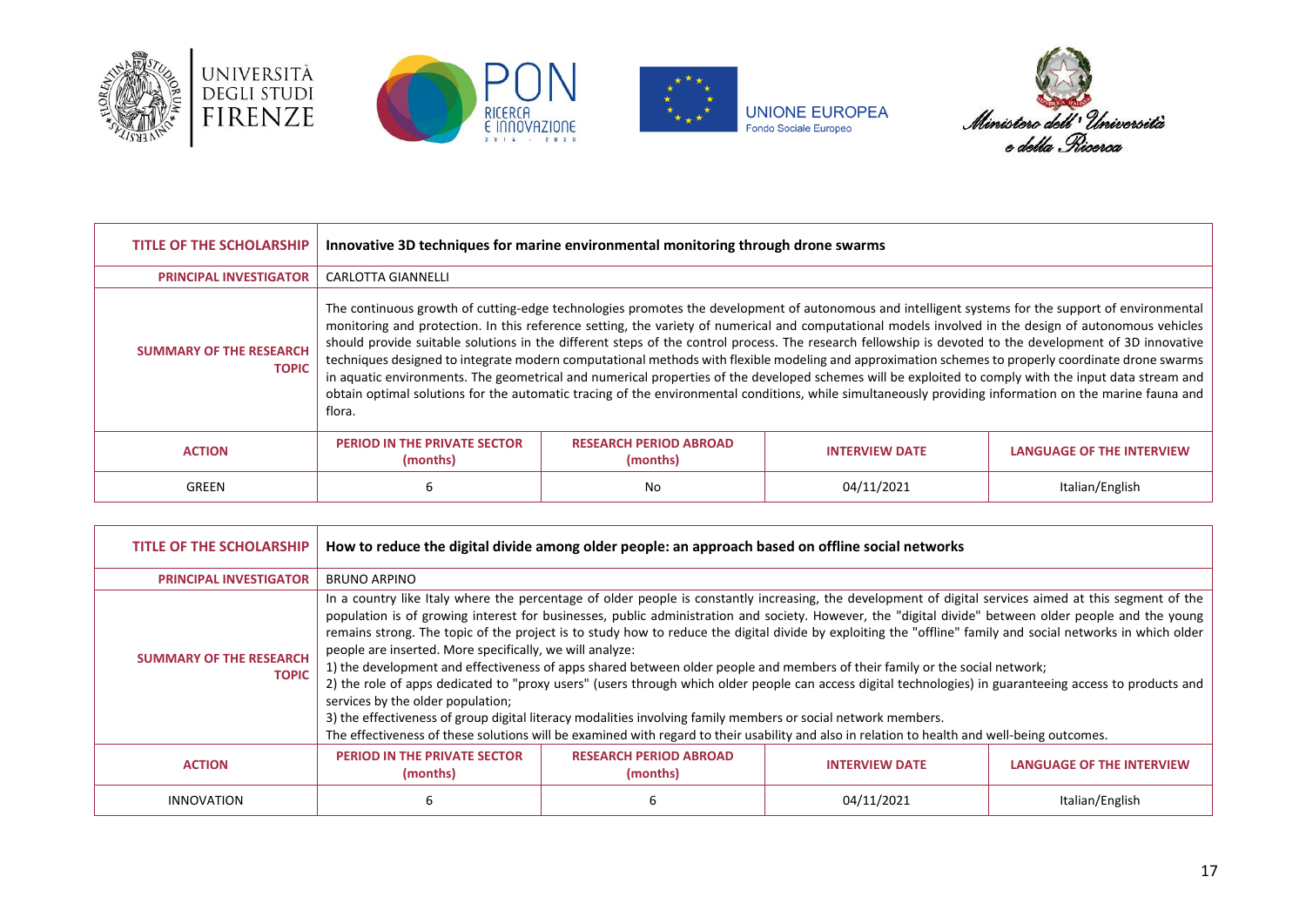| TITLE OF THE SCHOLARSHIP | Innovative 3D techniques for marine environmental monitoring through drone swarms | | | |
|---|---|---|---|---|
| PRINCIPAL INVESTIGATOR | CARLOTTA GIANNELLI | | | |
| SUMMARY OF THE RESEARCH TOPIC | The continuous growth of cutting-edge technologies promotes the development of autonomous and intelligent systems for the support of environmental monitoring and protection. In this reference setting, the variety of numerical and computational models involved in the design of autonomous vehicles should provide suitable solutions in the different steps of the control process. The research fellowship is devoted to the development of 3D innovative techniques designed to integrate modern computational methods with flexible modeling and approximation schemes to properly coordinate drone swarms in aquatic environments. The geometrical and numerical properties of the developed schemes will be exploited to comply with the input data stream and obtain optimal solutions for the automatic tracing of the environmental conditions, while simultaneously providing information on the marine fauna and flora. | | | |
| ACTION | PERIOD IN THE PRIVATE SECTOR (months) | RESEARCH PERIOD ABROAD (months) | INTERVIEW DATE | LANGUAGE OF THE INTERVIEW |
| GREEN | 6 | No | 04/11/2021 | Italian/English |

| TITLE OF THE SCHOLARSHIP | How to reduce the digital divide among older people: an approach based on offline social networks | | | |
|---|---|---|---|---|
| PRINCIPAL INVESTIGATOR | BRUNO ARPINO | | | |
| SUMMARY OF THE RESEARCH TOPIC | In a country like Italy where the percentage of older people is constantly increasing, the development of digital services aimed at this segment of the population is of growing interest for businesses, public administration and society. However, the "digital divide" between older people and the young remains strong. The topic of the project is to study how to reduce the digital divide by exploiting the "offline" family and social networks in which older people are inserted. More specifically, we will analyze:<br>1) the development and effectiveness of apps shared between older people and members of their family or the social network;<br>2) the role of apps dedicated to "proxy users" (users through which older people can access digital technologies) in guaranteeing access to products and services by the older population;<br>3) the effectiveness of group digital literacy modalities involving family members or social network members.<br>The effectiveness of these solutions will be examined with regard to their usability and also in relation to health and well-being outcomes. | | | |
| ACTION | PERIOD IN THE PRIVATE SECTOR (months) | RESEARCH PERIOD ABROAD (months) | INTERVIEW DATE | LANGUAGE OF THE INTERVIEW |
| INNOVATION | 6 | 6 | 04/11/2021 | Italian/English |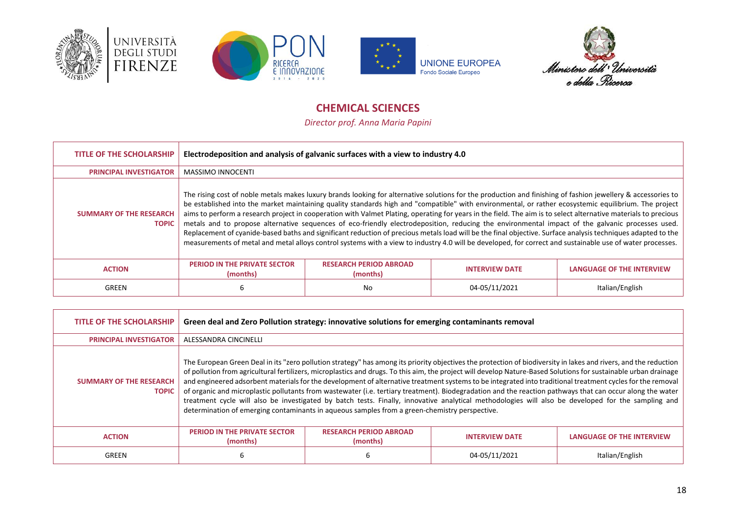## CHEMICAL SCIENCES

*Director prof. Anna Maria Papini*

| TITLE OF THE SCHOLARSHIP | Electrodeposition and analysis of galvanic surfaces with a view to industry 4.0 | | | |
|---|---|---|---|---|
| PRINCIPAL INVESTIGATOR | MASSIMO INNOCENTI | | | |
| SUMMARY OF THE RESEARCH TOPIC | The rising cost of noble metals makes luxury brands looking for alternative solutions for the production and finishing of fashion jewellery & accessories to be established into the market maintaining quality standards high and "compatible" with environmental, or rather ecosystemic equilibrium. The project aims to perform a research project in cooperation with Valmet Plating, operating for years in the field. The aim is to select alternative materials to precious metals and to propose alternative sequences of eco-friendly electrodeposition, reducing the environmental impact of the galvanic processes used. Replacement of cyanide-based baths and significant reduction of precious metals load will be the final objective. Surface analysis techniques adapted to the measurements of metal and metal alloys control systems with a view to industry 4.0 will be developed, for correct and sustainable use of water processes. | | | |
| ACTION | PERIOD IN THE PRIVATE SECTOR (months) | RESEARCH PERIOD ABROAD (months) | INTERVIEW DATE | LANGUAGE OF THE INTERVIEW |
| GREEN | 6 | No | 04-05/11/2021 | Italian/English |

| TITLE OF THE SCHOLARSHIP | Green deal and Zero Pollution strategy: innovative solutions for emerging contaminants removal | | | |
|---|---|---|---|---|
| PRINCIPAL INVESTIGATOR | ALESSANDRA CINCINELLI | | | |
| SUMMARY OF THE RESEARCH TOPIC | The European Green Deal in its "zero pollution strategy" has among its priority objectives the protection of biodiversity in lakes and rivers, and the reduction of pollution from agricultural fertilizers, microplastics and drugs. To this aim, the project will develop Nature-Based Solutions for sustainable urban drainage and engineered adsorbent materials for the development of alternative treatment systems to be integrated into traditional treatment cycles for the removal of organic and microplastic pollutants from wastewater (i.e. tertiary treatment). Biodegradation and the reaction pathways that can occur along the water treatment cycle will also be investigated by batch tests. Finally, innovative analytical methodologies will also be developed for the sampling and determination of emerging contaminants in aqueous samples from a green-chemistry perspective. | | | |
| ACTION | PERIOD IN THE PRIVATE SECTOR (months) | RESEARCH PERIOD ABROAD (months) | INTERVIEW DATE | LANGUAGE OF THE INTERVIEW |
| GREEN | 6 | 6 | 04-05/11/2021 | Italian/English |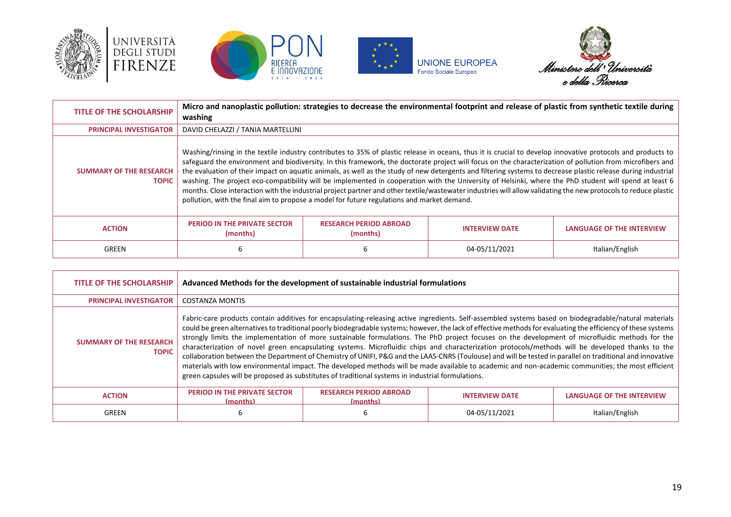| TITLE OF THE SCHOLARSHIP | Micro and nanoplastic pollution: strategies to decrease the environmental footprint and release of plastic from synthetic textile during washing | | | |
|---|---|---|---|---|
| PRINCIPAL INVESTIGATOR | DAVID CHELAZZI / TANIA MARTELLINI | | | |
| SUMMARY OF THE RESEARCH TOPIC | Washing/rinsing in the textile industry contributes to 35% of plastic release in oceans, thus it is crucial to develop innovative protocols and products to safeguard the environment and biodiversity. In this framework, the doctorate project will focus on the characterization of pollution from microfibers and the evaluation of their impact on aquatic animals, as well as the study of new detergents and filtering systems to decrease plastic release during industrial washing. The project eco-compatibility will be implemented in cooperation with the University of Helsinki, where the PhD student will spend at least 6 months. Close interaction with the industrial project partner and other textile/wastewater industries will allow validating the new protocols to reduce plastic pollution, with the final aim to propose a model for future regulations and market demand. | | | |
| ACTION | PERIOD IN THE PRIVATE SECTOR (months) | RESEARCH PERIOD ABROAD (months) | INTERVIEW DATE | LANGUAGE OF THE INTERVIEW |
| GREEN | 6 | 6 | 04-05/11/2021 | Italian/English |

| TITLE OF THE SCHOLARSHIP | Advanced Methods for the development of sustainable industrial formulations | | | |
|---|---|---|---|---|
| PRINCIPAL INVESTIGATOR | COSTANZA MONTIS | | | |
| SUMMARY OF THE RESEARCH TOPIC | Fabric-care products contain additives for encapsulating-releasing active ingredients. Self-assembled systems based on biodegradable/natural materials could be green alternatives to traditional poorly biodegradable systems; however, the lack of effective methods for evaluating the efficiency of these systems strongly limits the implementation of more sustainable formulations. The PhD project focuses on the development of microfluidic methods for the characterization of novel green encapsulating systems. Microfluidic chips and characterization protocols/methods will be developed thanks to the collaboration between the Department of Chemistry of UNIFI, P&G and the LAAS-CNRS (Toulouse) and will be tested in parallel on traditional and innovative materials with low environmental impact. The developed methods will be made available to academic and non-academic communities; the most efficient green capsules will be proposed as substitutes of traditional systems in industrial formulations. | | | |
| ACTION | PERIOD IN THE PRIVATE SECTOR (months) | RESEARCH PERIOD ABROAD (months) | INTERVIEW DATE | LANGUAGE OF THE INTERVIEW |
| GREEN | 6 | 6 | 04-05/11/2021 | Italian/English |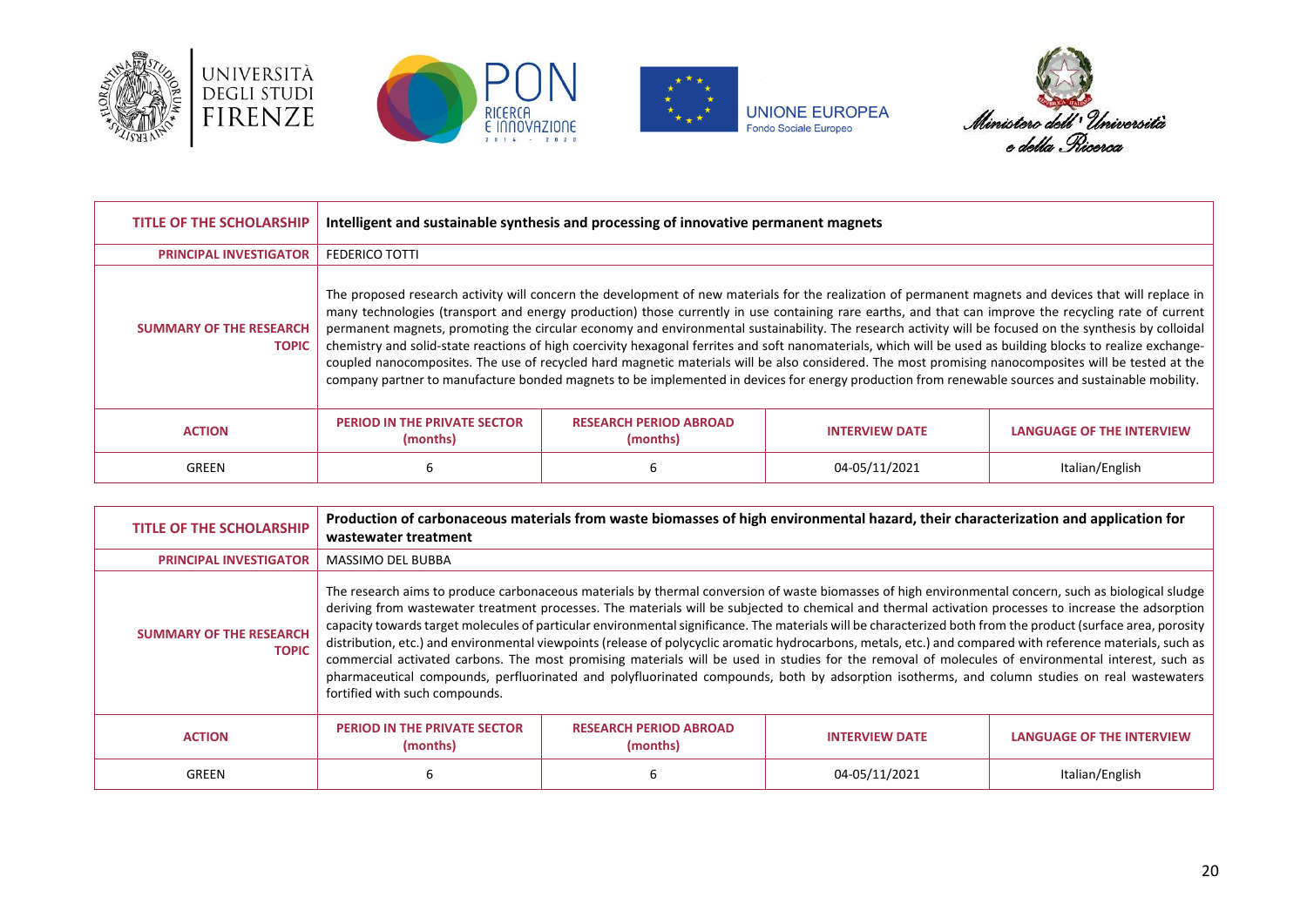| TITLE OF THE SCHOLARSHIP | Intelligent and sustainable synthesis and processing of innovative permanent magnets | | | |
|---|---|---|---|---|
| PRINCIPAL INVESTIGATOR | FEDERICO TOTTI | | | |
| SUMMARY OF THE RESEARCH TOPIC | The proposed research activity will concern the development of new materials for the realization of permanent magnets and devices that will replace in many technologies (transport and energy production) those currently in use containing rare earths, and that can improve the recycling rate of current permanent magnets, promoting the circular economy and environmental sustainability. The research activity will be focused on the synthesis by colloidal chemistry and solid-state reactions of high coercivity hexagonal ferrites and soft nanomaterials, which will be used as building blocks to realize exchange-coupled nanocomposites. The use of recycled hard magnetic materials will be also considered. The most promising nanocomposites will be tested at the company partner to manufacture bonded magnets to be implemented in devices for energy production from renewable sources and sustainable mobility. | | | |
| ACTION | PERIOD IN THE PRIVATE SECTOR (months) | RESEARCH PERIOD ABROAD (months) | INTERVIEW DATE | LANGUAGE OF THE INTERVIEW |
| GREEN | 6 | 6 | 04-05/11/2021 | Italian/English |

| TITLE OF THE SCHOLARSHIP | Production of carbonaceous materials from waste biomasses of high environmental hazard, their characterization and application for wastewater treatment | | | |
|---|---|---|---|---|
| PRINCIPAL INVESTIGATOR | MASSIMO DEL BUBBA | | | |
| SUMMARY OF THE RESEARCH TOPIC | The research aims to produce carbonaceous materials by thermal conversion of waste biomasses of high environmental concern, such as biological sludge deriving from wastewater treatment processes. The materials will be subjected to chemical and thermal activation processes to increase the adsorption capacity towards target molecules of particular environmental significance. The materials will be characterized both from the product (surface area, porosity distribution, etc.) and environmental viewpoints (release of polycyclic aromatic hydrocarbons, metals, etc.) and compared with reference materials, such as commercial activated carbons. The most promising materials will be used in studies for the removal of molecules of environmental interest, such as pharmaceutical compounds, perfluorinated and polyfluorinated compounds, both by adsorption isotherms, and column studies on real wastewaters fortified with such compounds. | | | |
| ACTION | PERIOD IN THE PRIVATE SECTOR (months) | RESEARCH PERIOD ABROAD (months) | INTERVIEW DATE | LANGUAGE OF THE INTERVIEW |
| GREEN | 6 | 6 | 04-05/11/2021 | Italian/English |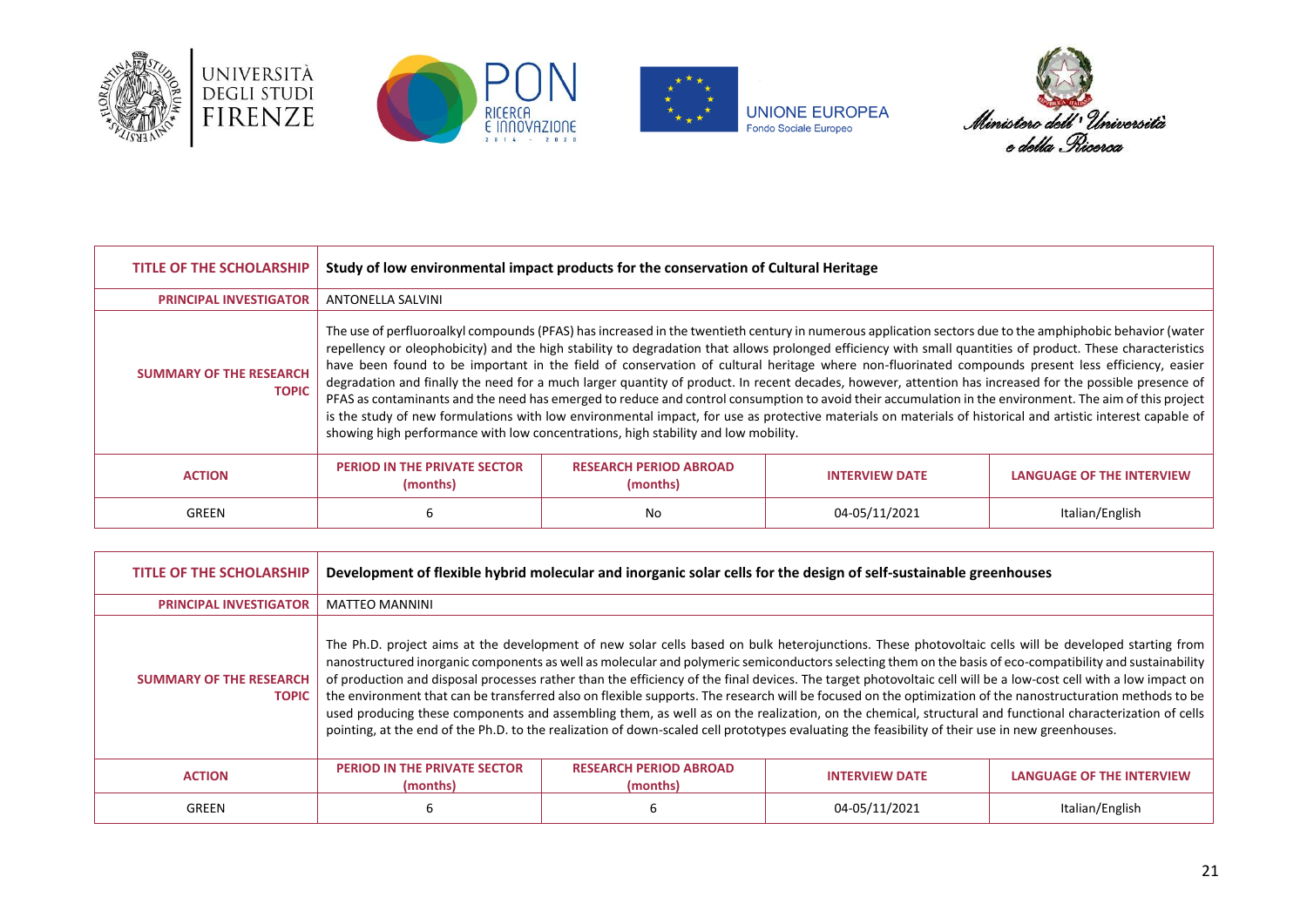| TITLE OF THE SCHOLARSHIP | Study of low environmental impact products for the conservation of Cultural Heritage | | | |
|---|---|---|---|---|
| PRINCIPAL INVESTIGATOR | ANTONELLA SALVINI | | | |
| SUMMARY OF THE RESEARCH TOPIC | The use of perfluoroalkyl compounds (PFAS) has increased in the twentieth century in numerous application sectors due to the amphiphobic behavior (water repellency or oleophobicity) and the high stability to degradation that allows prolonged efficiency with small quantities of product. These characteristics have been found to be important in the field of conservation of cultural heritage where non-fluorinated compounds present less efficiency, easier degradation and finally the need for a much larger quantity of product. In recent decades, however, attention has increased for the possible presence of PFAS as contaminants and the need has emerged to reduce and control consumption to avoid their accumulation in the environment. The aim of this project is the study of new formulations with low environmental impact, for use as protective materials on materials of historical and artistic interest capable of showing high performance with low concentrations, high stability and low mobility. | | | |
| ACTION | PERIOD IN THE PRIVATE SECTOR (months) | RESEARCH PERIOD ABROAD (months) | INTERVIEW DATE | LANGUAGE OF THE INTERVIEW |
| GREEN | 6 | No | 04-05/11/2021 | Italian/English |

| TITLE OF THE SCHOLARSHIP | Development of flexible hybrid molecular and inorganic solar cells for the design of self-sustainable greenhouses | | | |
|---|---|---|---|---|
| PRINCIPAL INVESTIGATOR | MATTEO MANNINI | | | |
| SUMMARY OF THE RESEARCH TOPIC | The Ph.D. project aims at the development of new solar cells based on bulk heterojunctions. These photovoltaic cells will be developed starting from nanostructured inorganic components as well as molecular and polymeric semiconductors selecting them on the basis of eco-compatibility and sustainability of production and disposal processes rather than the efficiency of the final devices. The target photovoltaic cell will be a low-cost cell with a low impact on the environment that can be transferred also on flexible supports. The research will be focused on the optimization of the nanostructuration methods to be used producing these components and assembling them, as well as on the realization, on the chemical, structural and functional characterization of cells pointing, at the end of the Ph.D. to the realization of down-scaled cell prototypes evaluating the feasibility of their use in new greenhouses. | | | |
| ACTION | PERIOD IN THE PRIVATE SECTOR (months) | RESEARCH PERIOD ABROAD (months) | INTERVIEW DATE | LANGUAGE OF THE INTERVIEW |
| GREEN | 6 | 6 | 04-05/11/2021 | Italian/English |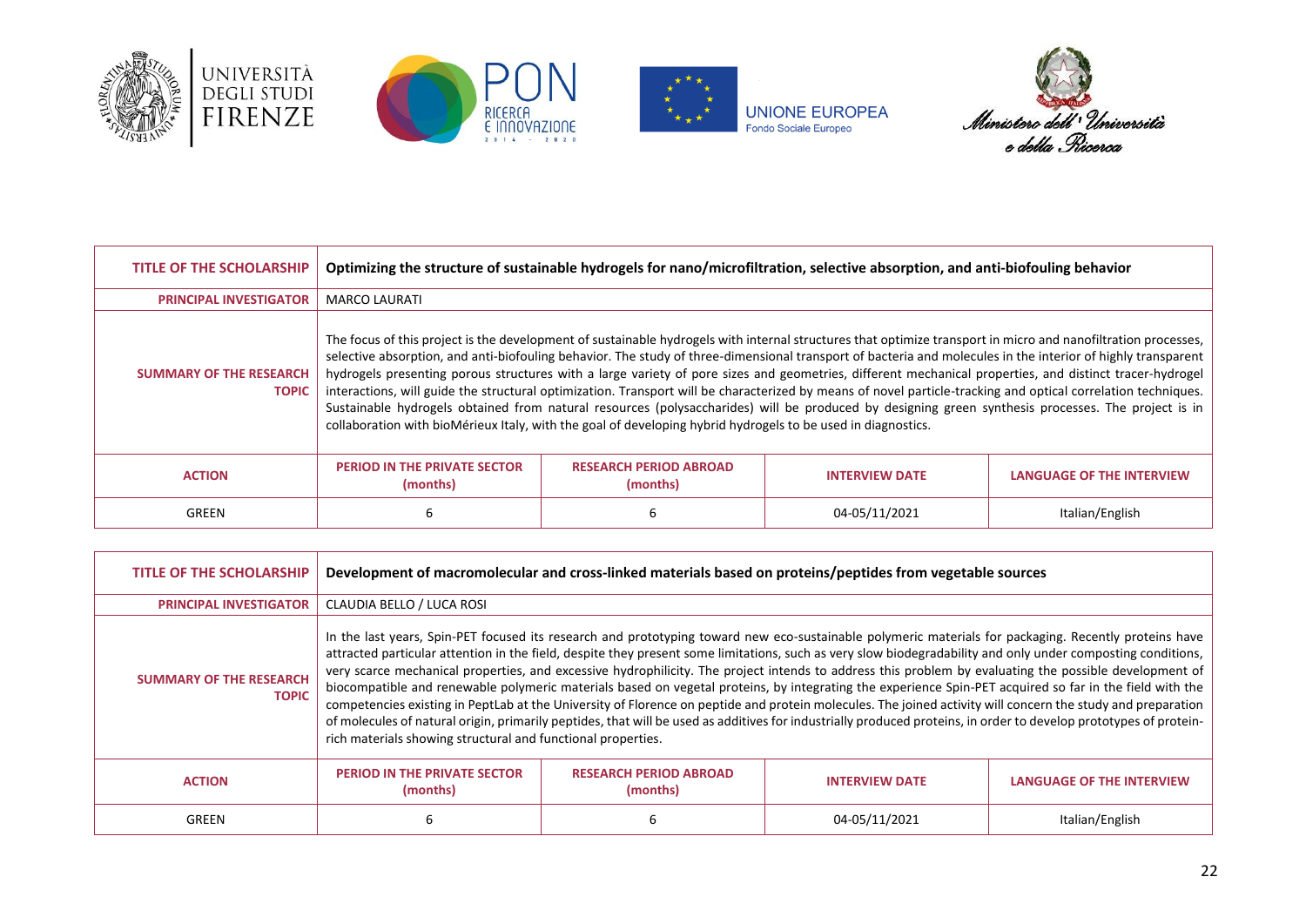| TITLE OF THE SCHOLARSHIP | Optimizing the structure of sustainable hydrogels for nano/microfiltration, selective absorption, and anti-biofouling behavior | | | |
|---|---|---|---|---|
| PRINCIPAL INVESTIGATOR | MARCO LAURATI | | | |
| SUMMARY OF THE RESEARCH TOPIC | The focus of this project is the development of sustainable hydrogels with internal structures that optimize transport in micro and nanofiltration processes, selective absorption, and anti-biofouling behavior. The study of three-dimensional transport of bacteria and molecules in the interior of highly transparent hydrogels presenting porous structures with a large variety of pore sizes and geometries, different mechanical properties, and distinct tracer-hydrogel interactions, will guide the structural optimization. Transport will be characterized by means of novel particle-tracking and optical correlation techniques. Sustainable hydrogels obtained from natural resources (polysaccharides) will be produced by designing green synthesis processes. The project is in collaboration with bioMérieux Italy, with the goal of developing hybrid hydrogels to be used in diagnostics. | | | |
| ACTION | PERIOD IN THE PRIVATE SECTOR (months) | RESEARCH PERIOD ABROAD (months) | INTERVIEW DATE | LANGUAGE OF THE INTERVIEW |
| GREEN | 6 | 6 | 04-05/11/2021 | Italian/English |

| TITLE OF THE SCHOLARSHIP | Development of macromolecular and cross-linked materials based on proteins/peptides from vegetable sources | | | |
|---|---|---|---|---|
| PRINCIPAL INVESTIGATOR | CLAUDIA BELLO / LUCA ROSI | | | |
| SUMMARY OF THE RESEARCH TOPIC | In the last years, Spin-PET focused its research and prototyping toward new eco-sustainable polymeric materials for packaging. Recently proteins have attracted particular attention in the field, despite they present some limitations, such as very slow biodegradability and only under composting conditions, very scarce mechanical properties, and excessive hydrophilicity. The project intends to address this problem by evaluating the possible development of biocompatible and renewable polymeric materials based on vegetal proteins, by integrating the experience Spin-PET acquired so far in the field with the competencies existing in PeptLab at the University of Florence on peptide and protein molecules. The joined activity will concern the study and preparation of molecules of natural origin, primarily peptides, that will be used as additives for industrially produced proteins, in order to develop prototypes of protein-rich materials showing structural and functional properties. | | | |
| ACTION | PERIOD IN THE PRIVATE SECTOR (months) | RESEARCH PERIOD ABROAD (months) | INTERVIEW DATE | LANGUAGE OF THE INTERVIEW |
| GREEN | 6 | 6 | 04-05/11/2021 | Italian/English |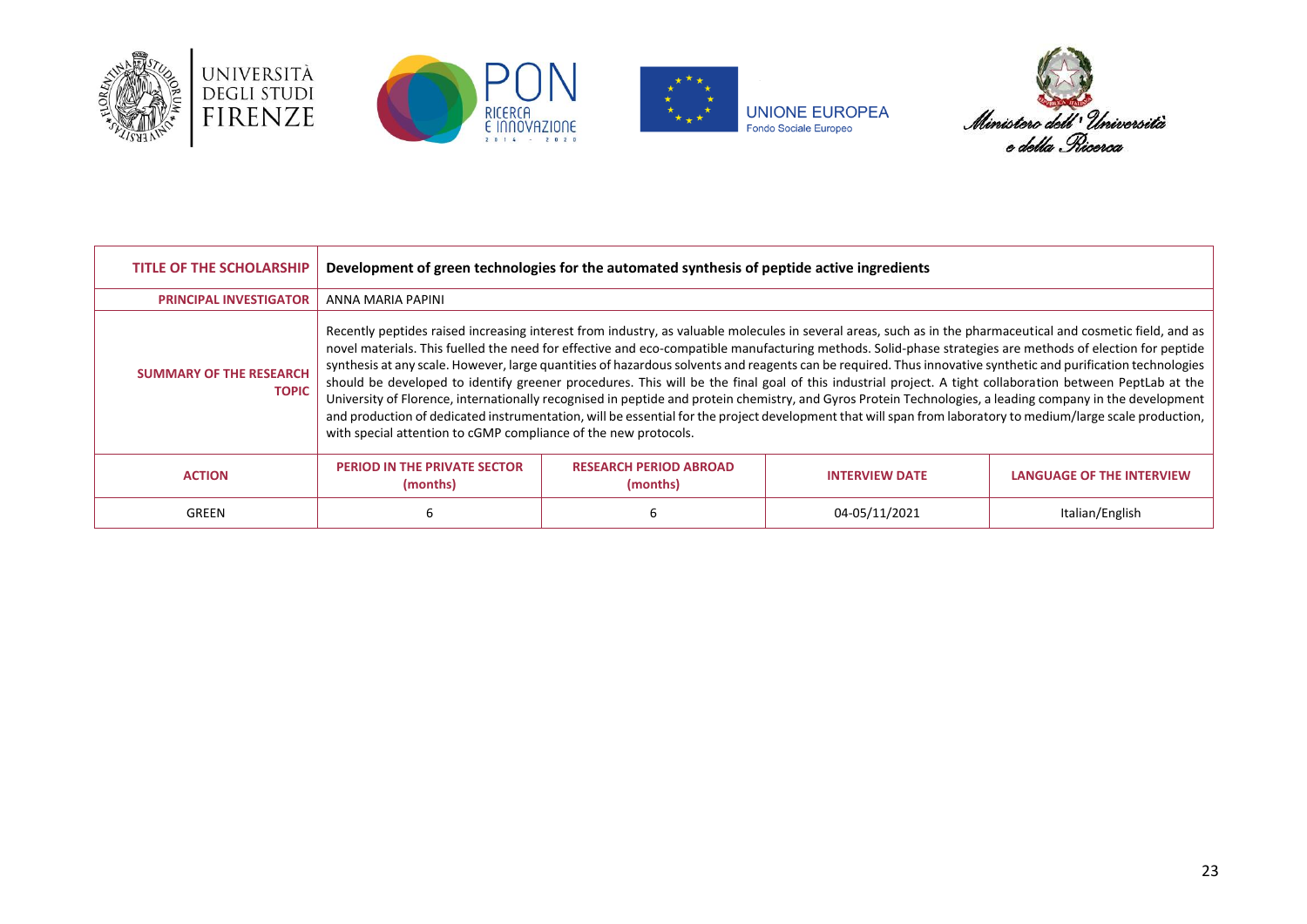| TITLE OF THE SCHOLARSHIP | Development of green technologies for the automated synthesis of peptide active ingredients | | | |
|---|---|---|---|---|
| PRINCIPAL INVESTIGATOR | ANNA MARIA PAPINI | | | |
| SUMMARY OF THE RESEARCH TOPIC | Recently peptides raised increasing interest from industry, as valuable molecules in several areas, such as in the pharmaceutical and cosmetic field, and as novel materials. This fuelled the need for effective and eco-compatible manufacturing methods. Solid-phase strategies are methods of election for peptide synthesis at any scale. However, large quantities of hazardous solvents and reagents can be required. Thus innovative synthetic and purification technologies should be developed to identify greener procedures. This will be the final goal of this industrial project. A tight collaboration between PeptLab at the University of Florence, internationally recognised in peptide and protein chemistry, and Gyros Protein Technologies, a leading company in the development and production of dedicated instrumentation, will be essential for the project development that will span from laboratory to medium/large scale production, with special attention to cGMP compliance of the new protocols. | | | |
| ACTION | PERIOD IN THE PRIVATE SECTOR (months) | RESEARCH PERIOD ABROAD (months) | INTERVIEW DATE | LANGUAGE OF THE INTERVIEW |
| GREEN | 6 | 6 | 04-05/11/2021 | Italian/English |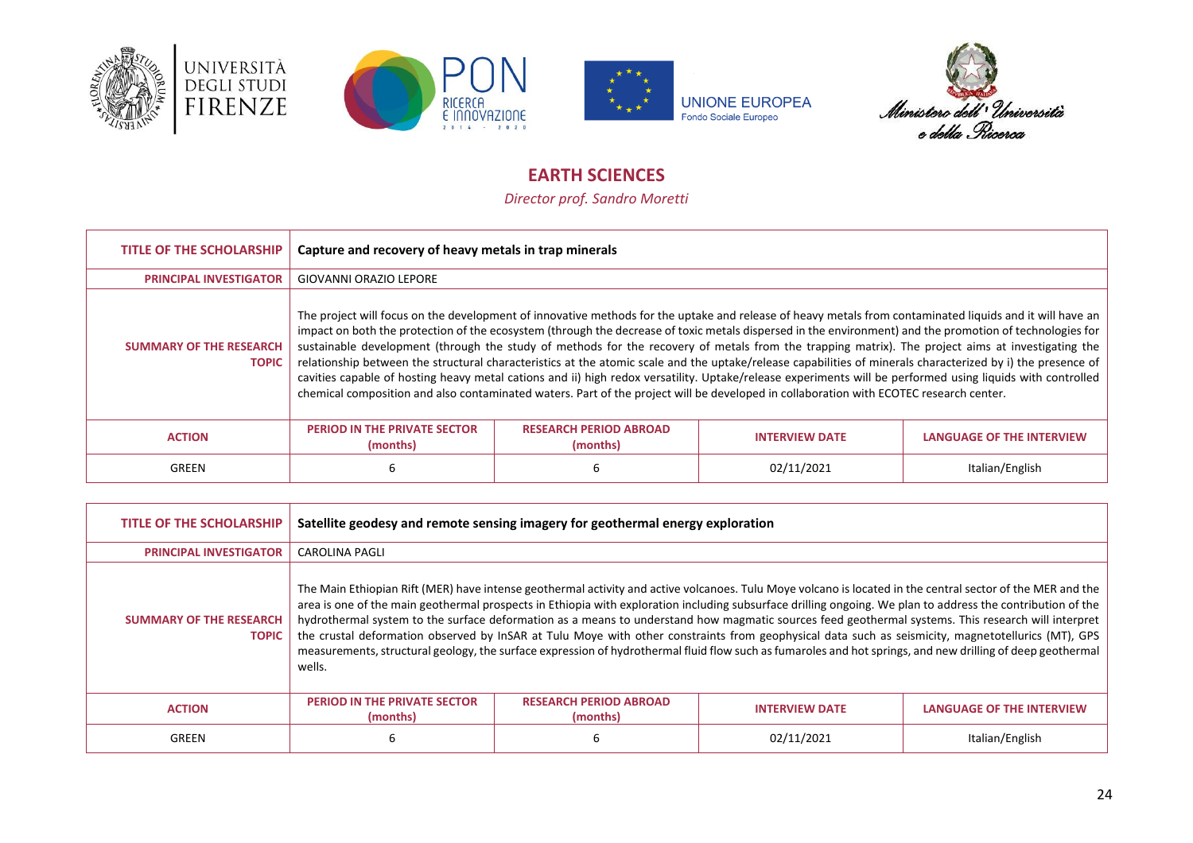# EARTH SCIENCES

*Director prof. Sandro Moretti*

| TITLE OF THE SCHOLARSHIP | Capture and recovery of heavy metals in trap minerals | | | |
|---|---|---|---|---|
| PRINCIPAL INVESTIGATOR | GIOVANNI ORAZIO LEPORE | | | |
| SUMMARY OF THE RESEARCH TOPIC | The project will focus on the development of innovative methods for the uptake and release of heavy metals from contaminated liquids and it will have an impact on both the protection of the ecosystem (through the decrease of toxic metals dispersed in the environment) and the promotion of technologies for sustainable development (through the study of methods for the recovery of metals from the trapping matrix). The project aims at investigating the relationship between the structural characteristics at the atomic scale and the uptake/release capabilities of minerals characterized by i) the presence of cavities capable of hosting heavy metal cations and ii) high redox versatility. Uptake/release experiments will be performed using liquids with controlled chemical composition and also contaminated waters. Part of the project will be developed in collaboration with ECOTEC research center. | | | |
| ACTION | PERIOD IN THE PRIVATE SECTOR (months) | RESEARCH PERIOD ABROAD (months) | INTERVIEW DATE | LANGUAGE OF THE INTERVIEW |
| GREEN | 6 | 6 | 02/11/2021 | Italian/English |

| TITLE OF THE SCHOLARSHIP | Satellite geodesy and remote sensing imagery for geothermal energy exploration | | | |
|---|---|---|---|---|
| PRINCIPAL INVESTIGATOR | CAROLINA PAGLI | | | |
| SUMMARY OF THE RESEARCH TOPIC | The Main Ethiopian Rift (MER) have intense geothermal activity and active volcanoes. Tulu Moye volcano is located in the central sector of the MER and the area is one of the main geothermal prospects in Ethiopia with exploration including subsurface drilling ongoing. We plan to address the contribution of the hydrothermal system to the surface deformation as a means to understand how magmatic sources feed geothermal systems. This research will interpret the crustal deformation observed by InSAR at Tulu Moye with other constraints from geophysical data such as seismicity, magnetotellurics (MT), GPS measurements, structural geology, the surface expression of hydrothermal fluid flow such as fumaroles and hot springs, and new drilling of deep geothermal wells. | | | |
| ACTION | PERIOD IN THE PRIVATE SECTOR (months) | RESEARCH PERIOD ABROAD (months) | INTERVIEW DATE | LANGUAGE OF THE INTERVIEW |
| GREEN | 6 | 6 | 02/11/2021 | Italian/English |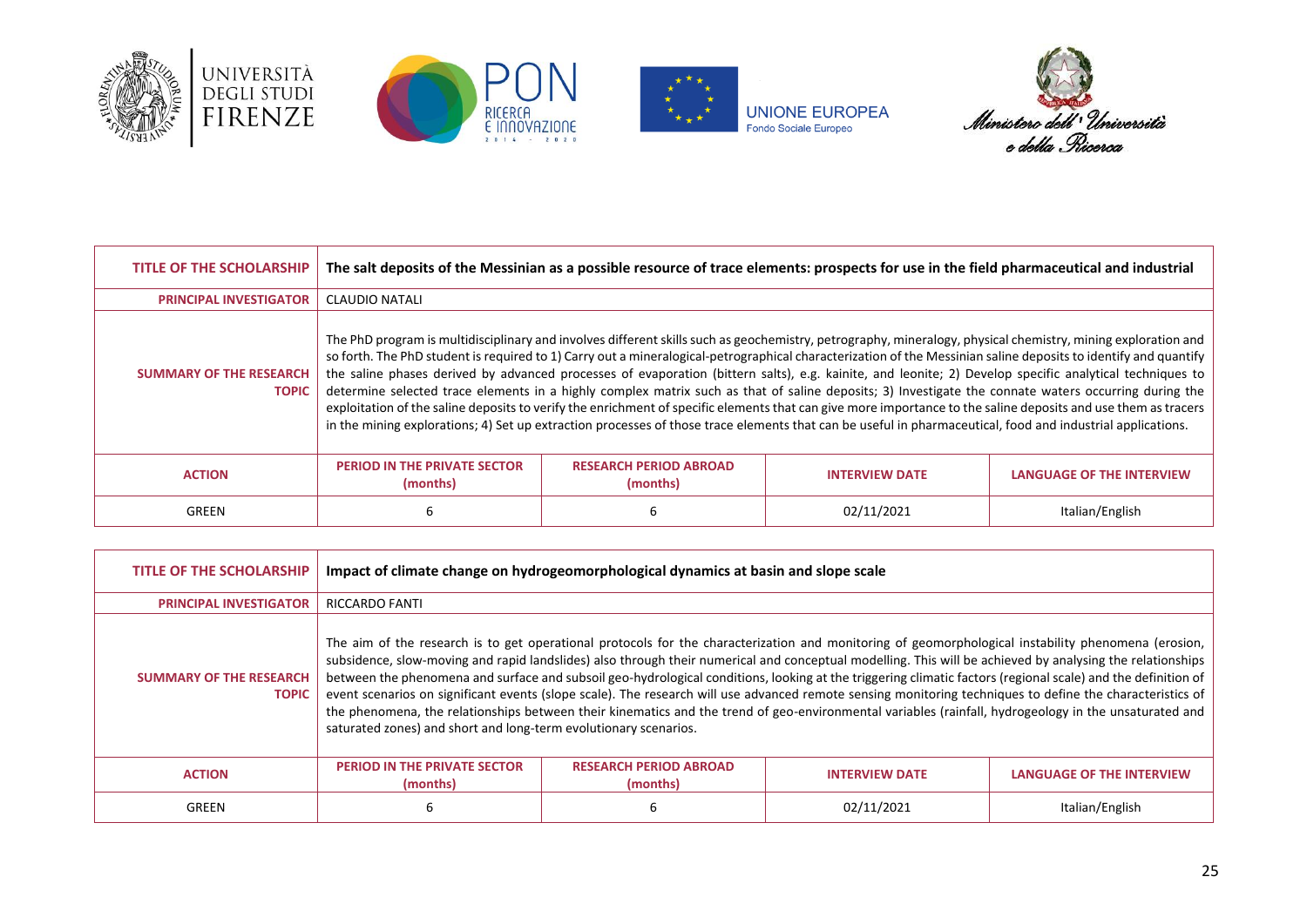| TITLE OF THE SCHOLARSHIP | The salt deposits of the Messinian as a possible resource of trace elements: prospects for use in the field pharmaceutical and industrial | | | |
|---|---|---|---|---|
| PRINCIPAL INVESTIGATOR | CLAUDIO NATALI | | | |
| SUMMARY OF THE RESEARCH TOPIC | The PhD program is multidisciplinary and involves different skills such as geochemistry, petrography, mineralogy, physical chemistry, mining exploration and so forth. The PhD student is required to 1) Carry out a mineralogical-petrographical characterization of the Messinian saline deposits to identify and quantify the saline phases derived by advanced processes of evaporation (bittern salts), e.g. kainite, and leonite; 2) Develop specific analytical techniques to determine selected trace elements in a highly complex matrix such as that of saline deposits; 3) Investigate the connate waters occurring during the exploitation of the saline deposits to verify the enrichment of specific elements that can give more importance to the saline deposits and use them as tracers in the mining explorations; 4) Set up extraction processes of those trace elements that can be useful in pharmaceutical, food and industrial applications. | | | |
| ACTION | PERIOD IN THE PRIVATE SECTOR (months) | RESEARCH PERIOD ABROAD (months) | INTERVIEW DATE | LANGUAGE OF THE INTERVIEW |
| GREEN | 6 | 6 | 02/11/2021 | Italian/English |

| TITLE OF THE SCHOLARSHIP | Impact of climate change on hydrogeomorphological dynamics at basin and slope scale | | | |
|---|---|---|---|---|
| PRINCIPAL INVESTIGATOR | RICCARDO FANTI | | | |
| SUMMARY OF THE RESEARCH TOPIC | The aim of the research is to get operational protocols for the characterization and monitoring of geomorphological instability phenomena (erosion, subsidence, slow-moving and rapid landslides) also through their numerical and conceptual modelling. This will be achieved by analysing the relationships between the phenomena and surface and subsoil geo-hydrological conditions, looking at the triggering climatic factors (regional scale) and the definition of event scenarios on significant events (slope scale). The research will use advanced remote sensing monitoring techniques to define the characteristics of the phenomena, the relationships between their kinematics and the trend of geo-environmental variables (rainfall, hydrogeology in the unsaturated and saturated zones) and short and long-term evolutionary scenarios. | | | |
| ACTION | PERIOD IN THE PRIVATE SECTOR (months) | RESEARCH PERIOD ABROAD (months) | INTERVIEW DATE | LANGUAGE OF THE INTERVIEW |
| GREEN | 6 | 6 | 02/11/2021 | Italian/English |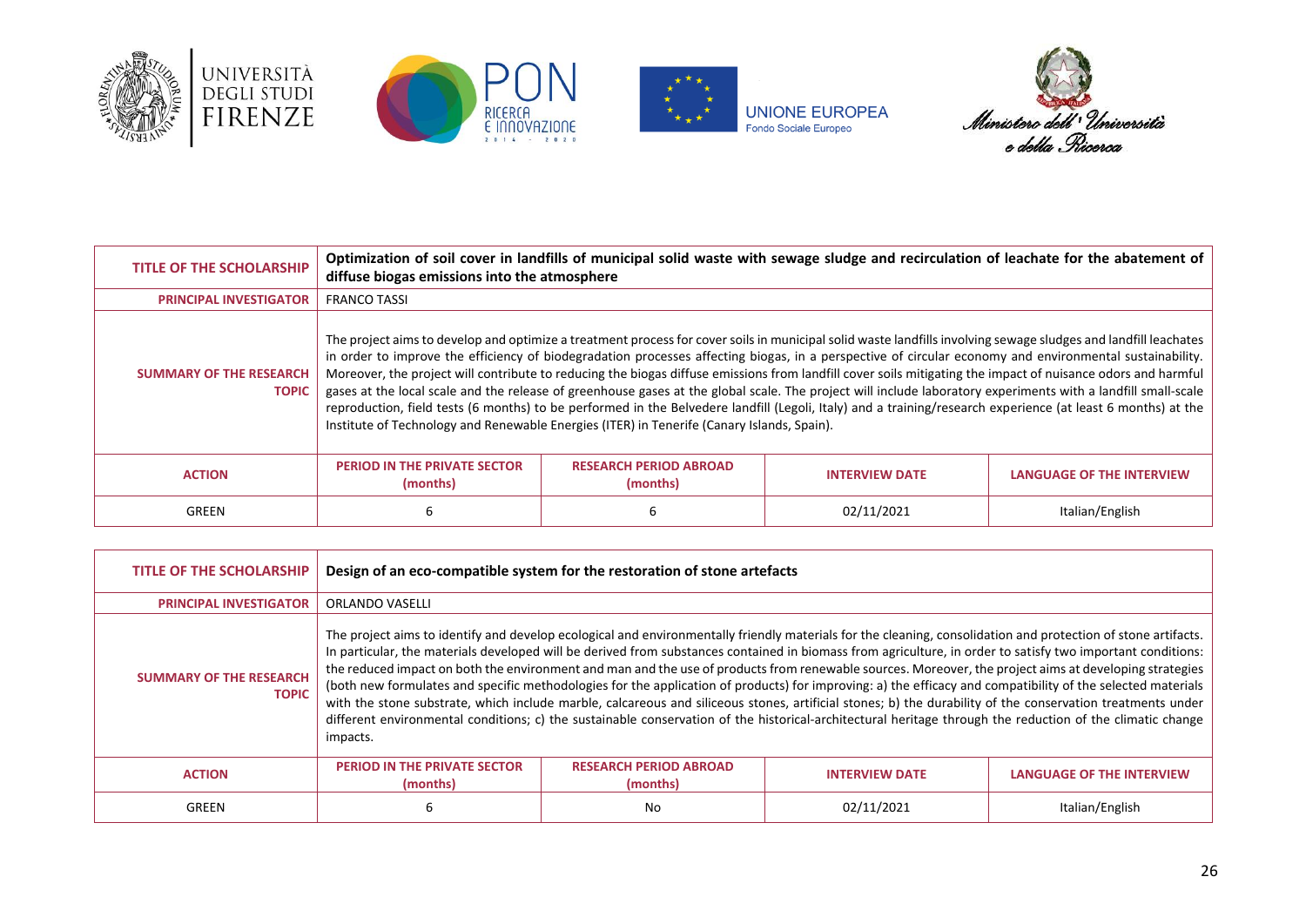| TITLE OF THE SCHOLARSHIP | Optimization of soil cover in landfills of municipal solid waste with sewage sludge and recirculation of leachate for the abatement of diffuse biogas emissions into the atmosphere | | | |
|---|---|---|---|---|
| PRINCIPAL INVESTIGATOR | FRANCO TASSI | | | |
| SUMMARY OF THE RESEARCH TOPIC | The project aims to develop and optimize a treatment process for cover soils in municipal solid waste landfills involving sewage sludges and landfill leachates in order to improve the efficiency of biodegradation processes affecting biogas, in a perspective of circular economy and environmental sustainability. Moreover, the project will contribute to reducing the biogas diffuse emissions from landfill cover soils mitigating the impact of nuisance odors and harmful gases at the local scale and the release of greenhouse gases at the global scale. The project will include laboratory experiments with a landfill small-scale reproduction, field tests (6 months) to be performed in the Belvedere landfill (Legoli, Italy) and a training/research experience (at least 6 months) at the Institute of Technology and Renewable Energies (ITER) in Tenerife (Canary Islands, Spain). | | | |
| ACTION | PERIOD IN THE PRIVATE SECTOR (months) | RESEARCH PERIOD ABROAD (months) | INTERVIEW DATE | LANGUAGE OF THE INTERVIEW |
| GREEN | 6 | 6 | 02/11/2021 | Italian/English |

| TITLE OF THE SCHOLARSHIP | Design of an eco-compatible system for the restoration of stone artefacts | | | |
|---|---|---|---|---|
| PRINCIPAL INVESTIGATOR | ORLANDO VASELLI | | | |
| SUMMARY OF THE RESEARCH TOPIC | The project aims to identify and develop ecological and environmentally friendly materials for the cleaning, consolidation and protection of stone artifacts. In particular, the materials developed will be derived from substances contained in biomass from agriculture, in order to satisfy two important conditions: the reduced impact on both the environment and man and the use of products from renewable sources. Moreover, the project aims at developing strategies (both new formulates and specific methodologies for the application of products) for improving: a) the efficacy and compatibility of the selected materials with the stone substrate, which include marble, calcareous and siliceous stones, artificial stones; b) the durability of the conservation treatments under different environmental conditions; c) the sustainable conservation of the historical-architectural heritage through the reduction of the climatic change impacts. | | | |
| ACTION | PERIOD IN THE PRIVATE SECTOR (months) | RESEARCH PERIOD ABROAD (months) | INTERVIEW DATE | LANGUAGE OF THE INTERVIEW |
| GREEN | 6 | No | 02/11/2021 | Italian/English |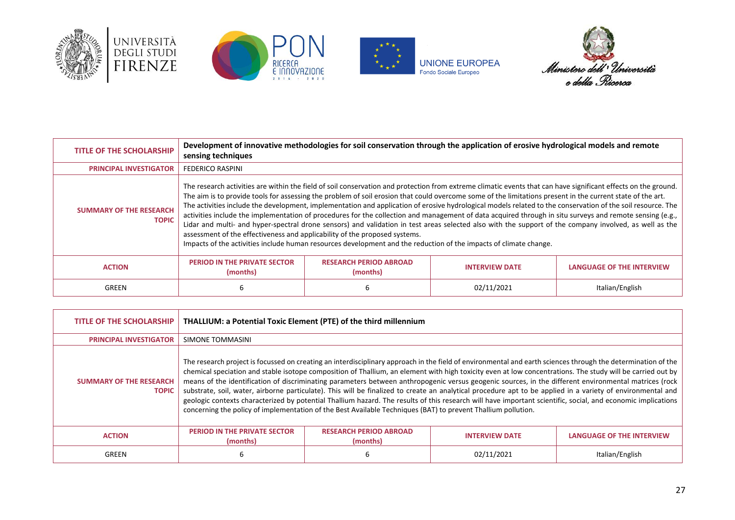| TITLE OF THE SCHOLARSHIP | **Development of innovative methodologies for soil conservation through the application of erosive hydrological models and remote sensing techniques** | | | |
|---|---|---|---|---|
| PRINCIPAL INVESTIGATOR | FEDERICO RASPINI | | | |
| SUMMARY OF THE RESEARCH TOPIC | The research activities are within the field of soil conservation and protection from extreme climatic events that can have significant effects on the ground. The aim is to provide tools for assessing the problem of soil erosion that could overcome some of the limitations present in the current state of the art. The activities include the development, implementation and application of erosive hydrological models related to the conservation of the soil resource. The activities include the implementation of procedures for the collection and management of data acquired through in situ surveys and remote sensing (e.g., Lidar and multi- and hyper-spectral drone sensors) and validation in test areas selected also with the support of the company involved, as well as the assessment of the effectiveness and applicability of the proposed systems.<br>Impacts of the activities include human resources development and the reduction of the impacts of climate change. | | | |
| ACTION | PERIOD IN THE PRIVATE SECTOR (months) | RESEARCH PERIOD ABROAD (months) | INTERVIEW DATE | LANGUAGE OF THE INTERVIEW |
| GREEN | 6 | 6 | 02/11/2021 | Italian/English |

| TITLE OF THE SCHOLARSHIP | **THALLIUM: a Potential Toxic Element (PTE) of the third millennium** | | | |
|---|---|---|---|---|
| PRINCIPAL INVESTIGATOR | SIMONE TOMMASINI | | | |
| SUMMARY OF THE RESEARCH TOPIC | The research project is focussed on creating an interdisciplinary approach in the field of environmental and earth sciences through the determination of the chemical speciation and stable isotope composition of Thallium, an element with high toxicity even at low concentrations. The study will be carried out by means of the identification of discriminating parameters between anthropogenic versus geogenic sources, in the different environmental matrices (rock substrate, soil, water, airborne particulate). This will be finalized to create an analytical procedure apt to be applied in a variety of environmental and geologic contexts characterized by potential Thallium hazard. The results of this research will have important scientific, social, and economic implications concerning the policy of implementation of the Best Available Techniques (BAT) to prevent Thallium pollution. | | | |
| ACTION | PERIOD IN THE PRIVATE SECTOR (months) | RESEARCH PERIOD ABROAD (months) | INTERVIEW DATE | LANGUAGE OF THE INTERVIEW |
| GREEN | 6 | 6 | 02/11/2021 | Italian/English |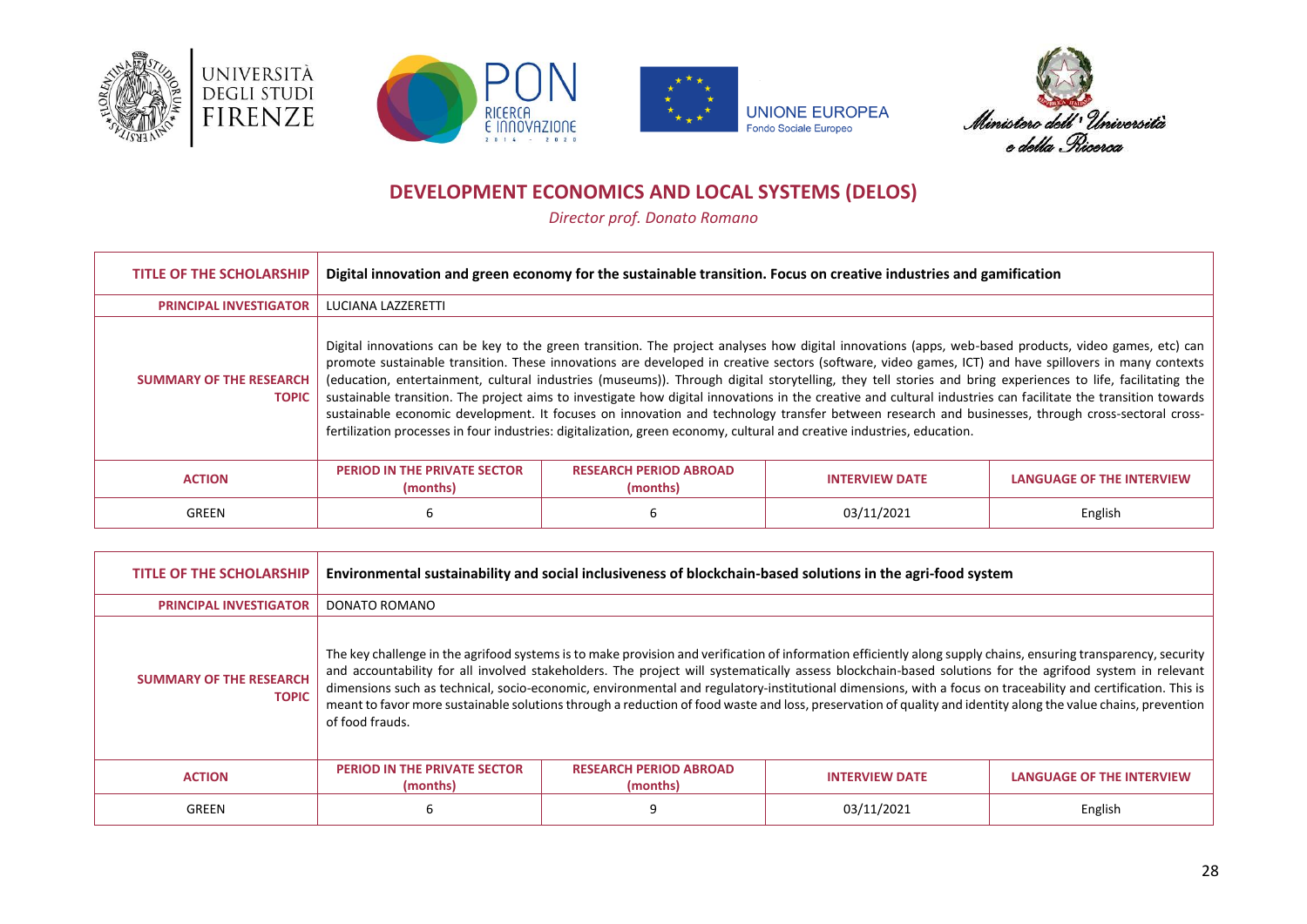## DEVELOPMENT ECONOMICS AND LOCAL SYSTEMS (DELOS)

*Director prof. Donato Romano*

| TITLE OF THE SCHOLARSHIP | Digital innovation and green economy for the sustainable transition. Focus on creative industries and gamification | | | |
|---|---|---|---|---|
| PRINCIPAL INVESTIGATOR | LUCIANA LAZZERETTI | | | |
| SUMMARY OF THE RESEARCH TOPIC | Digital innovations can be key to the green transition. The project analyses how digital innovations (apps, web-based products, video games, etc) can promote sustainable transition. These innovations are developed in creative sectors (software, video games, ICT) and have spillovers in many contexts (education, entertainment, cultural industries (museums)). Through digital storytelling, they tell stories and bring experiences to life, facilitating the sustainable transition. The project aims to investigate how digital innovations in the creative and cultural industries can facilitate the transition towards sustainable economic development. It focuses on innovation and technology transfer between research and businesses, through cross-sectoral cross-fertilization processes in four industries: digitalization, green economy, cultural and creative industries, education. | | | |
| ACTION | PERIOD IN THE PRIVATE SECTOR (months) | RESEARCH PERIOD ABROAD (months) | INTERVIEW DATE | LANGUAGE OF THE INTERVIEW |
| GREEN | 6 | 6 | 03/11/2021 | English |

| TITLE OF THE SCHOLARSHIP | Environmental sustainability and social inclusiveness of blockchain-based solutions in the agri-food system | | | |
|---|---|---|---|---|
| PRINCIPAL INVESTIGATOR | DONATO ROMANO | | | |
| SUMMARY OF THE RESEARCH TOPIC | The key challenge in the agrifood systems is to make provision and verification of information efficiently along supply chains, ensuring transparency, security and accountability for all involved stakeholders. The project will systematically assess blockchain-based solutions for the agrifood system in relevant dimensions such as technical, socio-economic, environmental and regulatory-institutional dimensions, with a focus on traceability and certification. This is meant to favor more sustainable solutions through a reduction of food waste and loss, preservation of quality and identity along the value chains, prevention of food frauds. | | | |
| ACTION | PERIOD IN THE PRIVATE SECTOR (months) | RESEARCH PERIOD ABROAD (months) | INTERVIEW DATE | LANGUAGE OF THE INTERVIEW |
| GREEN | 6 | 9 | 03/11/2021 | English |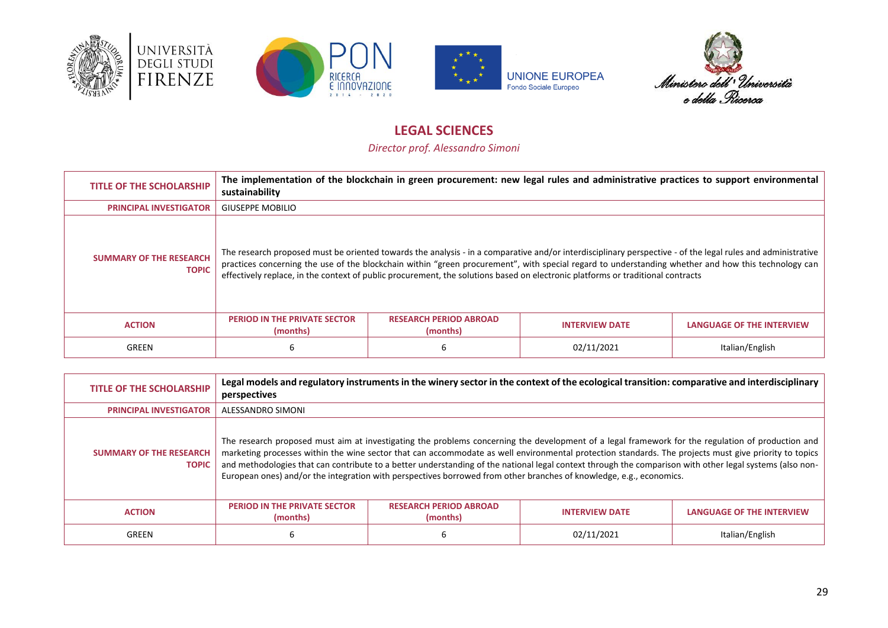## LEGAL SCIENCES

*Director prof. Alessandro Simoni*

| TITLE OF THE SCHOLARSHIP | The implementation of the blockchain in green procurement: new legal rules and administrative practices to support environmental sustainability | | | |
|---|---|---|---|---|
| PRINCIPAL INVESTIGATOR | GIUSEPPE MOBILIO | | | |
| SUMMARY OF THE RESEARCH TOPIC | The research proposed must be oriented towards the analysis - in a comparative and/or interdisciplinary perspective - of the legal rules and administrative practices concerning the use of the blockchain within "green procurement", with special regard to understanding whether and how this technology can effectively replace, in the context of public procurement, the solutions based on electronic platforms or traditional contracts | | | |
| ACTION | PERIOD IN THE PRIVATE SECTOR (months) | RESEARCH PERIOD ABROAD (months) | INTERVIEW DATE | LANGUAGE OF THE INTERVIEW |
| GREEN | 6 | 6 | 02/11/2021 | Italian/English |

| TITLE OF THE SCHOLARSHIP | Legal models and regulatory instruments in the winery sector in the context of the ecological transition: comparative and interdisciplinary perspectives | | | |
|---|---|---|---|---|
| PRINCIPAL INVESTIGATOR | ALESSANDRO SIMONI | | | |
| SUMMARY OF THE RESEARCH TOPIC | The research proposed must aim at investigating the problems concerning the development of a legal framework for the regulation of production and marketing processes within the wine sector that can accommodate as well environmental protection standards. The projects must give priority to topics and methodologies that can contribute to a better understanding of the national legal context through the comparison with other legal systems (also non-European ones) and/or the integration with perspectives borrowed from other branches of knowledge, e.g., economics. | | | |
| ACTION | PERIOD IN THE PRIVATE SECTOR (months) | RESEARCH PERIOD ABROAD (months) | INTERVIEW DATE | LANGUAGE OF THE INTERVIEW |
| GREEN | 6 | 6 | 02/11/2021 | Italian/English |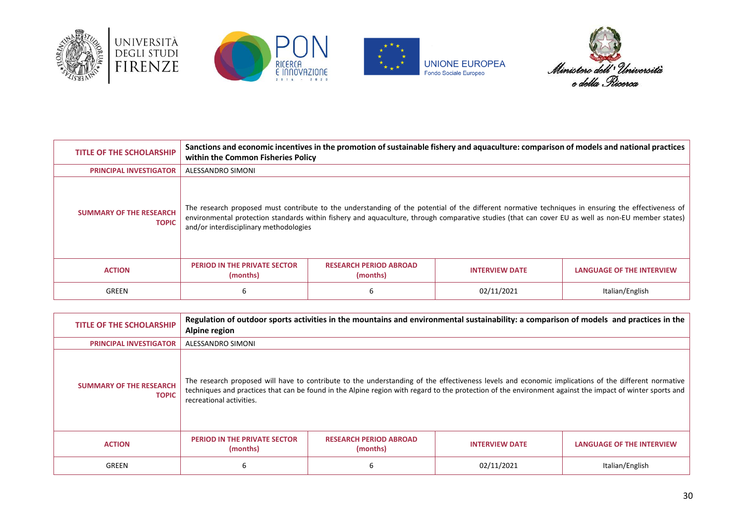| TITLE OF THE SCHOLARSHIP | **Sanctions and economic incentives in the promotion of sustainable fishery and aquaculture: comparison of models and national practices within the Common Fisheries Policy** | | | |
|---|---|---|---|---|
| PRINCIPAL INVESTIGATOR | ALESSANDRO SIMONI | | | |
| SUMMARY OF THE RESEARCH TOPIC | The research proposed must contribute to the understanding of the potential of the different normative techniques in ensuring the effectiveness of environmental protection standards within fishery and aquaculture, through comparative studies (that can cover EU as well as non-EU member states) and/or interdisciplinary methodologies | | | |
| ACTION | PERIOD IN THE PRIVATE SECTOR (months) | RESEARCH PERIOD ABROAD (months) | INTERVIEW DATE | LANGUAGE OF THE INTERVIEW |
| GREEN | 6 | 6 | 02/11/2021 | Italian/English |

| TITLE OF THE SCHOLARSHIP | **Regulation of outdoor sports activities in the mountains and environmental sustainability: a comparison of models and practices in the Alpine region** | | | |
|---|---|---|---|---|
| PRINCIPAL INVESTIGATOR | ALESSANDRO SIMONI | | | |
| SUMMARY OF THE RESEARCH TOPIC | The research proposed will have to contribute to the understanding of the effectiveness levels and economic implications of the different normative techniques and practices that can be found in the Alpine region with regard to the protection of the environment against the impact of winter sports and recreational activities. | | | |
| ACTION | PERIOD IN THE PRIVATE SECTOR (months) | RESEARCH PERIOD ABROAD (months) | INTERVIEW DATE | LANGUAGE OF THE INTERVIEW |
| GREEN | 6 | 6 | 02/11/2021 | Italian/English |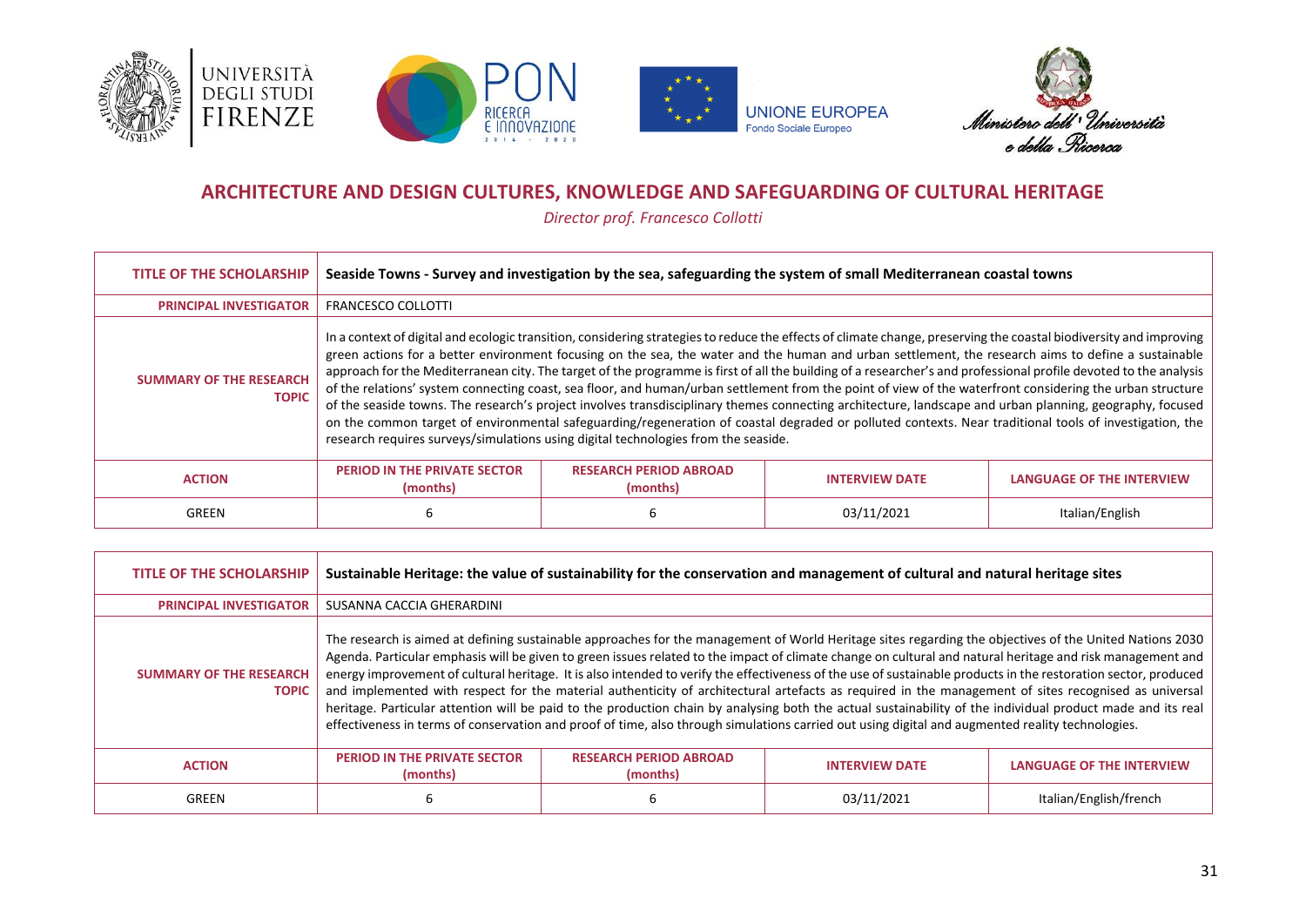## ARCHITECTURE AND DESIGN CULTURES, KNOWLEDGE AND SAFEGUARDING OF CULTURAL HERITAGE

*Director prof. Francesco Collotti*

| **TITLE OF THE SCHOLARSHIP** | **Seaside Towns - Survey and investigation by the sea, safeguarding the system of small Mediterranean coastal towns** | | | |
|---|---|---|---|---|
| **PRINCIPAL INVESTIGATOR** | FRANCESCO COLLOTTI | | | |
| **SUMMARY OF THE RESEARCH TOPIC** | In a context of digital and ecologic transition, considering strategies to reduce the effects of climate change, preserving the coastal biodiversity and improving green actions for a better environment focusing on the sea, the water and the human and urban settlement, the research aims to define a sustainable approach for the Mediterranean city. The target of the programme is first of all the building of a researcher's and professional profile devoted to the analysis of the relations' system connecting coast, sea floor, and human/urban settlement from the point of view of the waterfront considering the urban structure of the seaside towns. The research's project involves transdisciplinary themes connecting architecture, landscape and urban planning, geography, focused on the common target of environmental safeguarding/regeneration of coastal degraded or polluted contexts. Near traditional tools of investigation, the research requires surveys/simulations using digital technologies from the seaside. | | | |
| **ACTION** | **PERIOD IN THE PRIVATE SECTOR (months)** | **RESEARCH PERIOD ABROAD (months)** | **INTERVIEW DATE** | **LANGUAGE OF THE INTERVIEW** |
| GREEN | 6 | 6 | 03/11/2021 | Italian/English |

| **TITLE OF THE SCHOLARSHIP** | **Sustainable Heritage: the value of sustainability for the conservation and management of cultural and natural heritage sites** | | | |
|---|---|---|---|---|
| **PRINCIPAL INVESTIGATOR** | SUSANNA CACCIA GHERARDINI | | | |
| **SUMMARY OF THE RESEARCH TOPIC** | The research is aimed at defining sustainable approaches for the management of World Heritage sites regarding the objectives of the United Nations 2030 Agenda. Particular emphasis will be given to green issues related to the impact of climate change on cultural and natural heritage and risk management and energy improvement of cultural heritage. It is also intended to verify the effectiveness of the use of sustainable products in the restoration sector, produced and implemented with respect for the material authenticity of architectural artefacts as required in the management of sites recognised as universal heritage. Particular attention will be paid to the production chain by analysing both the actual sustainability of the individual product made and its real effectiveness in terms of conservation and proof of time, also through simulations carried out using digital and augmented reality technologies. | | | |
| **ACTION** | **PERIOD IN THE PRIVATE SECTOR (months)** | **RESEARCH PERIOD ABROAD (months)** | **INTERVIEW DATE** | **LANGUAGE OF THE INTERVIEW** |
| GREEN | 6 | 6 | 03/11/2021 | Italian/English/french |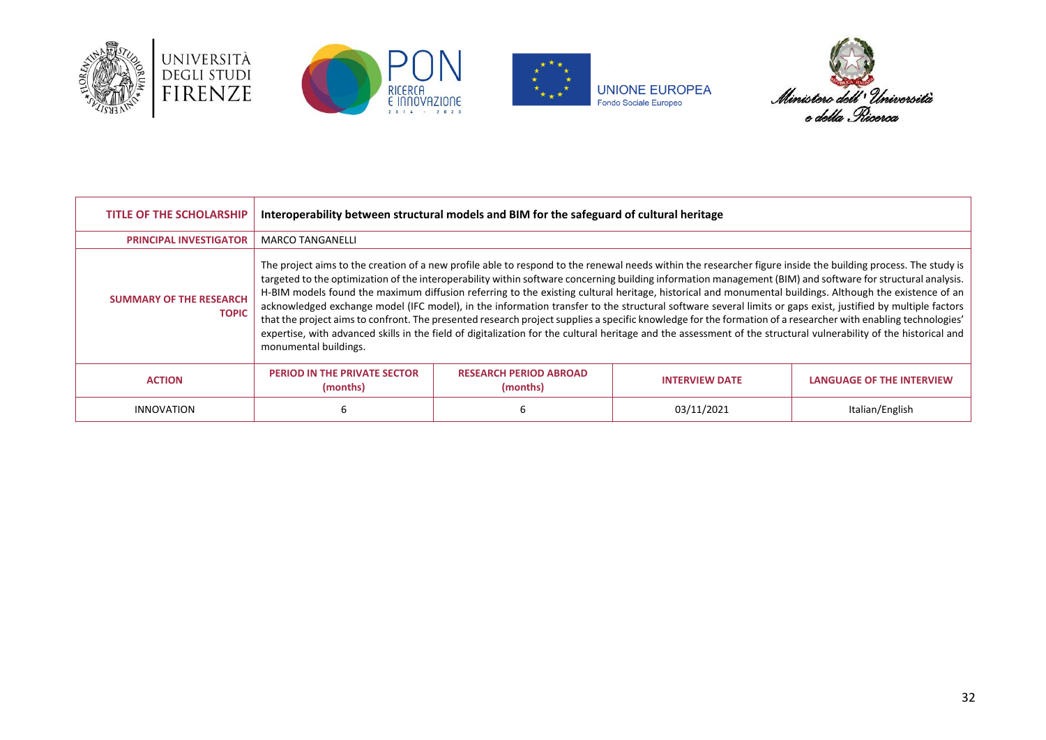| TITLE OF THE SCHOLARSHIP | Interoperability between structural models and BIM for the safeguard of cultural heritage | | | |
|---|---|---|---|---|
| PRINCIPAL INVESTIGATOR | MARCO TANGANELLI | | | |
| SUMMARY OF THE RESEARCH TOPIC | The project aims to the creation of a new profile able to respond to the renewal needs within the researcher figure inside the building process. The study is targeted to the optimization of the interoperability within software concerning building information management (BIM) and software for structural analysis. H-BIM models found the maximum diffusion referring to the existing cultural heritage, historical and monumental buildings. Although the existence of an acknowledged exchange model (IFC model), in the information transfer to the structural software several limits or gaps exist, justified by multiple factors that the project aims to confront. The presented research project supplies a specific knowledge for the formation of a researcher with enabling technologies' expertise, with advanced skills in the field of digitalization for the cultural heritage and the assessment of the structural vulnerability of the historical and monumental buildings. | | | |
| ACTION | PERIOD IN THE PRIVATE SECTOR (months) | RESEARCH PERIOD ABROAD (months) | INTERVIEW DATE | LANGUAGE OF THE INTERVIEW |
| INNOVATION | 6 | 6 | 03/11/2021 | Italian/English |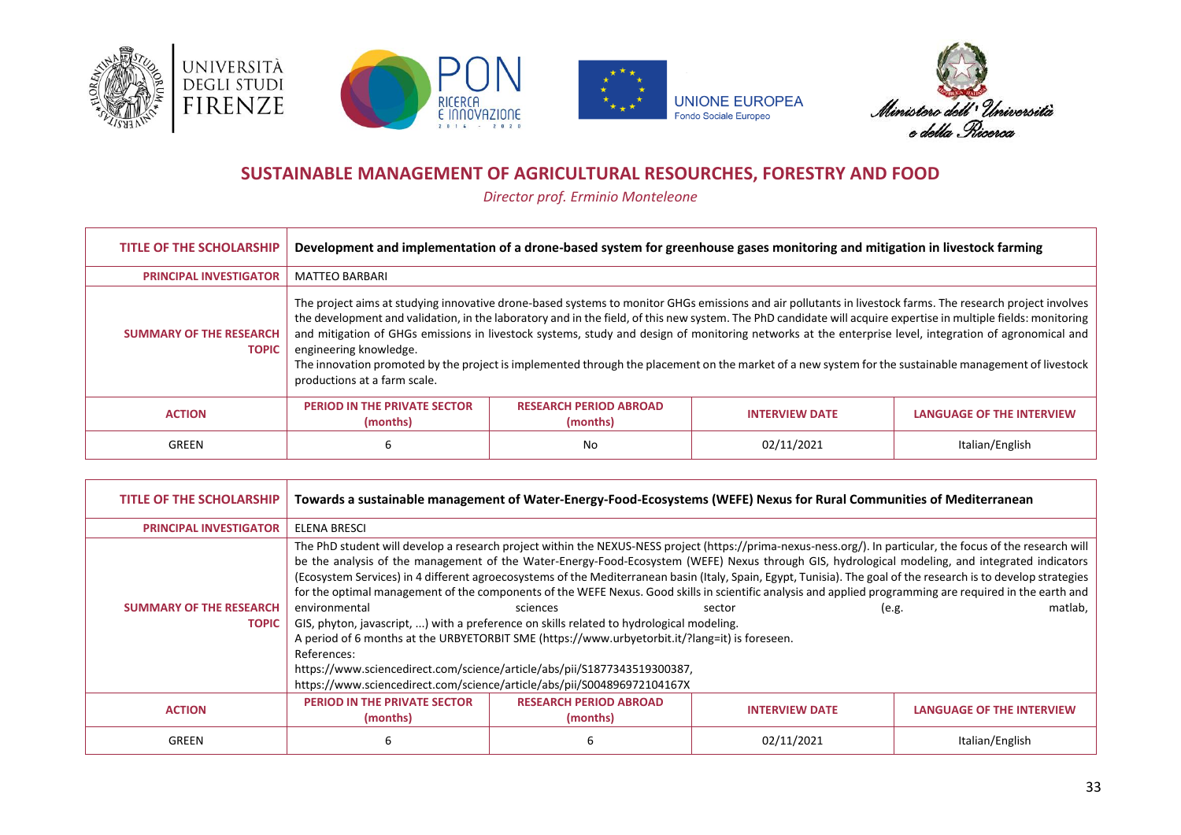## SUSTAINABLE MANAGEMENT OF AGRICULTURAL RESOURCHES, FORESTRY AND FOOD

*Director prof. Erminio Monteleone*

| TITLE OF THE SCHOLARSHIP | Development and implementation of a drone-based system for greenhouse gases monitoring and mitigation in livestock farming | | | |
|---|---|---|---|---|
| PRINCIPAL INVESTIGATOR | MATTEO BARBARI | | | |
| SUMMARY OF THE RESEARCH TOPIC | The project aims at studying innovative drone-based systems to monitor GHGs emissions and air pollutants in livestock farms. The research project involves the development and validation, in the laboratory and in the field, of this new system. The PhD candidate will acquire expertise in multiple fields: monitoring and mitigation of GHGs emissions in livestock systems, study and design of monitoring networks at the enterprise level, integration of agronomical and engineering knowledge.<br>The innovation promoted by the project is implemented through the placement on the market of a new system for the sustainable management of livestock productions at a farm scale. | | | |
| ACTION | PERIOD IN THE PRIVATE SECTOR (months) | RESEARCH PERIOD ABROAD (months) | INTERVIEW DATE | LANGUAGE OF THE INTERVIEW |
| GREEN | 6 | No | 02/11/2021 | Italian/English |

| TITLE OF THE SCHOLARSHIP | Towards a sustainable management of Water-Energy-Food-Ecosystems (WEFE) Nexus for Rural Communities of Mediterranean | | | |
|---|---|---|---|---|
| PRINCIPAL INVESTIGATOR | ELENA BRESCI | | | |
| SUMMARY OF THE RESEARCH TOPIC | The PhD student will develop a research project within the NEXUS-NESS project (https://prima-nexus-ness.org/). In particular, the focus of the research will be the analysis of the management of the Water-Energy-Food-Ecosystem (WEFE) Nexus through GIS, hydrological modeling, and integrated indicators (Ecosystem Services) in 4 different agroecosystems of the Mediterranean basin (Italy, Spain, Egypt, Tunisia). The goal of the research is to develop strategies for the optimal management of the components of the WEFE Nexus. Good skills in scientific analysis and applied programming are required in the earth and environmental sciences sector (e.g. matlab, GIS, phyton, javascript, ...) with a preference on skills related to hydrological modeling.<br>A period of 6 months at the URBYETORBIT SME (https://www.urbyetorbit.it/?lang=it) is foreseen.<br>References:<br>https://www.sciencedirect.com/science/article/abs/pii/S1877343519300387,<br>https://www.sciencedirect.com/science/article/abs/pii/S004896972104167X | | | |
| ACTION | PERIOD IN THE PRIVATE SECTOR (months) | RESEARCH PERIOD ABROAD (months) | INTERVIEW DATE | LANGUAGE OF THE INTERVIEW |
| GREEN | 6 | 6 | 02/11/2021 | Italian/English |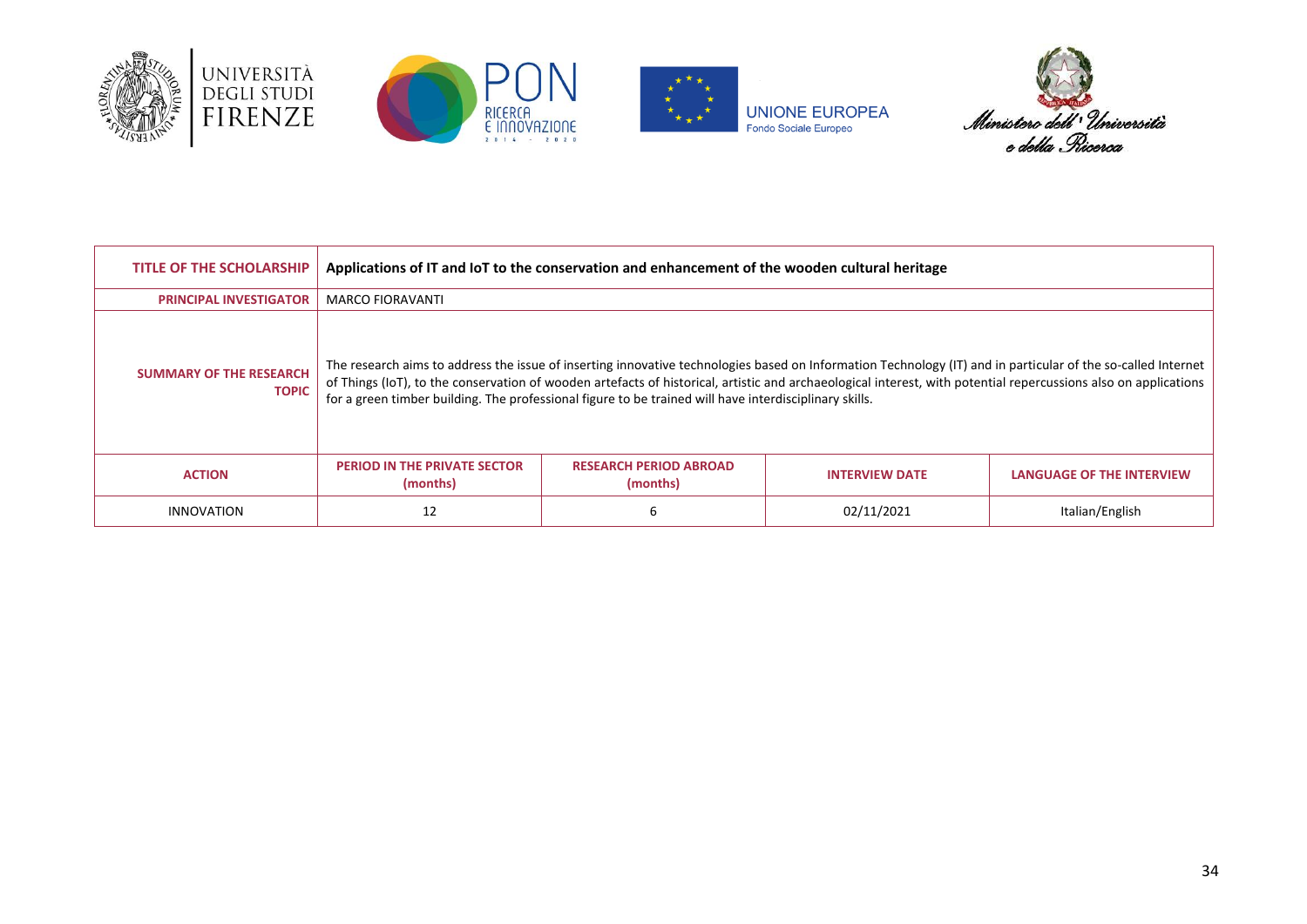| TITLE OF THE SCHOLARSHIP | Applications of IT and IoT to the conservation and enhancement of the wooden cultural heritage | | | |
|---|---|---|---|---|
| PRINCIPAL INVESTIGATOR | MARCO FIORAVANTI | | | |
| SUMMARY OF THE RESEARCH TOPIC | The research aims to address the issue of inserting innovative technologies based on Information Technology (IT) and in particular of the so-called Internet of Things (IoT), to the conservation of wooden artefacts of historical, artistic and archaeological interest, with potential repercussions also on applications for a green timber building. The professional figure to be trained will have interdisciplinary skills. | | | |
| ACTION | PERIOD IN THE PRIVATE SECTOR (months) | RESEARCH PERIOD ABROAD (months) | INTERVIEW DATE | LANGUAGE OF THE INTERVIEW |
| INNOVATION | 12 | 6 | 02/11/2021 | Italian/English |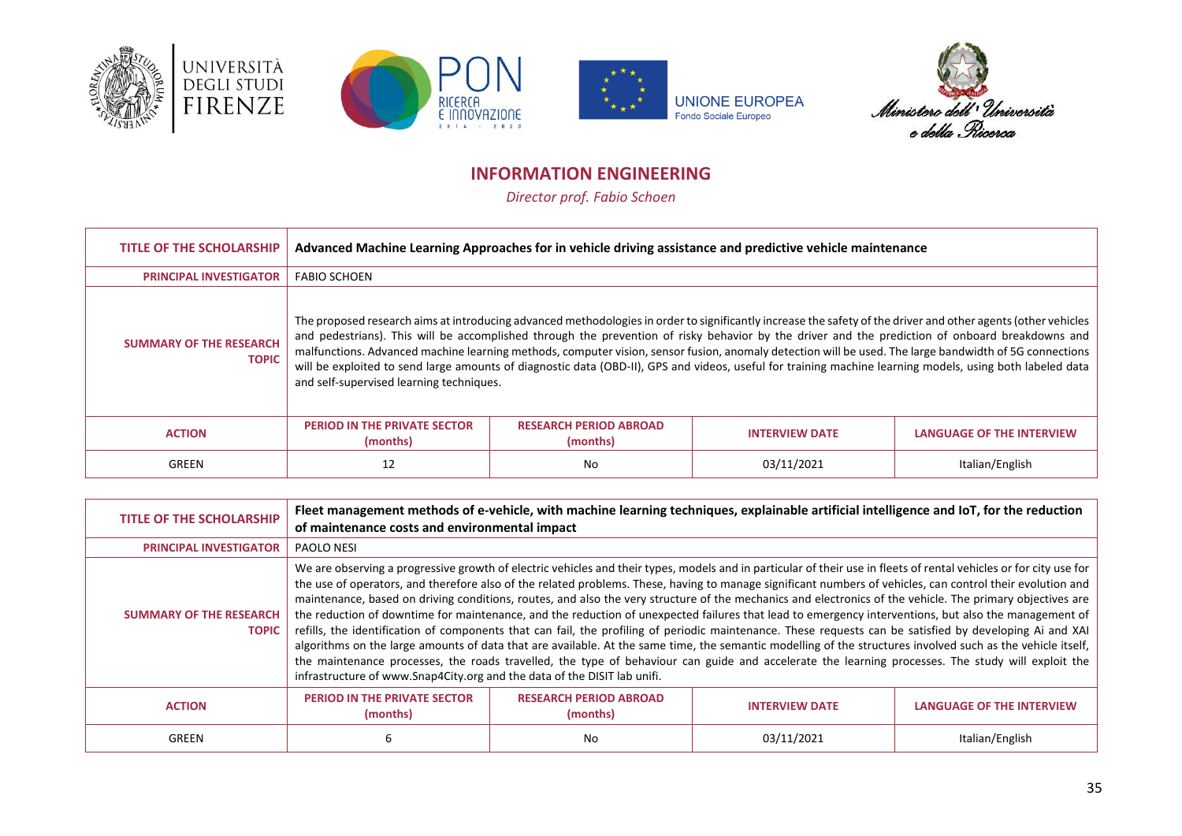## INFORMATION ENGINEERING

*Director prof. Fabio Schoen*

| TITLE OF THE SCHOLARSHIP | Advanced Machine Learning Approaches for in vehicle driving assistance and predictive vehicle maintenance | | | |
|---|---|---|---|---|
| PRINCIPAL INVESTIGATOR | FABIO SCHOEN | | | |
| SUMMARY OF THE RESEARCH TOPIC | The proposed research aims at introducing advanced methodologies in order to significantly increase the safety of the driver and other agents (other vehicles and pedestrians). This will be accomplished through the prevention of risky behavior by the driver and the prediction of onboard breakdowns and malfunctions. Advanced machine learning methods, computer vision, sensor fusion, anomaly detection will be used. The large bandwidth of 5G connections will be exploited to send large amounts of diagnostic data (OBD-II), GPS and videos, useful for training machine learning models, using both labeled data and self-supervised learning techniques. | | | |
| ACTION | PERIOD IN THE PRIVATE SECTOR (months) | RESEARCH PERIOD ABROAD (months) | INTERVIEW DATE | LANGUAGE OF THE INTERVIEW |
| GREEN | 12 | No | 03/11/2021 | Italian/English |

| TITLE OF THE SCHOLARSHIP | Fleet management methods of e-vehicle, with machine learning techniques, explainable artificial intelligence and IoT, for the reduction of maintenance costs and environmental impact | | | |
|---|---|---|---|---|
| PRINCIPAL INVESTIGATOR | PAOLO NESI | | | |
| SUMMARY OF THE RESEARCH TOPIC | We are observing a progressive growth of electric vehicles and their types, models and in particular of their use in fleets of rental vehicles or for city use for the use of operators, and therefore also of the related problems. These, having to manage significant numbers of vehicles, can control their evolution and maintenance, based on driving conditions, routes, and also the very structure of the mechanics and electronics of the vehicle. The primary objectives are the reduction of downtime for maintenance, and the reduction of unexpected failures that lead to emergency interventions, but also the management of refills, the identification of components that can fail, the profiling of periodic maintenance. These requests can be satisfied by developing Ai and XAI algorithms on the large amounts of data that are available. At the same time, the semantic modelling of the structures involved such as the vehicle itself, the maintenance processes, the roads travelled, the type of behaviour can guide and accelerate the learning processes. The study will exploit the infrastructure of www.Snap4City.org and the data of the DISIT lab unifi. | | | |
| ACTION | PERIOD IN THE PRIVATE SECTOR (months) | RESEARCH PERIOD ABROAD (months) | INTERVIEW DATE | LANGUAGE OF THE INTERVIEW |
| GREEN | 6 | No | 03/11/2021 | Italian/English |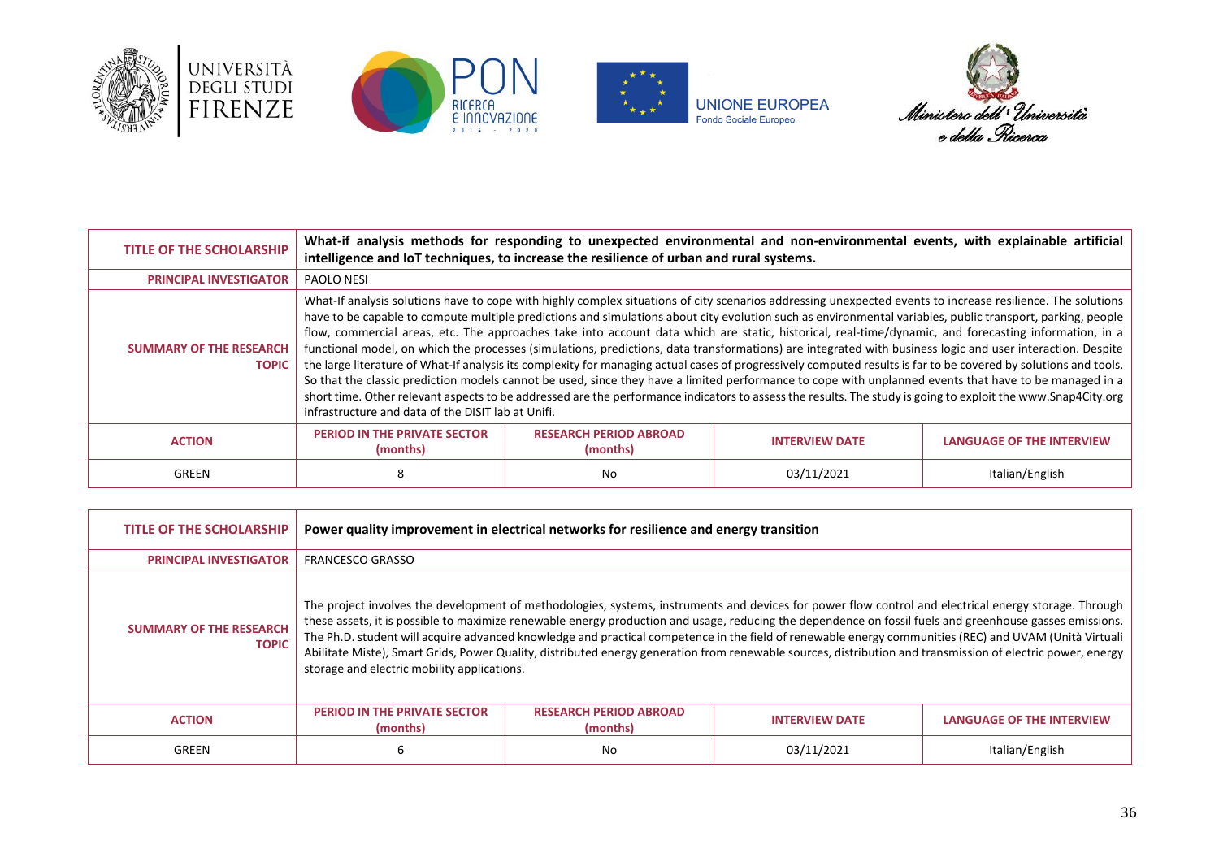| TITLE OF THE SCHOLARSHIP | **What-if analysis methods for responding to unexpected environmental and non-environmental events, with explainable artificial intelligence and IoT techniques, to increase the resilience of urban and rural systems.** | | | |
|---|---|---|---|---|
| PRINCIPAL INVESTIGATOR | PAOLO NESI | | | |
| SUMMARY OF THE RESEARCH TOPIC | What-If analysis solutions have to cope with highly complex situations of city scenarios addressing unexpected events to increase resilience. The solutions have to be capable to compute multiple predictions and simulations about city evolution such as environmental variables, public transport, parking, people flow, commercial areas, etc. The approaches take into account data which are static, historical, real-time/dynamic, and forecasting information, in a functional model, on which the processes (simulations, predictions, data transformations) are integrated with business logic and user interaction. Despite the large literature of What-If analysis its complexity for managing actual cases of progressively computed results is far to be covered by solutions and tools. So that the classic prediction models cannot be used, since they have a limited performance to cope with unplanned events that have to be managed in a short time. Other relevant aspects to be addressed are the performance indicators to assess the results. The study is going to exploit the www.Snap4City.org infrastructure and data of the DISIT lab at Unifi. | | | |
| ACTION | PERIOD IN THE PRIVATE SECTOR (months) | RESEARCH PERIOD ABROAD (months) | INTERVIEW DATE | LANGUAGE OF THE INTERVIEW |
| GREEN | 8 | No | 03/11/2021 | Italian/English |

| TITLE OF THE SCHOLARSHIP | **Power quality improvement in electrical networks for resilience and energy transition** | | | |
|---|---|---|---|---|
| PRINCIPAL INVESTIGATOR | FRANCESCO GRASSO | | | |
| SUMMARY OF THE RESEARCH TOPIC | The project involves the development of methodologies, systems, instruments and devices for power flow control and electrical energy storage. Through these assets, it is possible to maximize renewable energy production and usage, reducing the dependence on fossil fuels and greenhouse gasses emissions. The Ph.D. student will acquire advanced knowledge and practical competence in the field of renewable energy communities (REC) and UVAM (Unità Virtuali Abilitate Miste), Smart Grids, Power Quality, distributed energy generation from renewable sources, distribution and transmission of electric power, energy storage and electric mobility applications. | | | |
| ACTION | PERIOD IN THE PRIVATE SECTOR (months) | RESEARCH PERIOD ABROAD (months) | INTERVIEW DATE | LANGUAGE OF THE INTERVIEW |
| GREEN | 6 | No | 03/11/2021 | Italian/English |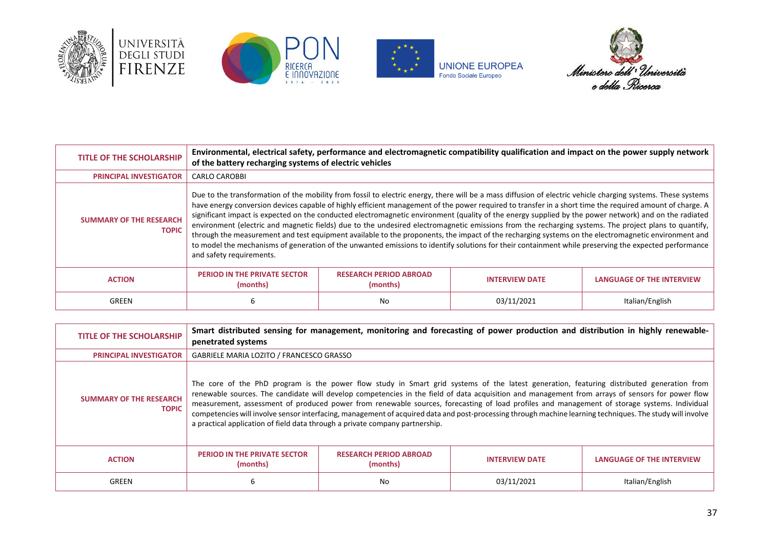| TITLE OF THE SCHOLARSHIP | **Environmental, electrical safety, performance and electromagnetic compatibility qualification and impact on the power supply network of the battery recharging systems of electric vehicles** | | | |
|---|---|---|---|---|
| PRINCIPAL INVESTIGATOR | CARLO CAROBBI | | | |
| SUMMARY OF THE RESEARCH TOPIC | Due to the transformation of the mobility from fossil to electric energy, there will be a mass diffusion of electric vehicle charging systems. These systems have energy conversion devices capable of highly efficient management of the power required to transfer in a short time the required amount of charge. A significant impact is expected on the conducted electromagnetic environment (quality of the energy supplied by the power network) and on the radiated environment (electric and magnetic fields) due to the undesired electromagnetic emissions from the recharging systems. The project plans to quantify, through the measurement and test equipment available to the proponents, the impact of the recharging systems on the electromagnetic environment and to model the mechanisms of generation of the unwanted emissions to identify solutions for their containment while preserving the expected performance and safety requirements. | | | |
| ACTION | PERIOD IN THE PRIVATE SECTOR (months) | RESEARCH PERIOD ABROAD (months) | INTERVIEW DATE | LANGUAGE OF THE INTERVIEW |
| GREEN | 6 | No | 03/11/2021 | Italian/English |

| TITLE OF THE SCHOLARSHIP | **Smart distributed sensing for management, monitoring and forecasting of power production and distribution in highly renewable-penetrated systems** | | | |
|---|---|---|---|---|
| PRINCIPAL INVESTIGATOR | GABRIELE MARIA LOZITO / FRANCESCO GRASSO | | | |
| SUMMARY OF THE RESEARCH TOPIC | The core of the PhD program is the power flow study in Smart grid systems of the latest generation, featuring distributed generation from renewable sources. The candidate will develop competencies in the field of data acquisition and management from arrays of sensors for power flow measurement, assessment of produced power from renewable sources, forecasting of load profiles and management of storage systems. Individual competencies will involve sensor interfacing, management of acquired data and post-processing through machine learning techniques. The study will involve a practical application of field data through a private company partnership. | | | |
| ACTION | PERIOD IN THE PRIVATE SECTOR (months) | RESEARCH PERIOD ABROAD (months) | INTERVIEW DATE | LANGUAGE OF THE INTERVIEW |
| GREEN | 6 | No | 03/11/2021 | Italian/English |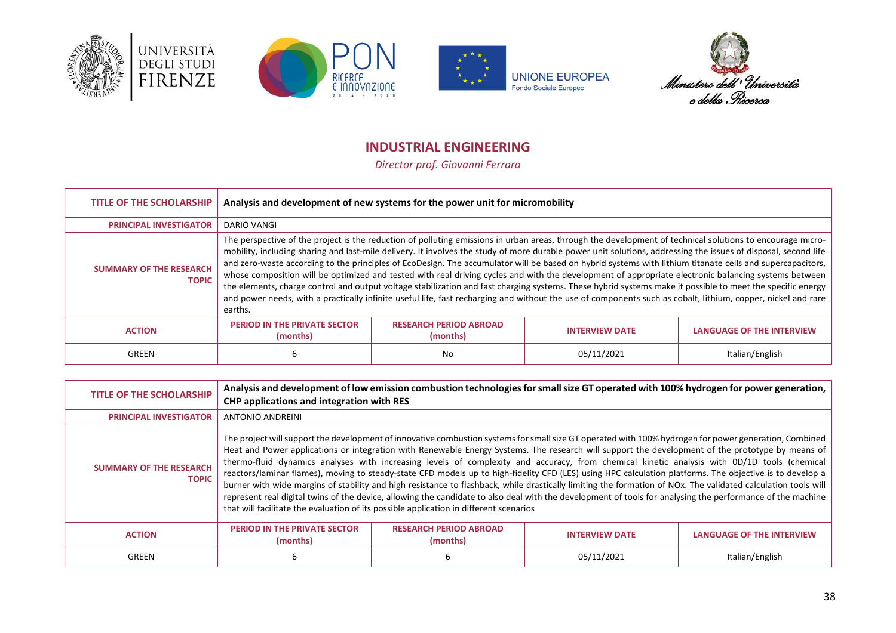## INDUSTRIAL ENGINEERING

*Director prof. Giovanni Ferrara*

| TITLE OF THE SCHOLARSHIP | Analysis and development of new systems for the power unit for micromobility | | | |
|---|---|---|---|---|
| PRINCIPAL INVESTIGATOR | DARIO VANGI | | | |
| SUMMARY OF THE RESEARCH TOPIC | The perspective of the project is the reduction of polluting emissions in urban areas, through the development of technical solutions to encourage micro-mobility, including sharing and last-mile delivery. It involves the study of more durable power unit solutions, addressing the issues of disposal, second life and zero-waste according to the principles of EcoDesign. The accumulator will be based on hybrid systems with lithium titanate cells and supercapacitors, whose composition will be optimized and tested with real driving cycles and with the development of appropriate electronic balancing systems between the elements, charge control and output voltage stabilization and fast charging systems. These hybrid systems make it possible to meet the specific energy and power needs, with a practically infinite useful life, fast recharging and without the use of components such as cobalt, lithium, copper, nickel and rare earths. | | | |
| ACTION | PERIOD IN THE PRIVATE SECTOR (months) | RESEARCH PERIOD ABROAD (months) | INTERVIEW DATE | LANGUAGE OF THE INTERVIEW |
| GREEN | 6 | No | 05/11/2021 | Italian/English |

| TITLE OF THE SCHOLARSHIP | Analysis and development of low emission combustion technologies for small size GT operated with 100% hydrogen for power generation, CHP applications and integration with RES | | | |
|---|---|---|---|---|
| PRINCIPAL INVESTIGATOR | ANTONIO ANDREINI | | | |
| SUMMARY OF THE RESEARCH TOPIC | The project will support the development of innovative combustion systems for small size GT operated with 100% hydrogen for power generation, Combined Heat and Power applications or integration with Renewable Energy Systems. The research will support the development of the prototype by means of thermo-fluid dynamics analyses with increasing levels of complexity and accuracy, from chemical kinetic analysis with 0D/1D tools (chemical reactors/laminar flames), moving to steady-state CFD models up to high-fidelity CFD (LES) using HPC calculation platforms. The objective is to develop a burner with wide margins of stability and high resistance to flashback, while drastically limiting the formation of NOx. The validated calculation tools will represent real digital twins of the device, allowing the candidate to also deal with the development of tools for analysing the performance of the machine that will facilitate the evaluation of its possible application in different scenarios | | | |
| ACTION | PERIOD IN THE PRIVATE SECTOR (months) | RESEARCH PERIOD ABROAD (months) | INTERVIEW DATE | LANGUAGE OF THE INTERVIEW |
| GREEN | 6 | 6 | 05/11/2021 | Italian/English |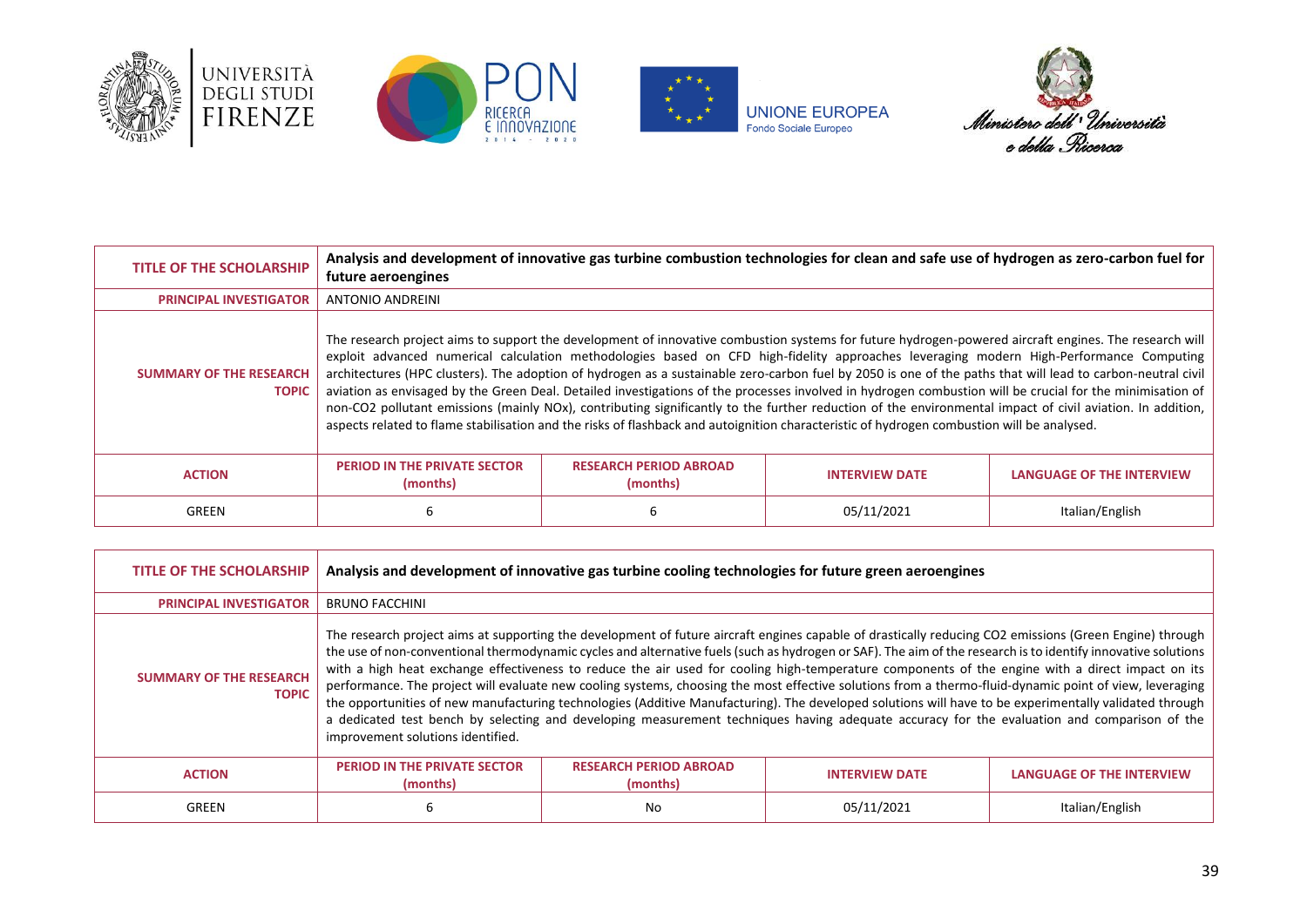| TITLE OF THE SCHOLARSHIP | Analysis and development of innovative gas turbine combustion technologies for clean and safe use of hydrogen as zero-carbon fuel for future aeroengines | | | |
|---|---|---|---|---|
| PRINCIPAL INVESTIGATOR | ANTONIO ANDREINI | | | |
| SUMMARY OF THE RESEARCH TOPIC | The research project aims to support the development of innovative combustion systems for future hydrogen-powered aircraft engines. The research will exploit advanced numerical calculation methodologies based on CFD high-fidelity approaches leveraging modern High-Performance Computing architectures (HPC clusters). The adoption of hydrogen as a sustainable zero-carbon fuel by 2050 is one of the paths that will lead to carbon-neutral civil aviation as envisaged by the Green Deal. Detailed investigations of the processes involved in hydrogen combustion will be crucial for the minimisation of non-CO2 pollutant emissions (mainly NOx), contributing significantly to the further reduction of the environmental impact of civil aviation. In addition, aspects related to flame stabilisation and the risks of flashback and autoignition characteristic of hydrogen combustion will be analysed. | | | |
| ACTION | PERIOD IN THE PRIVATE SECTOR (months) | RESEARCH PERIOD ABROAD (months) | INTERVIEW DATE | LANGUAGE OF THE INTERVIEW |
| GREEN | 6 | 6 | 05/11/2021 | Italian/English |

| TITLE OF THE SCHOLARSHIP | Analysis and development of innovative gas turbine cooling technologies for future green aeroengines | | | |
|---|---|---|---|---|
| PRINCIPAL INVESTIGATOR | BRUNO FACCHINI | | | |
| SUMMARY OF THE RESEARCH TOPIC | The research project aims at supporting the development of future aircraft engines capable of drastically reducing CO2 emissions (Green Engine) through the use of non-conventional thermodynamic cycles and alternative fuels (such as hydrogen or SAF). The aim of the research is to identify innovative solutions with a high heat exchange effectiveness to reduce the air used for cooling high-temperature components of the engine with a direct impact on its performance. The project will evaluate new cooling systems, choosing the most effective solutions from a thermo-fluid-dynamic point of view, leveraging the opportunities of new manufacturing technologies (Additive Manufacturing). The developed solutions will have to be experimentally validated through a dedicated test bench by selecting and developing measurement techniques having adequate accuracy for the evaluation and comparison of the improvement solutions identified. | | | |
| ACTION | PERIOD IN THE PRIVATE SECTOR (months) | RESEARCH PERIOD ABROAD (months) | INTERVIEW DATE | LANGUAGE OF THE INTERVIEW |
| GREEN | 6 | No | 05/11/2021 | Italian/English |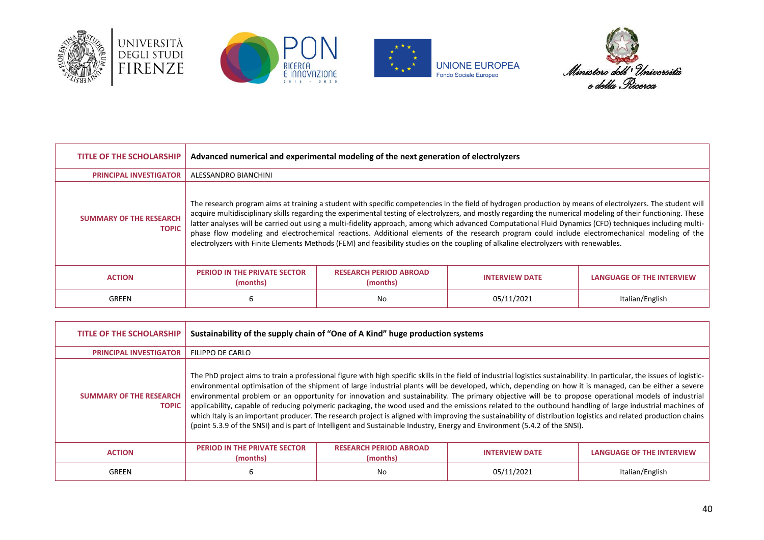| TITLE OF THE SCHOLARSHIP | Advanced numerical and experimental modeling of the next generation of electrolyzers | | | |
|---|---|---|---|---|
| PRINCIPAL INVESTIGATOR | ALESSANDRO BIANCHINI | | | |
| SUMMARY OF THE RESEARCH TOPIC | The research program aims at training a student with specific competencies in the field of hydrogen production by means of electrolyzers. The student will acquire multidisciplinary skills regarding the experimental testing of electrolyzers, and mostly regarding the numerical modeling of their functioning. These latter analyses will be carried out using a multi-fidelity approach, among which advanced Computational Fluid Dynamics (CFD) techniques including multi-phase flow modeling and electrochemical reactions. Additional elements of the research program could include electromechanical modeling of the electrolyzers with Finite Elements Methods (FEM) and feasibility studies on the coupling of alkaline electrolyzers with renewables. | | | |
| ACTION | PERIOD IN THE PRIVATE SECTOR (months) | RESEARCH PERIOD ABROAD (months) | INTERVIEW DATE | LANGUAGE OF THE INTERVIEW |
| GREEN | 6 | No | 05/11/2021 | Italian/English |

| TITLE OF THE SCHOLARSHIP | Sustainability of the supply chain of "One of A Kind" huge production systems | | | |
|---|---|---|---|---|
| PRINCIPAL INVESTIGATOR | FILIPPO DE CARLO | | | |
| SUMMARY OF THE RESEARCH TOPIC | The PhD project aims to train a professional figure with high specific skills in the field of industrial logistics sustainability. In particular, the issues of logistic-environmental optimisation of the shipment of large industrial plants will be developed, which, depending on how it is managed, can be either a severe environmental problem or an opportunity for innovation and sustainability. The primary objective will be to propose operational models of industrial applicability, capable of reducing polymeric packaging, the wood used and the emissions related to the outbound handling of large industrial machines of which Italy is an important producer. The research project is aligned with improving the sustainability of distribution logistics and related production chains (point 5.3.9 of the SNSI) and is part of Intelligent and Sustainable Industry, Energy and Environment (5.4.2 of the SNSI). | | | |
| ACTION | PERIOD IN THE PRIVATE SECTOR (months) | RESEARCH PERIOD ABROAD (months) | INTERVIEW DATE | LANGUAGE OF THE INTERVIEW |
| GREEN | 6 | No | 05/11/2021 | Italian/English |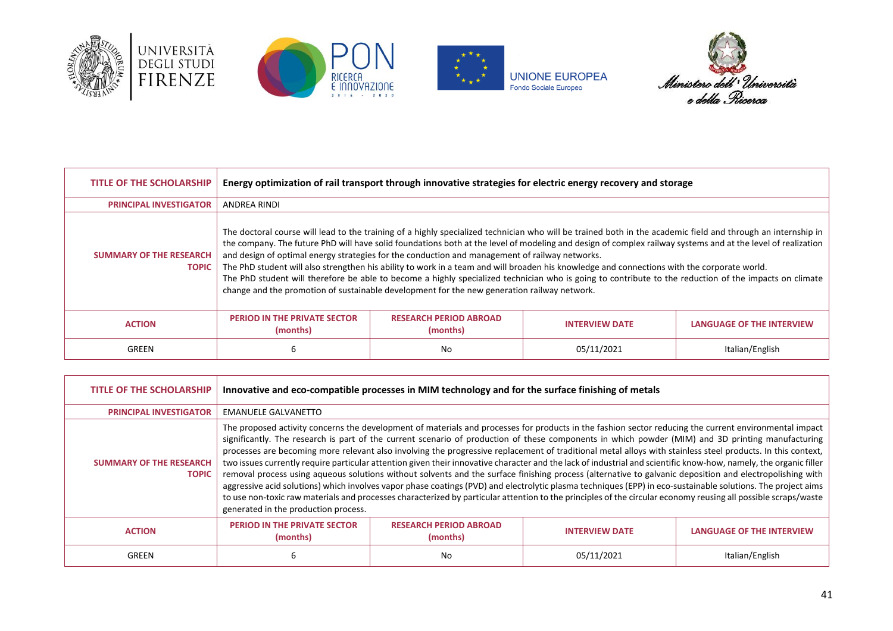| TITLE OF THE SCHOLARSHIP | Energy optimization of rail transport through innovative strategies for electric energy recovery and storage | | | |
|---|---|---|---|---|
| PRINCIPAL INVESTIGATOR | ANDREA RINDI | | | |
| SUMMARY OF THE RESEARCH TOPIC | The doctoral course will lead to the training of a highly specialized technician who will be trained both in the academic field and through an internship in the company. The future PhD will have solid foundations both at the level of modeling and design of complex railway systems and at the level of realization and design of optimal energy strategies for the conduction and management of railway networks. The PhD student will also strengthen his ability to work in a team and will broaden his knowledge and connections with the corporate world. The PhD student will therefore be able to become a highly specialized technician who is going to contribute to the reduction of the impacts on climate change and the promotion of sustainable development for the new generation railway network. | | | |
| ACTION | PERIOD IN THE PRIVATE SECTOR (months) | RESEARCH PERIOD ABROAD (months) | INTERVIEW DATE | LANGUAGE OF THE INTERVIEW |
| GREEN | 6 | No | 05/11/2021 | Italian/English |

| TITLE OF THE SCHOLARSHIP | Innovative and eco-compatible processes in MIM technology and for the surface finishing of metals | | | |
|---|---|---|---|---|
| PRINCIPAL INVESTIGATOR | EMANUELE GALVANETTO | | | |
| SUMMARY OF THE RESEARCH TOPIC | The proposed activity concerns the development of materials and processes for products in the fashion sector reducing the current environmental impact significantly. The research is part of the current scenario of production of these components in which powder (MIM) and 3D printing manufacturing processes are becoming more relevant also involving the progressive replacement of traditional metal alloys with stainless steel products. In this context, two issues currently require particular attention given their innovative character and the lack of industrial and scientific know-how, namely, the organic filler removal process using aqueous solutions without solvents and the surface finishing process (alternative to galvanic deposition and electropolishing with aggressive acid solutions) which involves vapor phase coatings (PVD) and electrolytic plasma techniques (EPP) in eco-sustainable solutions. The project aims to use non-toxic raw materials and processes characterized by particular attention to the principles of the circular economy reusing all possible scraps/waste generated in the production process. | | | |
| ACTION | PERIOD IN THE PRIVATE SECTOR (months) | RESEARCH PERIOD ABROAD (months) | INTERVIEW DATE | LANGUAGE OF THE INTERVIEW |
| GREEN | 6 | No | 05/11/2021 | Italian/English |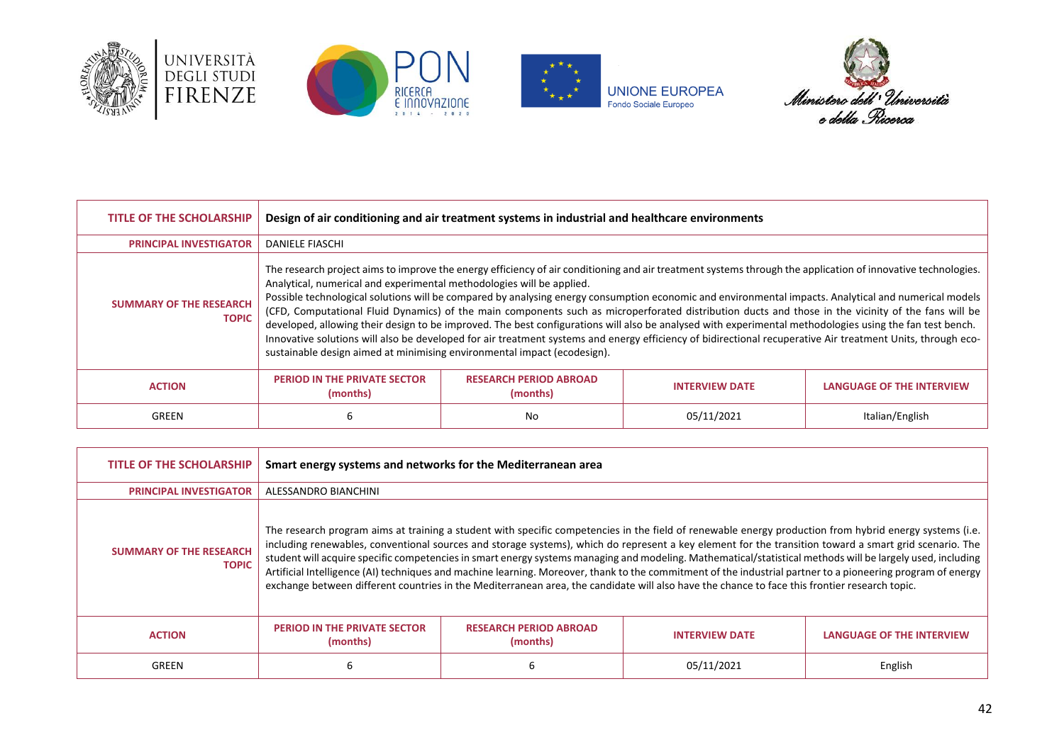| TITLE OF THE SCHOLARSHIP | Design of air conditioning and air treatment systems in industrial and healthcare environments | | | |
|---|---|---|---|---|
| PRINCIPAL INVESTIGATOR | DANIELE FIASCHI | | | |
| SUMMARY OF THE RESEARCH TOPIC | The research project aims to improve the energy efficiency of air conditioning and air treatment systems through the application of innovative technologies. Analytical, numerical and experimental methodologies will be applied. Possible technological solutions will be compared by analysing energy consumption economic and environmental impacts. Analytical and numerical models (CFD, Computational Fluid Dynamics) of the main components such as microperforated distribution ducts and those in the vicinity of the fans will be developed, allowing their design to be improved. The best configurations will also be analysed with experimental methodologies using the fan test bench. Innovative solutions will also be developed for air treatment systems and energy efficiency of bidirectional recuperative Air treatment Units, through eco-sustainable design aimed at minimising environmental impact (ecodesign). | | | |
| ACTION | PERIOD IN THE PRIVATE SECTOR (months) | RESEARCH PERIOD ABROAD (months) | INTERVIEW DATE | LANGUAGE OF THE INTERVIEW |
| GREEN | 6 | No | 05/11/2021 | Italian/English |

| TITLE OF THE SCHOLARSHIP | Smart energy systems and networks for the Mediterranean area | | | |
|---|---|---|---|---|
| PRINCIPAL INVESTIGATOR | ALESSANDRO BIANCHINI | | | |
| SUMMARY OF THE RESEARCH TOPIC | The research program aims at training a student with specific competencies in the field of renewable energy production from hybrid energy systems (i.e. including renewables, conventional sources and storage systems), which do represent a key element for the transition toward a smart grid scenario. The student will acquire specific competencies in smart energy systems managing and modeling. Mathematical/statistical methods will be largely used, including Artificial Intelligence (AI) techniques and machine learning. Moreover, thank to the commitment of the industrial partner to a pioneering program of energy exchange between different countries in the Mediterranean area, the candidate will also have the chance to face this frontier research topic. | | | |
| ACTION | PERIOD IN THE PRIVATE SECTOR (months) | RESEARCH PERIOD ABROAD (months) | INTERVIEW DATE | LANGUAGE OF THE INTERVIEW |
| GREEN | 6 | 6 | 05/11/2021 | English |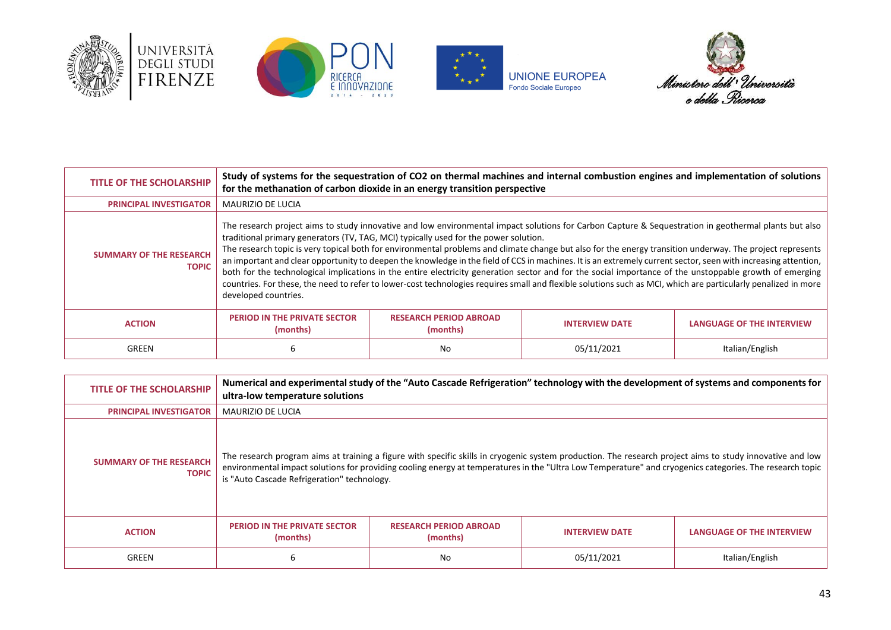| TITLE OF THE SCHOLARSHIP | Study of systems for the sequestration of $CO_2$ on thermal machines and internal combustion engines and implementation of solutions for the methanation of carbon dioxide in an energy transition perspective | | | |
|---|---|---|---|---|
| PRINCIPAL INVESTIGATOR | MAURIZIO DE LUCIA | | | |
| SUMMARY OF THE RESEARCH TOPIC | The research project aims to study innovative and low environmental impact solutions for Carbon Capture & Sequestration in geothermal plants but also traditional primary generators (TV, TAG, MCI) typically used for the power solution. The research topic is very topical both for environmental problems and climate change but also for the energy transition underway. The project represents an important and clear opportunity to deepen the knowledge in the field of CCS in machines. It is an extremely current sector, seen with increasing attention, both for the technological implications in the entire electricity generation sector and for the social importance of the unstoppable growth of emerging countries. For these, the need to refer to lower-cost technologies requires small and flexible solutions such as MCI, which are particularly penalized in more developed countries. | | | |
| ACTION | PERIOD IN THE PRIVATE SECTOR (months) | RESEARCH PERIOD ABROAD (months) | INTERVIEW DATE | LANGUAGE OF THE INTERVIEW |
| GREEN | 6 | No | 05/11/2021 | Italian/English |

| TITLE OF THE SCHOLARSHIP | Numerical and experimental study of the "Auto Cascade Refrigeration" technology with the development of systems and components for ultra-low temperature solutions | | | |
|---|---|---|---|---|
| PRINCIPAL INVESTIGATOR | MAURIZIO DE LUCIA | | | |
| SUMMARY OF THE RESEARCH TOPIC | The research program aims at training a figure with specific skills in cryogenic system production. The research project aims to study innovative and low environmental impact solutions for providing cooling energy at temperatures in the "Ultra Low Temperature" and cryogenics categories. The research topic is "Auto Cascade Refrigeration" technology. | | | |
| ACTION | PERIOD IN THE PRIVATE SECTOR (months) | RESEARCH PERIOD ABROAD (months) | INTERVIEW DATE | LANGUAGE OF THE INTERVIEW |
| GREEN | 6 | No | 05/11/2021 | Italian/English |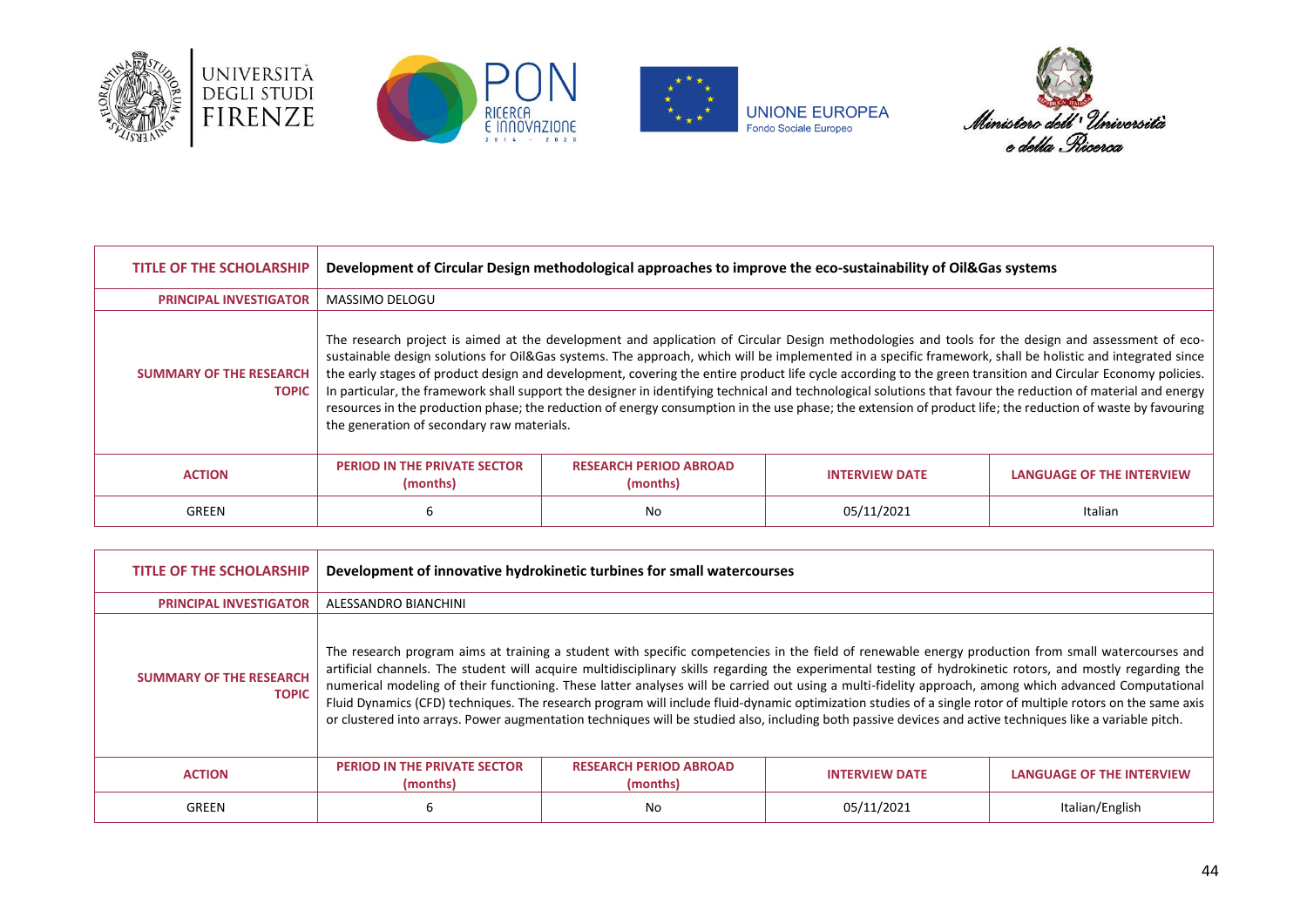| TITLE OF THE SCHOLARSHIP | Development of Circular Design methodological approaches to improve the eco-sustainability of Oil&Gas systems | | | |
|---|---|---|---|---|
| **PRINCIPAL INVESTIGATOR** | MASSIMO DELOGU | | | |
| **SUMMARY OF THE RESEARCH TOPIC** | The research project is aimed at the development and application of Circular Design methodologies and tools for the design and assessment of eco-sustainable design solutions for Oil&Gas systems. The approach, which will be implemented in a specific framework, shall be holistic and integrated since the early stages of product design and development, covering the entire product life cycle according to the green transition and Circular Economy policies. In particular, the framework shall support the designer in identifying technical and technological solutions that favour the reduction of material and energy resources in the production phase; the reduction of energy consumption in the use phase; the extension of product life; the reduction of waste by favouring the generation of secondary raw materials. | | | |
| **ACTION** | **PERIOD IN THE PRIVATE SECTOR (months)** | **RESEARCH PERIOD ABROAD (months)** | **INTERVIEW DATE** | **LANGUAGE OF THE INTERVIEW** |
| GREEN | 6 | No | 05/11/2021 | Italian |

| TITLE OF THE SCHOLARSHIP | Development of innovative hydrokinetic turbines for small watercourses | | | |
|---|---|---|---|---|
| **PRINCIPAL INVESTIGATOR** | ALESSANDRO BIANCHINI | | | |
| **SUMMARY OF THE RESEARCH TOPIC** | The research program aims at training a student with specific competencies in the field of renewable energy production from small watercourses and artificial channels. The student will acquire multidisciplinary skills regarding the experimental testing of hydrokinetic rotors, and mostly regarding the numerical modeling of their functioning. These latter analyses will be carried out using a multi-fidelity approach, among which advanced Computational Fluid Dynamics (CFD) techniques. The research program will include fluid-dynamic optimization studies of a single rotor of multiple rotors on the same axis or clustered into arrays. Power augmentation techniques will be studied also, including both passive devices and active techniques like a variable pitch. | | | |
| **ACTION** | **PERIOD IN THE PRIVATE SECTOR (months)** | **RESEARCH PERIOD ABROAD (months)** | **INTERVIEW DATE** | **LANGUAGE OF THE INTERVIEW** |
| GREEN | 6 | No | 05/11/2021 | Italian/English |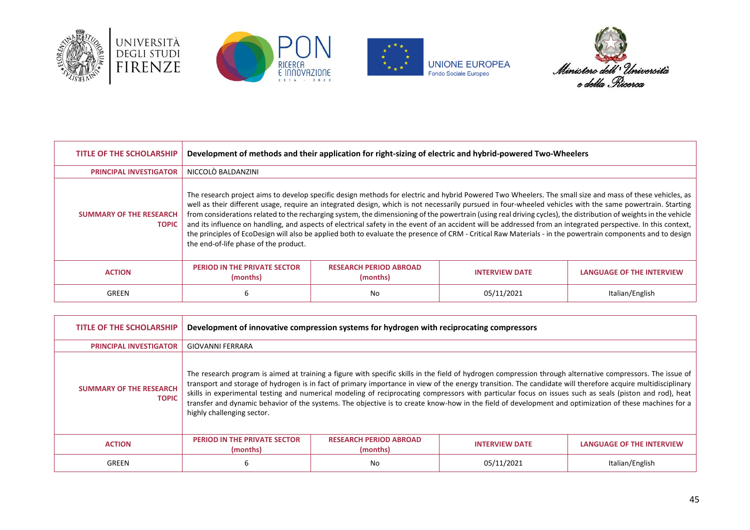| TITLE OF THE SCHOLARSHIP | Development of methods and their application for right-sizing of electric and hybrid-powered Two-Wheelers | | | |
|---|---|---|---|---|
| PRINCIPAL INVESTIGATOR | NICCOLÒ BALDANZINI | | | |
| SUMMARY OF THE RESEARCH TOPIC | The research project aims to develop specific design methods for electric and hybrid Powered Two Wheelers. The small size and mass of these vehicles, as well as their different usage, require an integrated design, which is not necessarily pursued in four-wheeled vehicles with the same powertrain. Starting from considerations related to the recharging system, the dimensioning of the powertrain (using real driving cycles), the distribution of weights in the vehicle and its influence on handling, and aspects of electrical safety in the event of an accident will be addressed from an integrated perspective. In this context, the principles of EcoDesign will also be applied both to evaluate the presence of CRM - Critical Raw Materials - in the powertrain components and to design the end-of-life phase of the product. | | | |
| ACTION | PERIOD IN THE PRIVATE SECTOR (months) | RESEARCH PERIOD ABROAD (months) | INTERVIEW DATE | LANGUAGE OF THE INTERVIEW |
| GREEN | 6 | No | 05/11/2021 | Italian/English |

| TITLE OF THE SCHOLARSHIP | Development of innovative compression systems for hydrogen with reciprocating compressors | | | |
|---|---|---|---|---|
| PRINCIPAL INVESTIGATOR | GIOVANNI FERRARA | | | |
| SUMMARY OF THE RESEARCH TOPIC | The research program is aimed at training a figure with specific skills in the field of hydrogen compression through alternative compressors. The issue of transport and storage of hydrogen is in fact of primary importance in view of the energy transition. The candidate will therefore acquire multidisciplinary skills in experimental testing and numerical modeling of reciprocating compressors with particular focus on issues such as seals (piston and rod), heat transfer and dynamic behavior of the systems. The objective is to create know-how in the field of development and optimization of these machines for a highly challenging sector. | | | |
| ACTION | PERIOD IN THE PRIVATE SECTOR (months) | RESEARCH PERIOD ABROAD (months) | INTERVIEW DATE | LANGUAGE OF THE INTERVIEW |
| GREEN | 6 | No | 05/11/2021 | Italian/English |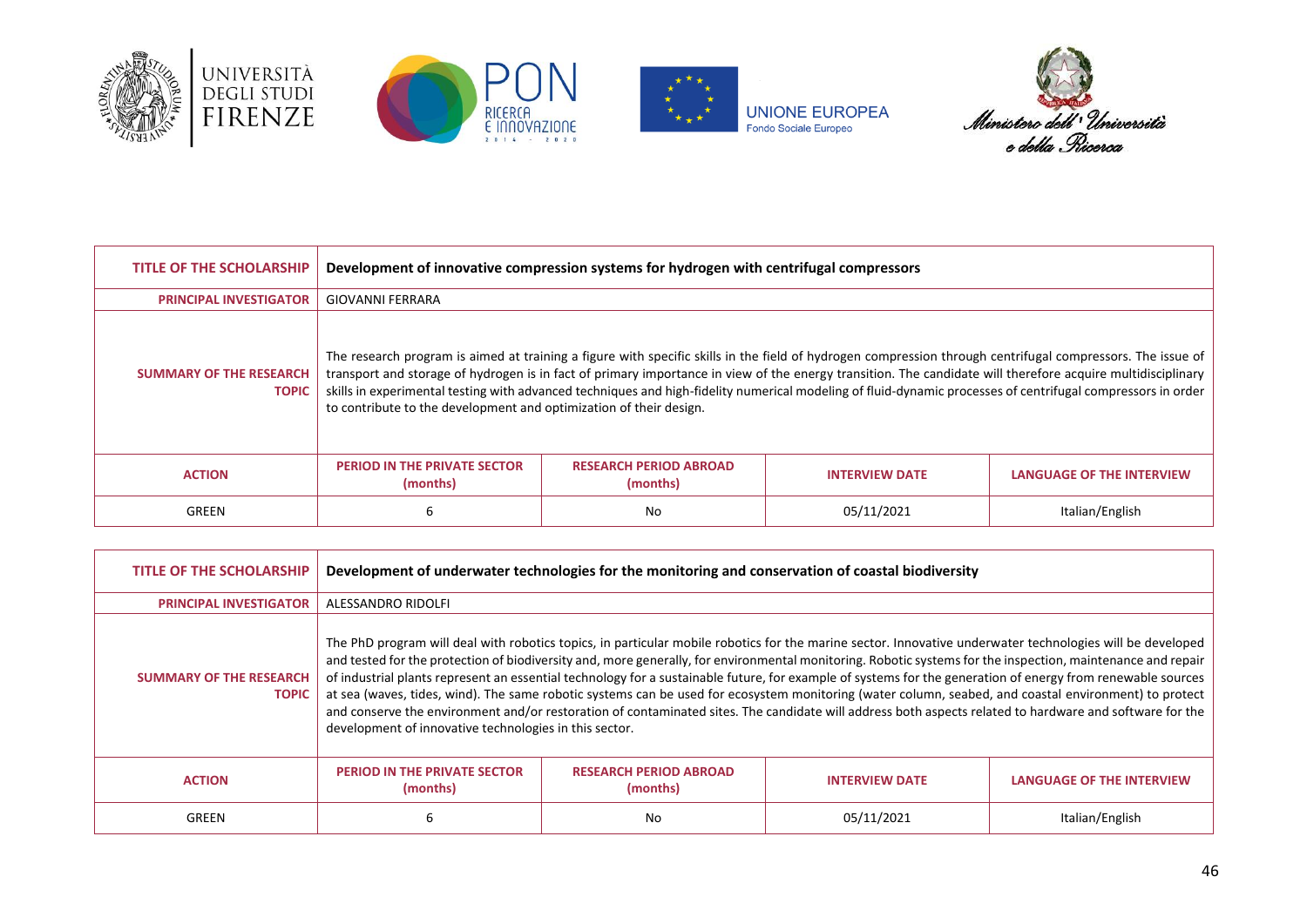| TITLE OF THE SCHOLARSHIP | Development of innovative compression systems for hydrogen with centrifugal compressors | | | |
|---|---|---|---|---|
| PRINCIPAL INVESTIGATOR | GIOVANNI FERRARA | | | |
| SUMMARY OF THE RESEARCH TOPIC | The research program is aimed at training a figure with specific skills in the field of hydrogen compression through centrifugal compressors. The issue of transport and storage of hydrogen is in fact of primary importance in view of the energy transition. The candidate will therefore acquire multidisciplinary skills in experimental testing with advanced techniques and high-fidelity numerical modeling of fluid-dynamic processes of centrifugal compressors in order to contribute to the development and optimization of their design. | | | |
| ACTION | PERIOD IN THE PRIVATE SECTOR (months) | RESEARCH PERIOD ABROAD (months) | INTERVIEW DATE | LANGUAGE OF THE INTERVIEW |
| GREEN | 6 | No | 05/11/2021 | Italian/English |

| TITLE OF THE SCHOLARSHIP | Development of underwater technologies for the monitoring and conservation of coastal biodiversity | | | |
|---|---|---|---|---|
| PRINCIPAL INVESTIGATOR | ALESSANDRO RIDOLFI | | | |
| SUMMARY OF THE RESEARCH TOPIC | The PhD program will deal with robotics topics, in particular mobile robotics for the marine sector. Innovative underwater technologies will be developed and tested for the protection of biodiversity and, more generally, for environmental monitoring. Robotic systems for the inspection, maintenance and repair of industrial plants represent an essential technology for a sustainable future, for example of systems for the generation of energy from renewable sources at sea (waves, tides, wind). The same robotic systems can be used for ecosystem monitoring (water column, seabed, and coastal environment) to protect and conserve the environment and/or restoration of contaminated sites. The candidate will address both aspects related to hardware and software for the development of innovative technologies in this sector. | | | |
| ACTION | PERIOD IN THE PRIVATE SECTOR (months) | RESEARCH PERIOD ABROAD (months) | INTERVIEW DATE | LANGUAGE OF THE INTERVIEW |
| GREEN | 6 | No | 05/11/2021 | Italian/English |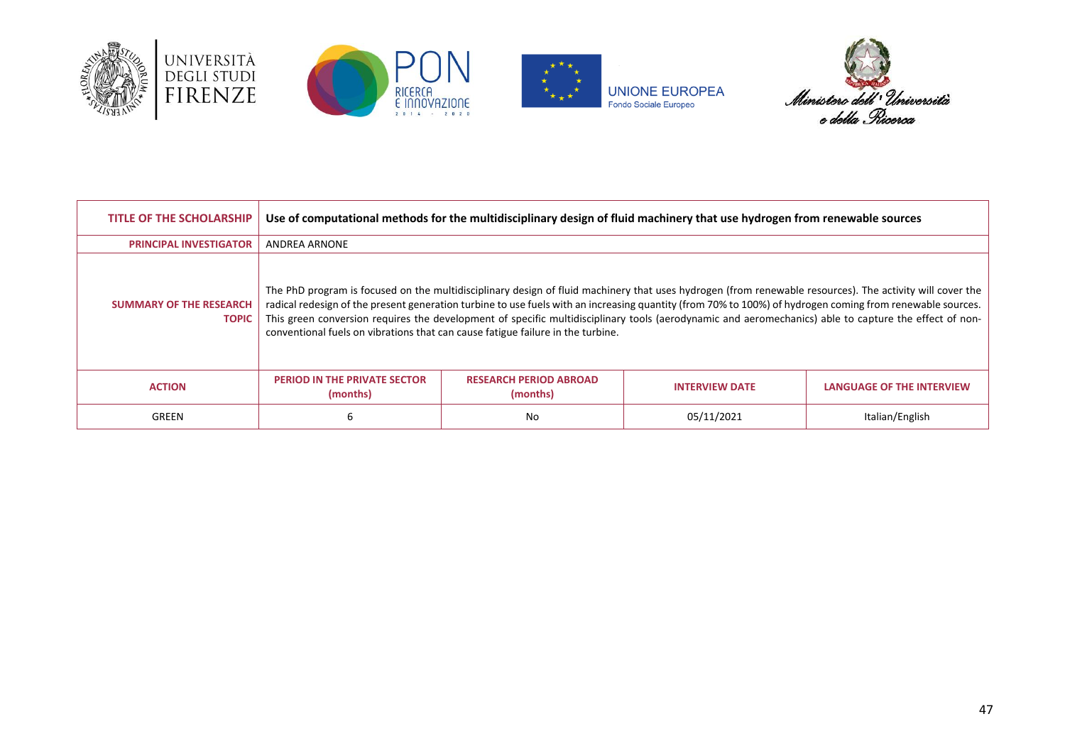| TITLE OF THE SCHOLARSHIP | **Use of computational methods for the multidisciplinary design of fluid machinery that use hydrogen from renewable sources** | | | |
|---|---|---|---|---|
| PRINCIPAL INVESTIGATOR | ANDREA ARNONE | | | |
| SUMMARY OF THE RESEARCH TOPIC | The PhD program is focused on the multidisciplinary design of fluid machinery that uses hydrogen (from renewable resources). The activity will cover the radical redesign of the present generation turbine to use fuels with an increasing quantity (from 70% to 100%) of hydrogen coming from renewable sources. This green conversion requires the development of specific multidisciplinary tools (aerodynamic and aeromechanics) able to capture the effect of non-conventional fuels on vibrations that can cause fatigue failure in the turbine. | | | |
| **ACTION** | **PERIOD IN THE PRIVATE SECTOR (months)** | **RESEARCH PERIOD ABROAD (months)** | **INTERVIEW DATE** | **LANGUAGE OF THE INTERVIEW** |
| GREEN | 6 | No | 05/11/2021 | Italian/English |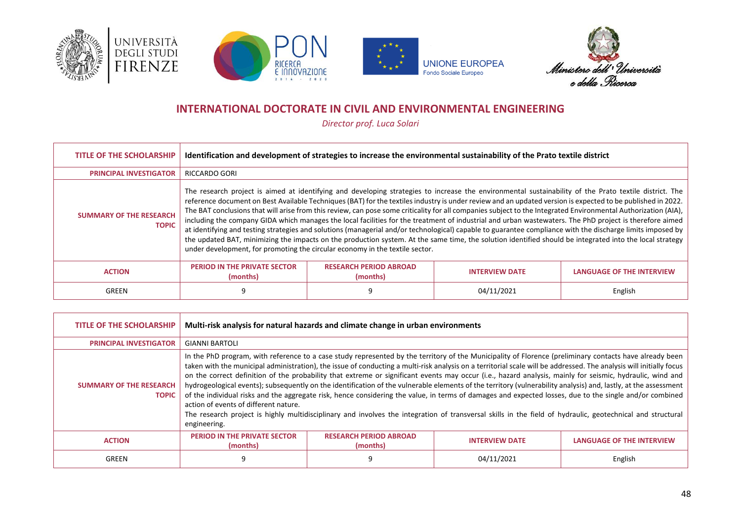## INTERNATIONAL DOCTORATE IN CIVIL AND ENVIRONMENTAL ENGINEERING

*Director prof. Luca Solari*

| TITLE OF THE SCHOLARSHIP | Identification and development of strategies to increase the environmental sustainability of the Prato textile district | | | |
|---|---|---|---|---|
| PRINCIPAL INVESTIGATOR | RICCARDO GORI | | | |
| SUMMARY OF THE RESEARCH TOPIC | The research project is aimed at identifying and developing strategies to increase the environmental sustainability of the Prato textile district. The reference document on Best Available Techniques (BAT) for the textiles industry is under review and an updated version is expected to be published in 2022. The BAT conclusions that will arise from this review, can pose some criticality for all companies subject to the Integrated Environmental Authorization (AIA), including the company GIDA which manages the local facilities for the treatment of industrial and urban wastewaters. The PhD project is therefore aimed at identifying and testing strategies and solutions (managerial and/or technological) capable to guarantee compliance with the discharge limits imposed by the updated BAT, minimizing the impacts on the production system. At the same time, the solution identified should be integrated into the local strategy under development, for promoting the circular economy in the textile sector. | | | |
| ACTION | PERIOD IN THE PRIVATE SECTOR (months) | RESEARCH PERIOD ABROAD (months) | INTERVIEW DATE | LANGUAGE OF THE INTERVIEW |
| GREEN | 9 | 9 | 04/11/2021 | English |

| TITLE OF THE SCHOLARSHIP | Multi-risk analysis for natural hazards and climate change in urban environments | | | |
|---|---|---|---|---|
| PRINCIPAL INVESTIGATOR | GIANNI BARTOLI | | | |
| SUMMARY OF THE RESEARCH TOPIC | In the PhD program, with reference to a case study represented by the territory of the Municipality of Florence (preliminary contacts have already been taken with the municipal administration), the issue of conducting a multi-risk analysis on a territorial scale will be addressed. The analysis will initially focus on the correct definition of the probability that extreme or significant events may occur (i.e., hazard analysis, mainly for seismic, hydraulic, wind and hydrogeological events); subsequently on the identification of the vulnerable elements of the territory (vulnerability analysis) and, lastly, at the assessment of the individual risks and the aggregate risk, hence considering the value, in terms of damages and expected losses, due to the single and/or combined action of events of different nature.<br>The research project is highly multidisciplinary and involves the integration of transversal skills in the field of hydraulic, geotechnical and structural engineering. | | | |
| ACTION | PERIOD IN THE PRIVATE SECTOR (months) | RESEARCH PERIOD ABROAD (months) | INTERVIEW DATE | LANGUAGE OF THE INTERVIEW |
| GREEN | 9 | 9 | 04/11/2021 | English |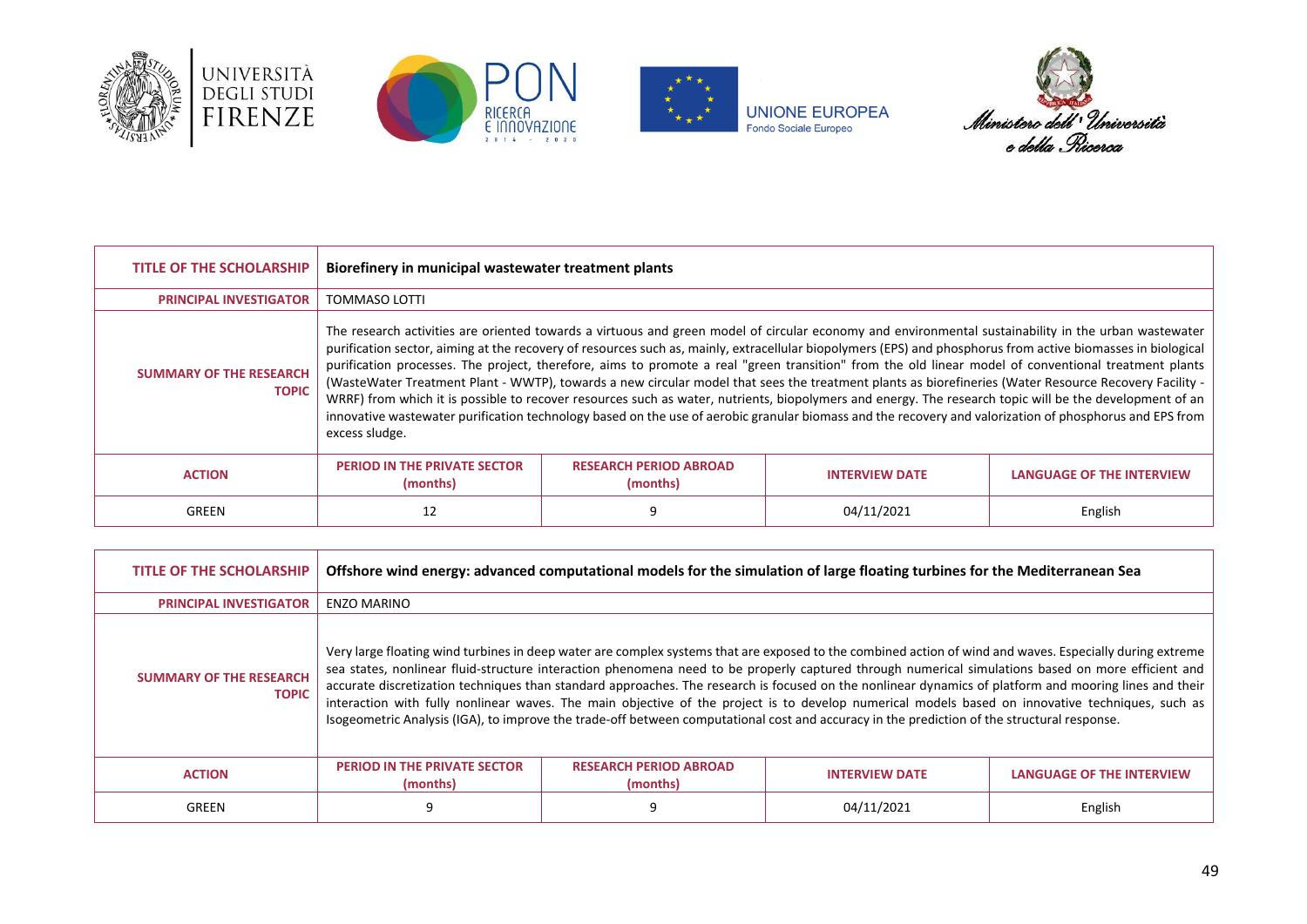| TITLE OF THE SCHOLARSHIP | Biorefinery in municipal wastewater treatment plants | | | |
|---|---|---|---|---|
| PRINCIPAL INVESTIGATOR | TOMMASO LOTTI | | | |
| SUMMARY OF THE RESEARCH TOPIC | The research activities are oriented towards a virtuous and green model of circular economy and environmental sustainability in the urban wastewater purification sector, aiming at the recovery of resources such as, mainly, extracellular biopolymers (EPS) and phosphorus from active biomasses in biological purification processes. The project, therefore, aims to promote a real "green transition" from the old linear model of conventional treatment plants (WasteWater Treatment Plant - WWTP), towards a new circular model that sees the treatment plants as biorefineries (Water Resource Recovery Facility - WRRF) from which it is possible to recover resources such as water, nutrients, biopolymers and energy. The research topic will be the development of an innovative wastewater purification technology based on the use of aerobic granular biomass and the recovery and valorization of phosphorus and EPS from excess sludge. | | | |
| ACTION | PERIOD IN THE PRIVATE SECTOR (months) | RESEARCH PERIOD ABROAD (months) | INTERVIEW DATE | LANGUAGE OF THE INTERVIEW |
| GREEN | 12 | 9 | 04/11/2021 | English |

| TITLE OF THE SCHOLARSHIP | Offshore wind energy: advanced computational models for the simulation of large floating turbines for the Mediterranean Sea | | | |
|---|---|---|---|---|
| PRINCIPAL INVESTIGATOR | ENZO MARINO | | | |
| SUMMARY OF THE RESEARCH TOPIC | Very large floating wind turbines in deep water are complex systems that are exposed to the combined action of wind and waves. Especially during extreme sea states, nonlinear fluid-structure interaction phenomena need to be properly captured through numerical simulations based on more efficient and accurate discretization techniques than standard approaches. The research is focused on the nonlinear dynamics of platform and mooring lines and their interaction with fully nonlinear waves. The main objective of the project is to develop numerical models based on innovative techniques, such as Isogeometric Analysis (IGA), to improve the trade-off between computational cost and accuracy in the prediction of the structural response. | | | |
| ACTION | PERIOD IN THE PRIVATE SECTOR (months) | RESEARCH PERIOD ABROAD (months) | INTERVIEW DATE | LANGUAGE OF THE INTERVIEW |
| GREEN | 9 | 9 | 04/11/2021 | English |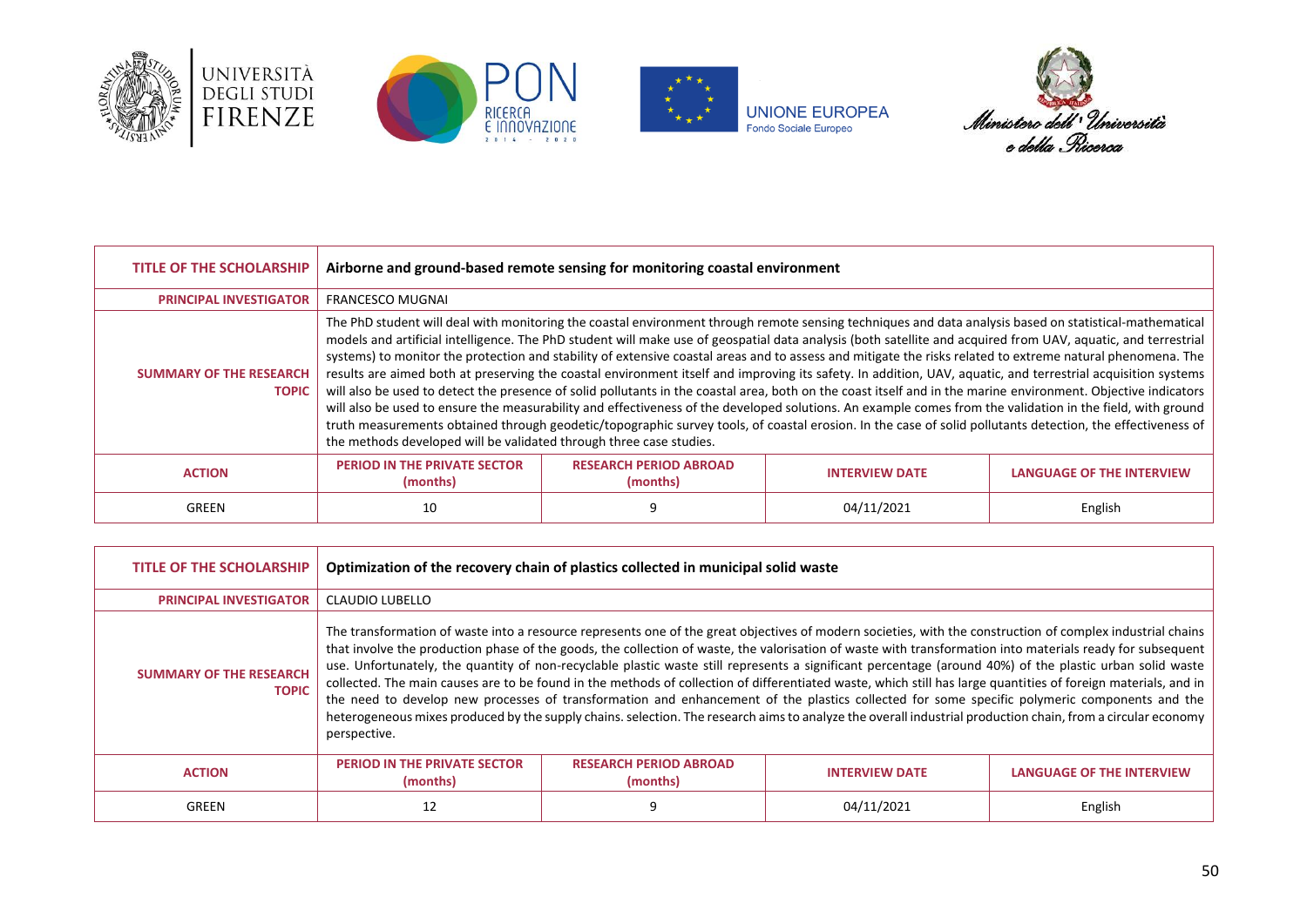| TITLE OF THE SCHOLARSHIP | Airborne and ground-based remote sensing for monitoring coastal environment | | | |
|---|---|---|---|---|
| PRINCIPAL INVESTIGATOR | FRANCESCO MUGNAI | | | |
| SUMMARY OF THE RESEARCH TOPIC | The PhD student will deal with monitoring the coastal environment through remote sensing techniques and data analysis based on statistical-mathematical models and artificial intelligence. The PhD student will make use of geospatial data analysis (both satellite and acquired from UAV, aquatic, and terrestrial systems) to monitor the protection and stability of extensive coastal areas and to assess and mitigate the risks related to extreme natural phenomena. The results are aimed both at preserving the coastal environment itself and improving its safety. In addition, UAV, aquatic, and terrestrial acquisition systems will also be used to detect the presence of solid pollutants in the coastal area, both on the coast itself and in the marine environment. Objective indicators will also be used to ensure the measurability and effectiveness of the developed solutions. An example comes from the validation in the field, with ground truth measurements obtained through geodetic/topographic survey tools, of coastal erosion. In the case of solid pollutants detection, the effectiveness of the methods developed will be validated through three case studies. | | | |
| ACTION | PERIOD IN THE PRIVATE SECTOR (months) | RESEARCH PERIOD ABROAD (months) | INTERVIEW DATE | LANGUAGE OF THE INTERVIEW |
| GREEN | 10 | 9 | 04/11/2021 | English |

| TITLE OF THE SCHOLARSHIP | Optimization of the recovery chain of plastics collected in municipal solid waste | | | |
|---|---|---|---|---|
| PRINCIPAL INVESTIGATOR | CLAUDIO LUBELLO | | | |
| SUMMARY OF THE RESEARCH TOPIC | The transformation of waste into a resource represents one of the great objectives of modern societies, with the construction of complex industrial chains that involve the production phase of the goods, the collection of waste, the valorisation of waste with transformation into materials ready for subsequent use. Unfortunately, the quantity of non-recyclable plastic waste still represents a significant percentage (around 40%) of the plastic urban solid waste collected. The main causes are to be found in the methods of collection of differentiated waste, which still has large quantities of foreign materials, and in the need to develop new processes of transformation and enhancement of the plastics collected for some specific polymeric components and the heterogeneous mixes produced by the supply chains. selection. The research aims to analyze the overall industrial production chain, from a circular economy perspective. | | | |
| ACTION | PERIOD IN THE PRIVATE SECTOR (months) | RESEARCH PERIOD ABROAD (months) | INTERVIEW DATE | LANGUAGE OF THE INTERVIEW |
| GREEN | 12 | 9 | 04/11/2021 | English |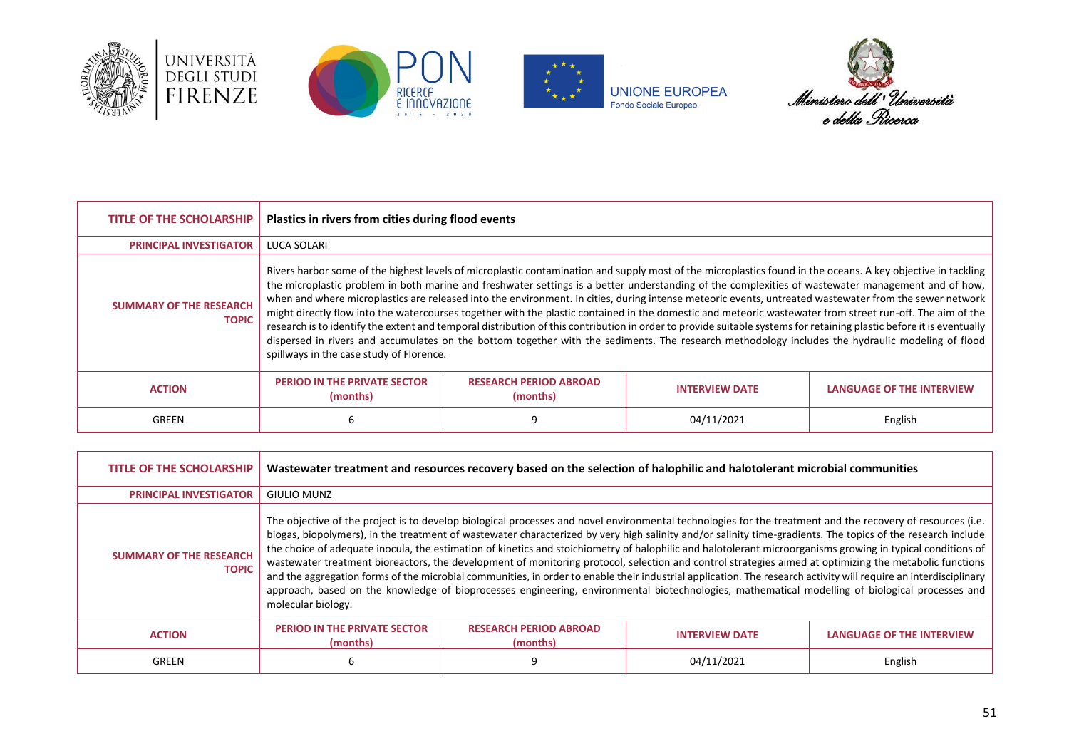| TITLE OF THE SCHOLARSHIP | Plastics in rivers from cities during flood events | | | |
|---|---|---|---|---|
| PRINCIPAL INVESTIGATOR | LUCA SOLARI | | | |
| SUMMARY OF THE RESEARCH TOPIC | Rivers harbor some of the highest levels of microplastic contamination and supply most of the microplastics found in the oceans. A key objective in tackling the microplastic problem in both marine and freshwater settings is a better understanding of the complexities of wastewater management and of how, when and where microplastics are released into the environment. In cities, during intense meteoric events, untreated wastewater from the sewer network might directly flow into the watercourses together with the plastic contained in the domestic and meteoric wastewater from street run-off. The aim of the research is to identify the extent and temporal distribution of this contribution in order to provide suitable systems for retaining plastic before it is eventually dispersed in rivers and accumulates on the bottom together with the sediments. The research methodology includes the hydraulic modeling of flood spillways in the case study of Florence. | | | |
| ACTION | PERIOD IN THE PRIVATE SECTOR (months) | RESEARCH PERIOD ABROAD (months) | INTERVIEW DATE | LANGUAGE OF THE INTERVIEW |
| GREEN | 6 | 9 | 04/11/2021 | English |

| TITLE OF THE SCHOLARSHIP | Wastewater treatment and resources recovery based on the selection of halophilic and halotolerant microbial communities | | | |
|---|---|---|---|---|
| PRINCIPAL INVESTIGATOR | GIULIO MUNZ | | | |
| SUMMARY OF THE RESEARCH TOPIC | The objective of the project is to develop biological processes and novel environmental technologies for the treatment and the recovery of resources (i.e. biogas, biopolymers), in the treatment of wastewater characterized by very high salinity and/or salinity time-gradients. The topics of the research include the choice of adequate inocula, the estimation of kinetics and stoichiometry of halophilic and halotolerant microorganisms growing in typical conditions of wastewater treatment bioreactors, the development of monitoring protocol, selection and control strategies aimed at optimizing the metabolic functions and the aggregation forms of the microbial communities, in order to enable their industrial application. The research activity will require an interdisciplinary approach, based on the knowledge of bioprocesses engineering, environmental biotechnologies, mathematical modelling of biological processes and molecular biology. | | | |
| ACTION | PERIOD IN THE PRIVATE SECTOR (months) | RESEARCH PERIOD ABROAD (months) | INTERVIEW DATE | LANGUAGE OF THE INTERVIEW |
| GREEN | 6 | 9 | 04/11/2021 | English |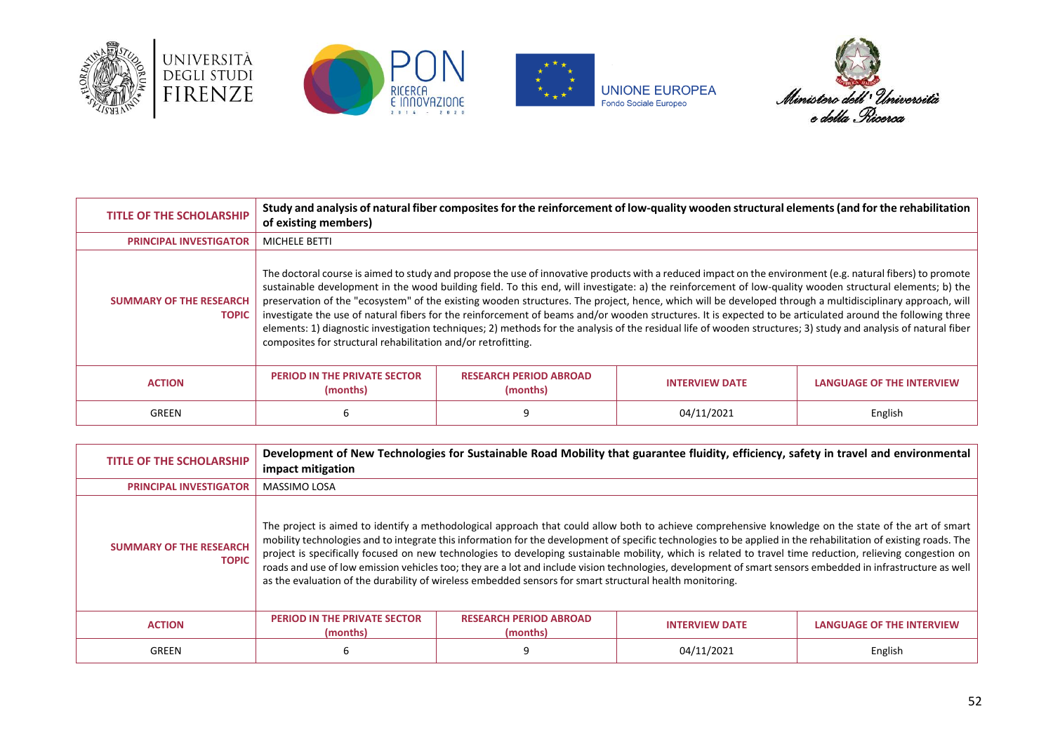| TITLE OF THE SCHOLARSHIP | **Study and analysis of natural fiber composites for the reinforcement of low-quality wooden structural elements (and for the rehabilitation of existing members)** | | | |
|---|---|---|---|---|
| PRINCIPAL INVESTIGATOR | MICHELE BETTI | | | |
| SUMMARY OF THE RESEARCH TOPIC | The doctoral course is aimed to study and propose the use of innovative products with a reduced impact on the environment (e.g. natural fibers) to promote sustainable development in the wood building field. To this end, will investigate: a) the reinforcement of low-quality wooden structural elements; b) the preservation of the "ecosystem" of the existing wooden structures. The project, hence, which will be developed through a multidisciplinary approach, will investigate the use of natural fibers for the reinforcement of beams and/or wooden structures. It is expected to be articulated around the following three elements: 1) diagnostic investigation techniques; 2) methods for the analysis of the residual life of wooden structures; 3) study and analysis of natural fiber composites for structural rehabilitation and/or retrofitting. | | | |
| ACTION | PERIOD IN THE PRIVATE SECTOR (months) | RESEARCH PERIOD ABROAD (months) | INTERVIEW DATE | LANGUAGE OF THE INTERVIEW |
| GREEN | 6 | 9 | 04/11/2021 | English |

| TITLE OF THE SCHOLARSHIP | **Development of New Technologies for Sustainable Road Mobility that guarantee fluidity, efficiency, safety in travel and environmental impact mitigation** | | | |
|---|---|---|---|---|
| PRINCIPAL INVESTIGATOR | MASSIMO LOSA | | | |
| SUMMARY OF THE RESEARCH TOPIC | The project is aimed to identify a methodological approach that could allow both to achieve comprehensive knowledge on the state of the art of smart mobility technologies and to integrate this information for the development of specific technologies to be applied in the rehabilitation of existing roads. The project is specifically focused on new technologies to developing sustainable mobility, which is related to travel time reduction, relieving congestion on roads and use of low emission vehicles too; they are a lot and include vision technologies, development of smart sensors embedded in infrastructure as well as the evaluation of the durability of wireless embedded sensors for smart structural health monitoring. | | | |
| ACTION | PERIOD IN THE PRIVATE SECTOR (months) | RESEARCH PERIOD ABROAD (months) | INTERVIEW DATE | LANGUAGE OF THE INTERVIEW |
| GREEN | 6 | 9 | 04/11/2021 | English |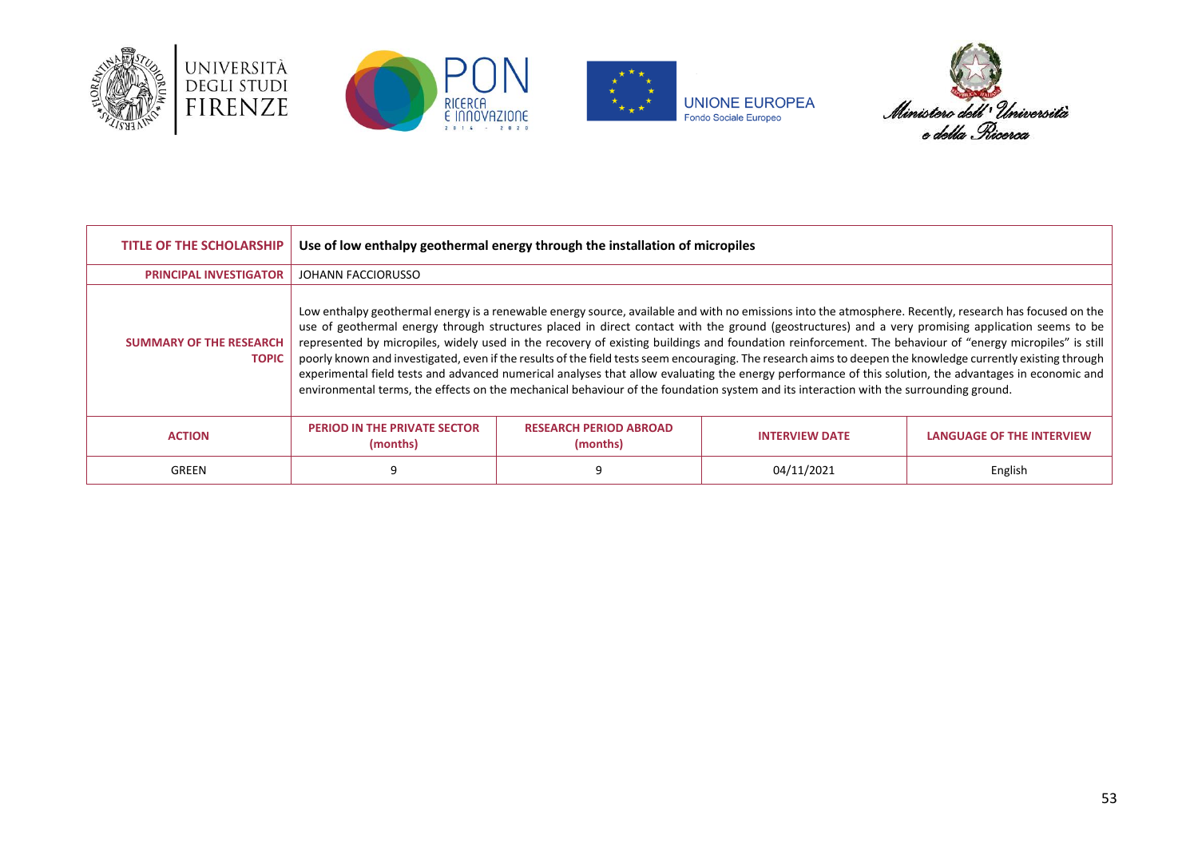| TITLE OF THE SCHOLARSHIP | Use of low enthalpy geothermal energy through the installation of micropiles | | | |
|---|---|---|---|---|
| PRINCIPAL INVESTIGATOR | JOHANN FACCIORUSSO | | | |
| SUMMARY OF THE RESEARCH TOPIC | Low enthalpy geothermal energy is a renewable energy source, available and with no emissions into the atmosphere. Recently, research has focused on the use of geothermal energy through structures placed in direct contact with the ground (geostructures) and a very promising application seems to be represented by micropiles, widely used in the recovery of existing buildings and foundation reinforcement. The behaviour of "energy micropiles" is still poorly known and investigated, even if the results of the field tests seem encouraging. The research aims to deepen the knowledge currently existing through experimental field tests and advanced numerical analyses that allow evaluating the energy performance of this solution, the advantages in economic and environmental terms, the effects on the mechanical behaviour of the foundation system and its interaction with the surrounding ground. | | | |
| ACTION | PERIOD IN THE PRIVATE SECTOR (months) | RESEARCH PERIOD ABROAD (months) | INTERVIEW DATE | LANGUAGE OF THE INTERVIEW |
| GREEN | 9 | 9 | 04/11/2021 | English |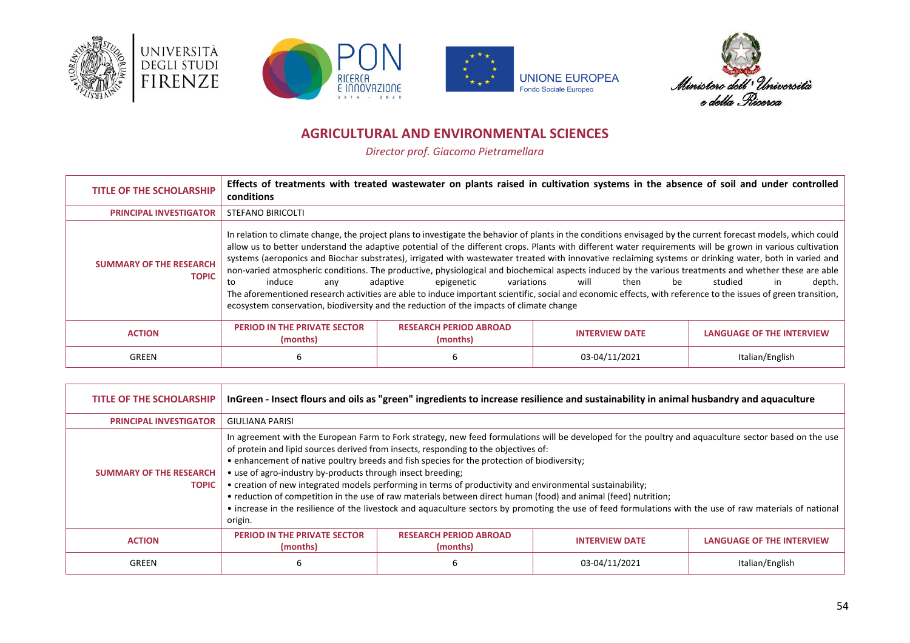## AGRICULTURAL AND ENVIRONMENTAL SCIENCES

*Director prof. Giacomo Pietramellara*

| TITLE OF THE SCHOLARSHIP | Effects of treatments with treated wastewater on plants raised in cultivation systems in the absence of soil and under controlled conditions | | | |
|---|---|---|---|---|
| PRINCIPAL INVESTIGATOR | STEFANO BIRICOLTI | | | |
| SUMMARY OF THE RESEARCH TOPIC | In relation to climate change, the project plans to investigate the behavior of plants in the conditions envisaged by the current forecast models, which could allow us to better understand the adaptive potential of the different crops. Plants with different water requirements will be grown in various cultivation systems (aeroponics and Biochar substrates), irrigated with wastewater treated with innovative reclaiming systems or drinking water, both in varied and non-varied atmospheric conditions. The productive, physiological and biochemical aspects induced by the various treatments and whether these are able to induce any adaptive epigenetic variations will then be studied in depth. The aforementioned research activities are able to induce important scientific, social and economic effects, with reference to the issues of green transition, ecosystem conservation, biodiversity and the reduction of the impacts of climate change | | | |
| ACTION | PERIOD IN THE PRIVATE SECTOR (months) | RESEARCH PERIOD ABROAD (months) | INTERVIEW DATE | LANGUAGE OF THE INTERVIEW |
| GREEN | 6 | 6 | 03-04/11/2021 | Italian/English |

| TITLE OF THE SCHOLARSHIP | InGreen - Insect flours and oils as "green" ingredients to increase resilience and sustainability in animal husbandry and aquaculture | | | |
|---|---|---|---|---|
| PRINCIPAL INVESTIGATOR | GIULIANA PARISI | | | |
| SUMMARY OF THE RESEARCH TOPIC | In agreement with the European Farm to Fork strategy, new feed formulations will be developed for the poultry and aquaculture sector based on the use of protein and lipid sources derived from insects, responding to the objectives of:<br>• enhancement of native poultry breeds and fish species for the protection of biodiversity;<br>• use of agro-industry by-products through insect breeding;<br>• creation of new integrated models performing in terms of productivity and environmental sustainability;<br>• reduction of competition in the use of raw materials between direct human (food) and animal (feed) nutrition;<br>• increase in the resilience of the livestock and aquaculture sectors by promoting the use of feed formulations with the use of raw materials of national origin. | | | |
| ACTION | PERIOD IN THE PRIVATE SECTOR (months) | RESEARCH PERIOD ABROAD (months) | INTERVIEW DATE | LANGUAGE OF THE INTERVIEW |
| GREEN | 6 | 6 | 03-04/11/2021 | Italian/English |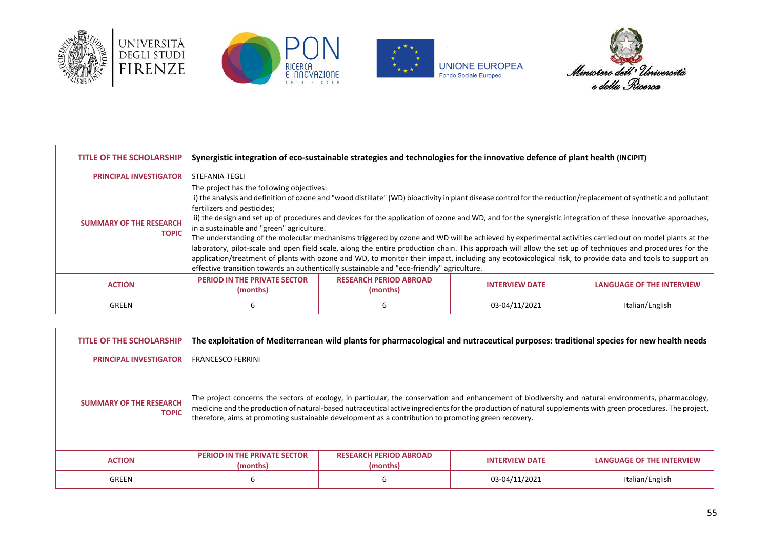| TITLE OF THE SCHOLARSHIP | Synergistic integration of eco-sustainable strategies and technologies for the innovative defence of plant health (INCIPIT) | | | |
|---|---|---|---|---|
| PRINCIPAL INVESTIGATOR | STEFANIA TEGLI | | | |
| SUMMARY OF THE RESEARCH TOPIC | The project has the following objectives:<br>i) the analysis and definition of ozone and "wood distillate" (WD) bioactivity in plant disease control for the reduction/replacement of synthetic and pollutant fertilizers and pesticides;<br>ii) the design and set up of procedures and devices for the application of ozone and WD, and for the synergistic integration of these innovative approaches, in a sustainable and "green" agriculture.<br>The understanding of the molecular mechanisms triggered by ozone and WD will be achieved by experimental activities carried out on model plants at the laboratory, pilot-scale and open field scale, along the entire production chain. This approach will allow the set up of techniques and procedures for the application/treatment of plants with ozone and WD, to monitor their impact, including any ecotoxicological risk, to provide data and tools to support an effective transition towards an authentically sustainable and "eco-friendly" agriculture. | | | |
| ACTION | PERIOD IN THE PRIVATE SECTOR (months) | RESEARCH PERIOD ABROAD (months) | INTERVIEW DATE | LANGUAGE OF THE INTERVIEW |
| GREEN | 6 | 6 | 03-04/11/2021 | Italian/English |

| TITLE OF THE SCHOLARSHIP | The exploitation of Mediterranean wild plants for pharmacological and nutraceutical purposes: traditional species for new health needs | | | |
|---|---|---|---|---|
| PRINCIPAL INVESTIGATOR | FRANCESCO FERRINI | | | |
| SUMMARY OF THE RESEARCH TOPIC | The project concerns the sectors of ecology, in particular, the conservation and enhancement of biodiversity and natural environments, pharmacology, medicine and the production of natural-based nutraceutical active ingredients for the production of natural supplements with green procedures. The project, therefore, aims at promoting sustainable development as a contribution to promoting green recovery. | | | |
| ACTION | PERIOD IN THE PRIVATE SECTOR (months) | RESEARCH PERIOD ABROAD (months) | INTERVIEW DATE | LANGUAGE OF THE INTERVIEW |
| GREEN | 6 | 6 | 03-04/11/2021 | Italian/English |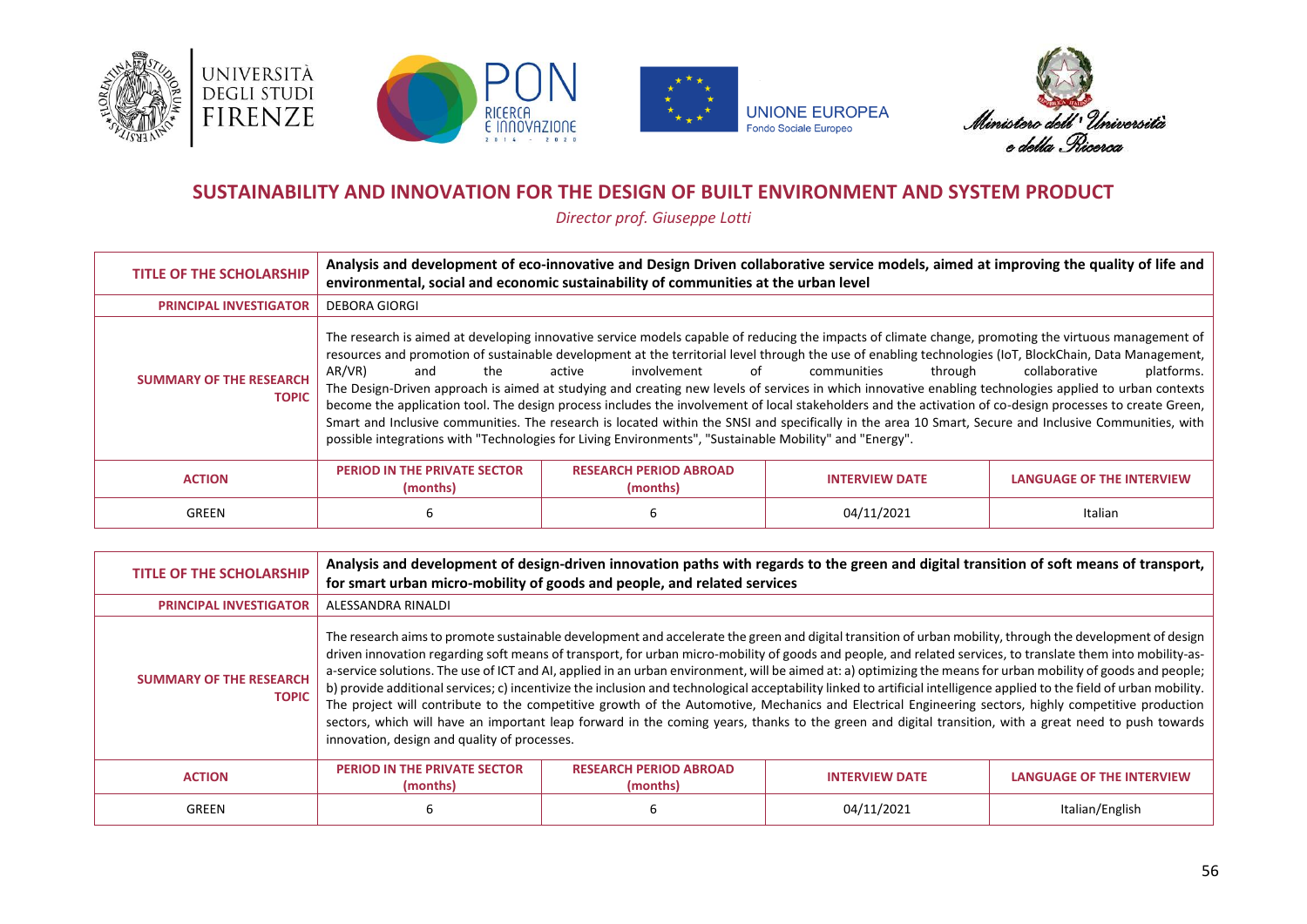## SUSTAINABILITY AND INNOVATION FOR THE DESIGN OF BUILT ENVIRONMENT AND SYSTEM PRODUCT

*Director prof. Giuseppe Lotti*

| TITLE OF THE SCHOLARSHIP | Analysis and development of eco-innovative and Design Driven collaborative service models, aimed at improving the quality of life and environmental, social and economic sustainability of communities at the urban level | | | |
|---|---|---|---|---|
| PRINCIPAL INVESTIGATOR | DEBORA GIORGI | | | |
| SUMMARY OF THE RESEARCH TOPIC | The research is aimed at developing innovative service models capable of reducing the impacts of climate change, promoting the virtuous management of resources and promotion of sustainable development at the territorial level through the use of enabling technologies (IoT, BlockChain, Data Management, AR/VR) and the active involvement of communities through collaborative platforms. The Design-Driven approach is aimed at studying and creating new levels of services in which innovative enabling technologies applied to urban contexts become the application tool. The design process includes the involvement of local stakeholders and the activation of co-design processes to create Green, Smart and Inclusive communities. The research is located within the SNSI and specifically in the area 10 Smart, Secure and Inclusive Communities, with possible integrations with "Technologies for Living Environments", "Sustainable Mobility" and "Energy". | | | |
| ACTION | PERIOD IN THE PRIVATE SECTOR (months) | RESEARCH PERIOD ABROAD (months) | INTERVIEW DATE | LANGUAGE OF THE INTERVIEW |
| GREEN | 6 | 6 | 04/11/2021 | Italian |

| TITLE OF THE SCHOLARSHIP | Analysis and development of design-driven innovation paths with regards to the green and digital transition of soft means of transport, for smart urban micro-mobility of goods and people, and related services | | | |
|---|---|---|---|---|
| PRINCIPAL INVESTIGATOR | ALESSANDRA RINALDI | | | |
| SUMMARY OF THE RESEARCH TOPIC | The research aims to promote sustainable development and accelerate the green and digital transition of urban mobility, through the development of design driven innovation regarding soft means of transport, for urban micro-mobility of goods and people, and related services, to translate them into mobility-as-a-service solutions. The use of ICT and AI, applied in an urban environment, will be aimed at: a) optimizing the means for urban mobility of goods and people; b) provide additional services; c) incentivize the inclusion and technological acceptability linked to artificial intelligence applied to the field of urban mobility. The project will contribute to the competitive growth of the Automotive, Mechanics and Electrical Engineering sectors, highly competitive production sectors, which will have an important leap forward in the coming years, thanks to the green and digital transition, with a great need to push towards innovation, design and quality of processes. | | | |
| ACTION | PERIOD IN THE PRIVATE SECTOR (months) | RESEARCH PERIOD ABROAD (months) | INTERVIEW DATE | LANGUAGE OF THE INTERVIEW |
| GREEN | 6 | 6 | 04/11/2021 | Italian/English |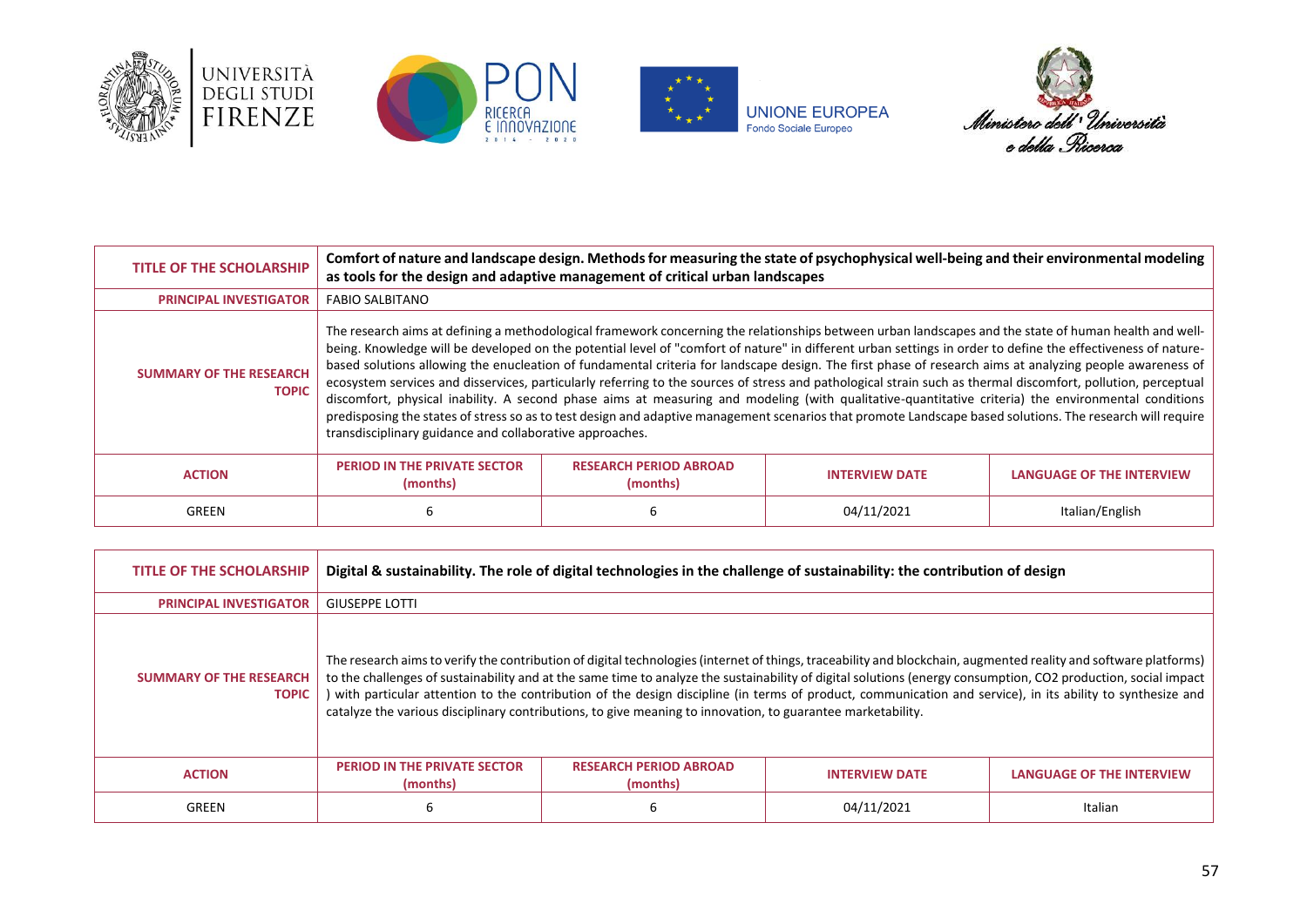| TITLE OF THE SCHOLARSHIP | Comfort of nature and landscape design. Methods for measuring the state of psychophysical well-being and their environmental modeling as tools for the design and adaptive management of critical urban landscapes | | | |
|---|---|---|---|---|
| PRINCIPAL INVESTIGATOR | FABIO SALBITANO | | | |
| SUMMARY OF THE RESEARCH TOPIC | The research aims at defining a methodological framework concerning the relationships between urban landscapes and the state of human health and well-being. Knowledge will be developed on the potential level of "comfort of nature" in different urban settings in order to define the effectiveness of nature-based solutions allowing the enucleation of fundamental criteria for landscape design. The first phase of research aims at analyzing people awareness of ecosystem services and disservices, particularly referring to the sources of stress and pathological strain such as thermal discomfort, pollution, perceptual discomfort, physical inability. A second phase aims at measuring and modeling (with qualitative-quantitative criteria) the environmental conditions predisposing the states of stress so as to test design and adaptive management scenarios that promote Landscape based solutions. The research will require transdisciplinary guidance and collaborative approaches. | | | |
| ACTION | PERIOD IN THE PRIVATE SECTOR (months) | RESEARCH PERIOD ABROAD (months) | INTERVIEW DATE | LANGUAGE OF THE INTERVIEW |
| GREEN | 6 | 6 | 04/11/2021 | Italian/English |

| TITLE OF THE SCHOLARSHIP | Digital & sustainability. The role of digital technologies in the challenge of sustainability: the contribution of design | | | |
|---|---|---|---|---|
| PRINCIPAL INVESTIGATOR | GIUSEPPE LOTTI | | | |
| SUMMARY OF THE RESEARCH TOPIC | The research aims to verify the contribution of digital technologies (internet of things, traceability and blockchain, augmented reality and software platforms) to the challenges of sustainability and at the same time to analyze the sustainability of digital solutions (energy consumption, $CO_2$ production, social impact ) with particular attention to the contribution of the design discipline (in terms of product, communication and service), in its ability to synthesize and catalyze the various disciplinary contributions, to give meaning to innovation, to guarantee marketability. | | | |
| ACTION | PERIOD IN THE PRIVATE SECTOR (months) | RESEARCH PERIOD ABROAD (months) | INTERVIEW DATE | LANGUAGE OF THE INTERVIEW |
| GREEN | 6 | 6 | 04/11/2021 | Italian |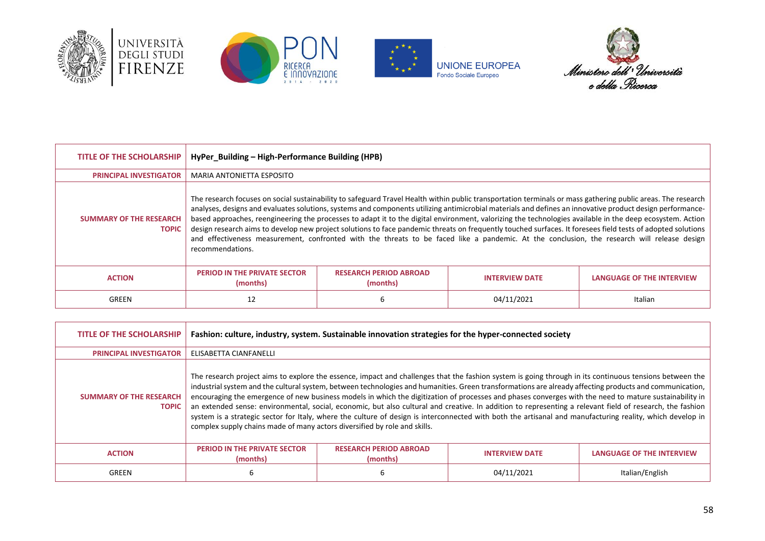| TITLE OF THE SCHOLARSHIP | HyPer_Building – High-Performance Building (HPB) | | | |
|---|---|---|---|---|
| PRINCIPAL INVESTIGATOR | MARIA ANTONIETTA ESPOSITO | | | |
| SUMMARY OF THE RESEARCH TOPIC | The research focuses on social sustainability to safeguard Travel Health within public transportation terminals or mass gathering public areas. The research analyses, designs and evaluates solutions, systems and components utilizing antimicrobial materials and defines an innovative product design performance-based approaches, reengineering the processes to adapt it to the digital environment, valorizing the technologies available in the deep ecosystem. Action design research aims to develop new project solutions to face pandemic threats on frequently touched surfaces. It foresees field tests of adopted solutions and effectiveness measurement, confronted with the threats to be faced like a pandemic. At the conclusion, the research will release design recommendations. | | | |
| ACTION | PERIOD IN THE PRIVATE SECTOR (months) | RESEARCH PERIOD ABROAD (months) | INTERVIEW DATE | LANGUAGE OF THE INTERVIEW |
| GREEN | 12 | 6 | 04/11/2021 | Italian |

| TITLE OF THE SCHOLARSHIP | Fashion: culture, industry, system. Sustainable innovation strategies for the hyper-connected society | | | |
|---|---|---|---|---|
| PRINCIPAL INVESTIGATOR | ELISABETTA CIANFANELLI | | | |
| SUMMARY OF THE RESEARCH TOPIC | The research project aims to explore the essence, impact and challenges that the fashion system is going through in its continuous tensions between the industrial system and the cultural system, between technologies and humanities. Green transformations are already affecting products and communication, encouraging the emergence of new business models in which the digitization of processes and phases converges with the need to mature sustainability in an extended sense: environmental, social, economic, but also cultural and creative. In addition to representing a relevant field of research, the fashion system is a strategic sector for Italy, where the culture of design is interconnected with both the artisanal and manufacturing reality, which develop in complex supply chains made of many actors diversified by role and skills. | | | |
| ACTION | PERIOD IN THE PRIVATE SECTOR (months) | RESEARCH PERIOD ABROAD (months) | INTERVIEW DATE | LANGUAGE OF THE INTERVIEW |
| GREEN | 6 | 6 | 04/11/2021 | Italian/English |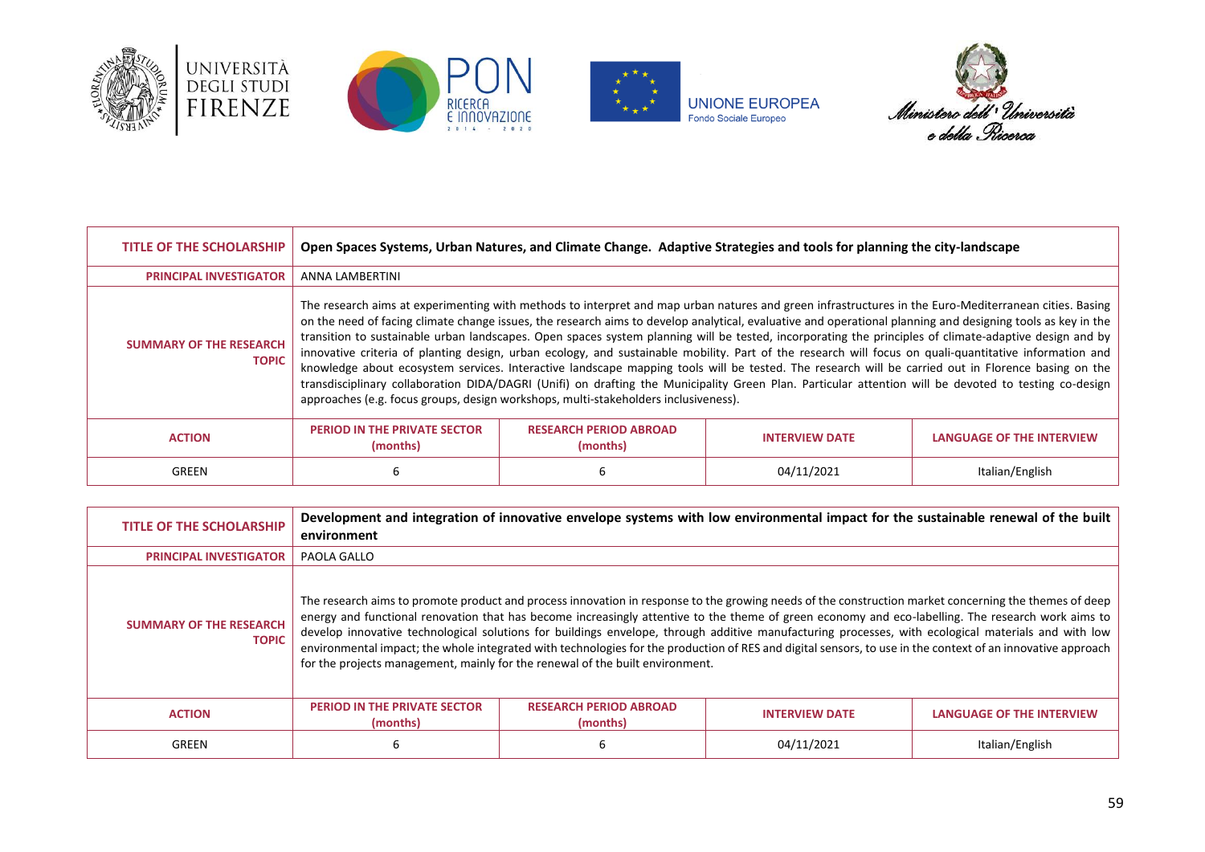| TITLE OF THE SCHOLARSHIP | Open Spaces Systems, Urban Natures, and Climate Change. Adaptive Strategies and tools for planning the city-landscape | | | |
|---|---|---|---|---|
| PRINCIPAL INVESTIGATOR | ANNA LAMBERTINI | | | |
| SUMMARY OF THE RESEARCH TOPIC | The research aims at experimenting with methods to interpret and map urban natures and green infrastructures in the Euro-Mediterranean cities. Basing on the need of facing climate change issues, the research aims to develop analytical, evaluative and operational planning and designing tools as key in the transition to sustainable urban landscapes. Open spaces system planning will be tested, incorporating the principles of climate-adaptive design and by innovative criteria of planting design, urban ecology, and sustainable mobility. Part of the research will focus on quali-quantitative information and knowledge about ecosystem services. Interactive landscape mapping tools will be tested. The research will be carried out in Florence basing on the transdisciplinary collaboration DIDA/DAGRI (Unifi) on drafting the Municipality Green Plan. Particular attention will be devoted to testing co-design approaches (e.g. focus groups, design workshops, multi-stakeholders inclusiveness). | | | |
| ACTION | PERIOD IN THE PRIVATE SECTOR (months) | RESEARCH PERIOD ABROAD (months) | INTERVIEW DATE | LANGUAGE OF THE INTERVIEW |
| GREEN | 6 | 6 | 04/11/2021 | Italian/English |

| TITLE OF THE SCHOLARSHIP | Development and integration of innovative envelope systems with low environmental impact for the sustainable renewal of the built environment | | | |
|---|---|---|---|---|
| PRINCIPAL INVESTIGATOR | PAOLA GALLO | | | |
| SUMMARY OF THE RESEARCH TOPIC | The research aims to promote product and process innovation in response to the growing needs of the construction market concerning the themes of deep energy and functional renovation that has become increasingly attentive to the theme of green economy and eco-labelling. The research work aims to develop innovative technological solutions for buildings envelope, through additive manufacturing processes, with ecological materials and with low environmental impact; the whole integrated with technologies for the production of RES and digital sensors, to use in the context of an innovative approach for the projects management, mainly for the renewal of the built environment. | | | |
| ACTION | PERIOD IN THE PRIVATE SECTOR (months) | RESEARCH PERIOD ABROAD (months) | INTERVIEW DATE | LANGUAGE OF THE INTERVIEW |
| GREEN | 6 | 6 | 04/11/2021 | Italian/English |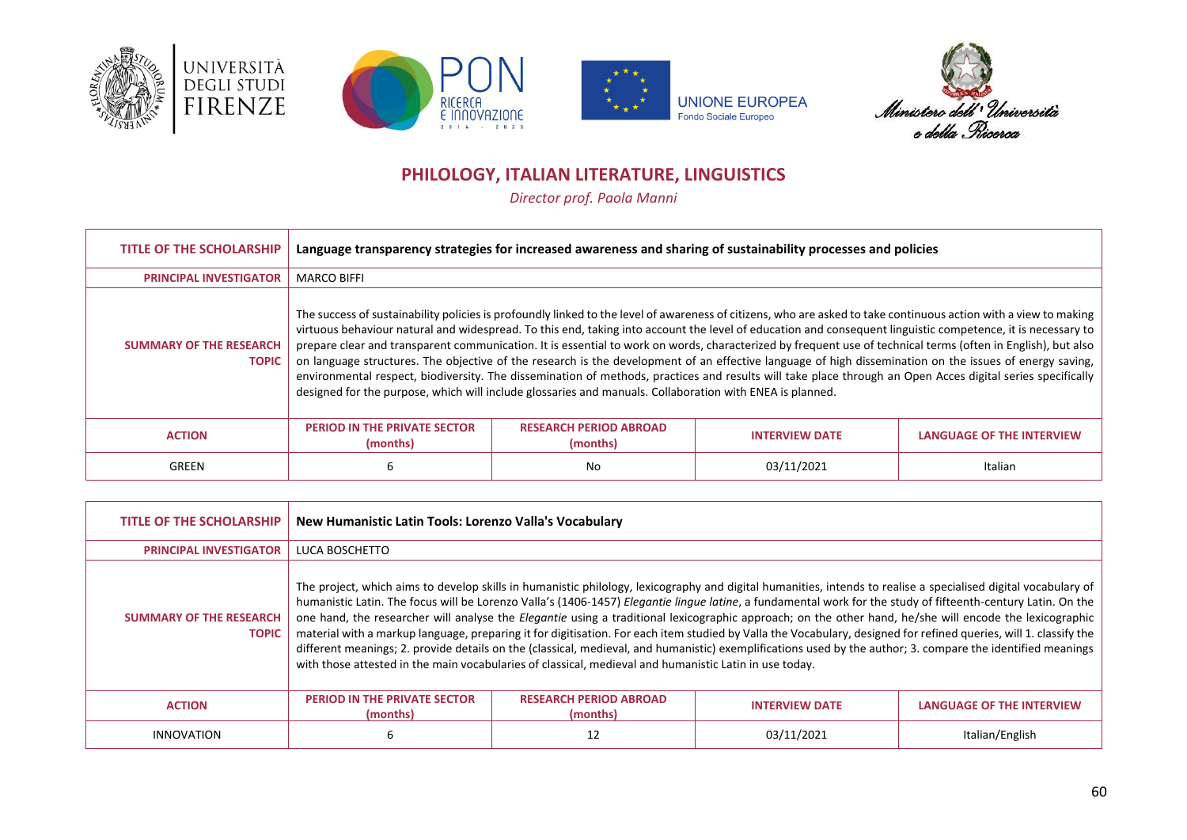## PHILOLOGY, ITALIAN LITERATURE, LINGUISTICS

*Director prof. Paola Manni*

| TITLE OF THE SCHOLARSHIP | Language transparency strategies for increased awareness and sharing of sustainability processes and policies | | | |
|---|---|---|---|---|
| **PRINCIPAL INVESTIGATOR** | MARCO BIFFI | | | |
| **SUMMARY OF THE RESEARCH TOPIC** | The success of sustainability policies is profoundly linked to the level of awareness of citizens, who are asked to take continuous action with a view to making virtuous behaviour natural and widespread. To this end, taking into account the level of education and consequent linguistic competence, it is necessary to prepare clear and transparent communication. It is essential to work on words, characterized by frequent use of technical terms (often in English), but also on language structures. The objective of the research is the development of an effective language of high dissemination on the issues of energy saving, environmental respect, biodiversity. The dissemination of methods, practices and results will take place through an Open Acces digital series specifically designed for the purpose, which will include glossaries and manuals. Collaboration with ENEA is planned. | | | |
| **ACTION** | **PERIOD IN THE PRIVATE SECTOR (months)** | **RESEARCH PERIOD ABROAD (months)** | **INTERVIEW DATE** | **LANGUAGE OF THE INTERVIEW** |
| GREEN | 6 | No | 03/11/2021 | Italian |

| TITLE OF THE SCHOLARSHIP | New Humanistic Latin Tools: Lorenzo Valla's Vocabulary | | | |
|---|---|---|---|---|
| **PRINCIPAL INVESTIGATOR** | LUCA BOSCHETTO | | | |
| **SUMMARY OF THE RESEARCH TOPIC** | The project, which aims to develop skills in humanistic philology, lexicography and digital humanities, intends to realise a specialised digital vocabulary of humanistic Latin. The focus will be Lorenzo Valla's (1406-1457) *Elegantie lingue latine*, a fundamental work for the study of fifteenth-century Latin. On the one hand, the researcher will analyse the *Elegantie* using a traditional lexicographic approach; on the other hand, he/she will encode the lexicographic material with a markup language, preparing it for digitisation. For each item studied by Valla the Vocabulary, designed for refined queries, will 1. classify the different meanings; 2. provide details on the (classical, medieval, and humanistic) exemplifications used by the author; 3. compare the identified meanings with those attested in the main vocabularies of classical, medieval and humanistic Latin in use today. | | | |
| **ACTION** | **PERIOD IN THE PRIVATE SECTOR (months)** | **RESEARCH PERIOD ABROAD (months)** | **INTERVIEW DATE** | **LANGUAGE OF THE INTERVIEW** |
| INNOVATION | 6 | 12 | 03/11/2021 | Italian/English |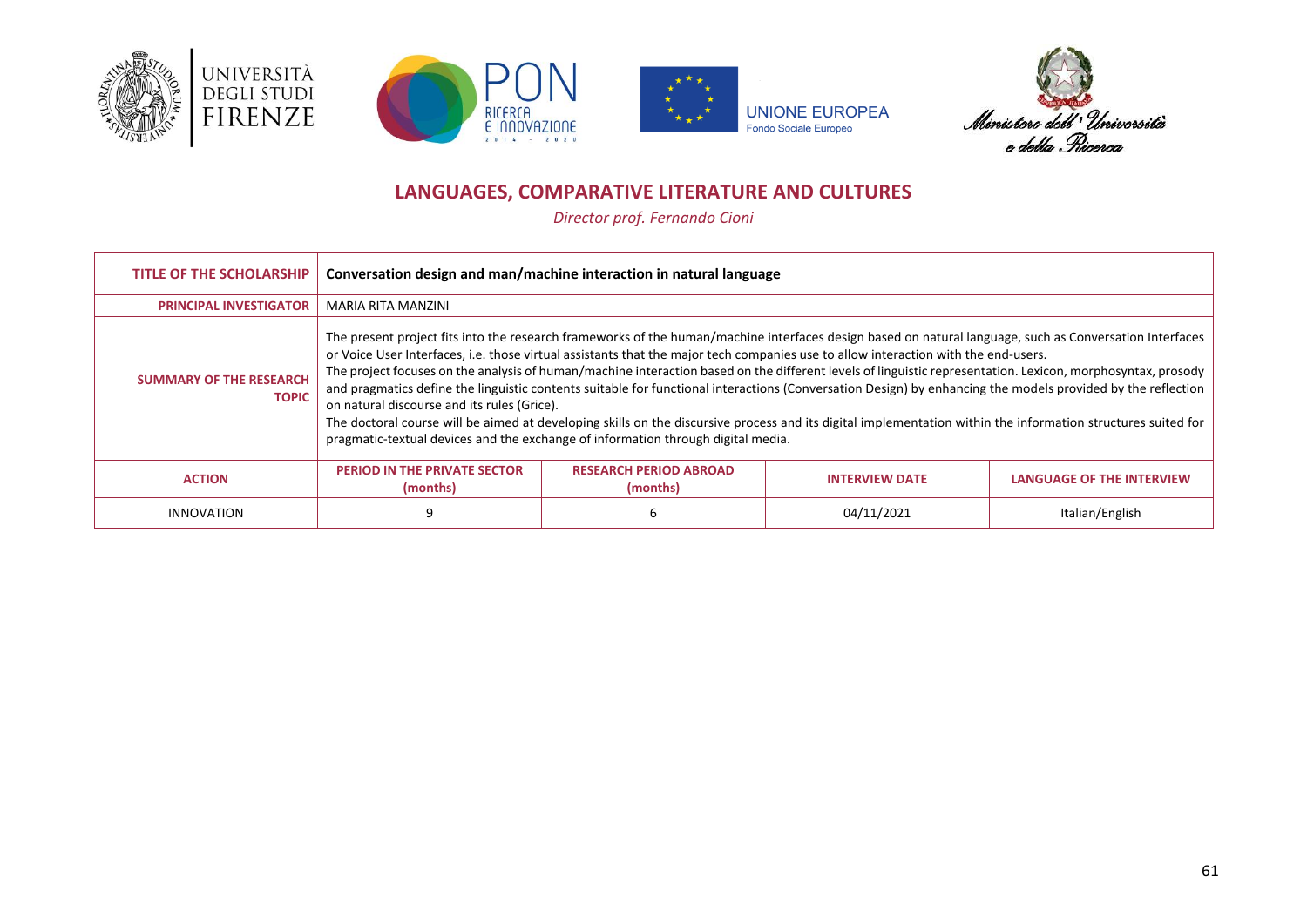## LANGUAGES, COMPARATIVE LITERATURE AND CULTURES

*Director prof. Fernando Cioni*

| TITLE OF THE SCHOLARSHIP | **Conversation design and man/machine interaction in natural language** | | | |
|---|---|---|---|---|
| PRINCIPAL INVESTIGATOR | MARIA RITA MANZINI | | | |
| SUMMARY OF THE RESEARCH TOPIC | The present project fits into the research frameworks of the human/machine interfaces design based on natural language, such as Conversation Interfaces or Voice User Interfaces, i.e. those virtual assistants that the major tech companies use to allow interaction with the end-users. The project focuses on the analysis of human/machine interaction based on the different levels of linguistic representation. Lexicon, morphosyntax, prosody and pragmatics define the linguistic contents suitable for functional interactions (Conversation Design) by enhancing the models provided by the reflection on natural discourse and its rules (Grice). The doctoral course will be aimed at developing skills on the discursive process and its digital implementation within the information structures suited for pragmatic-textual devices and the exchange of information through digital media. | | | |
| **ACTION** | **PERIOD IN THE PRIVATE SECTOR (months)** | **RESEARCH PERIOD ABROAD (months)** | **INTERVIEW DATE** | **LANGUAGE OF THE INTERVIEW** |
| INNOVATION | 9 | 6 | 04/11/2021 | Italian/English |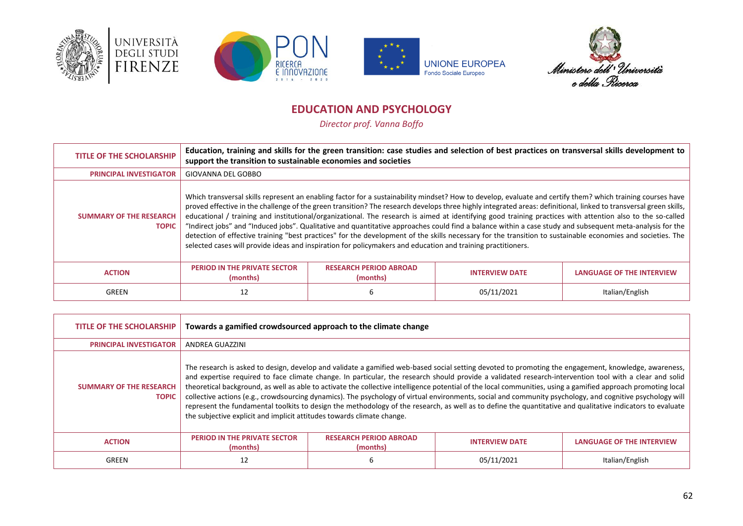## EDUCATION AND PSYCHOLOGY

*Director prof. Vanna Boffo*

| TITLE OF THE SCHOLARSHIP | Education, training and skills for the green transition: case studies and selection of best practices on transversal skills development to support the transition to sustainable economies and societies | | | |
|---|---|---|---|---|
| PRINCIPAL INVESTIGATOR | GIOVANNA DEL GOBBO | | | |
| SUMMARY OF THE RESEARCH TOPIC | Which transversal skills represent an enabling factor for a sustainability mindset? How to develop, evaluate and certify them? which training courses have proved effective in the challenge of the green transition? The research develops three highly integrated areas: definitional, linked to transversal green skills, educational / training and institutional/organizational. The research is aimed at identifying good training practices with attention also to the so-called "Indirect jobs" and "Induced jobs". Qualitative and quantitative approaches could find a balance within a case study and subsequent meta-analysis for the detection of effective training "best practices" for the development of the skills necessary for the transition to sustainable economies and societies. The selected cases will provide ideas and inspiration for policymakers and education and training practitioners. | | | |
| ACTION | PERIOD IN THE PRIVATE SECTOR (months) | RESEARCH PERIOD ABROAD (months) | INTERVIEW DATE | LANGUAGE OF THE INTERVIEW |
| GREEN | 12 | 6 | 05/11/2021 | Italian/English |

| TITLE OF THE SCHOLARSHIP | Towards a gamified crowdsourced approach to the climate change | | | |
|---|---|---|---|---|
| PRINCIPAL INVESTIGATOR | ANDREA GUAZZINI | | | |
| SUMMARY OF THE RESEARCH TOPIC | The research is asked to design, develop and validate a gamified web-based social setting devoted to promoting the engagement, knowledge, awareness, and expertise required to face climate change. In particular, the research should provide a validated research-intervention tool with a clear and solid theoretical background, as well as able to activate the collective intelligence potential of the local communities, using a gamified approach promoting local collective actions (e.g., crowdsourcing dynamics). The psychology of virtual environments, social and community psychology, and cognitive psychology will represent the fundamental toolkits to design the methodology of the research, as well as to define the quantitative and qualitative indicators to evaluate the subjective explicit and implicit attitudes towards climate change. | | | |
| ACTION | PERIOD IN THE PRIVATE SECTOR (months) | RESEARCH PERIOD ABROAD (months) | INTERVIEW DATE | LANGUAGE OF THE INTERVIEW |
| GREEN | 12 | 6 | 05/11/2021 | Italian/English |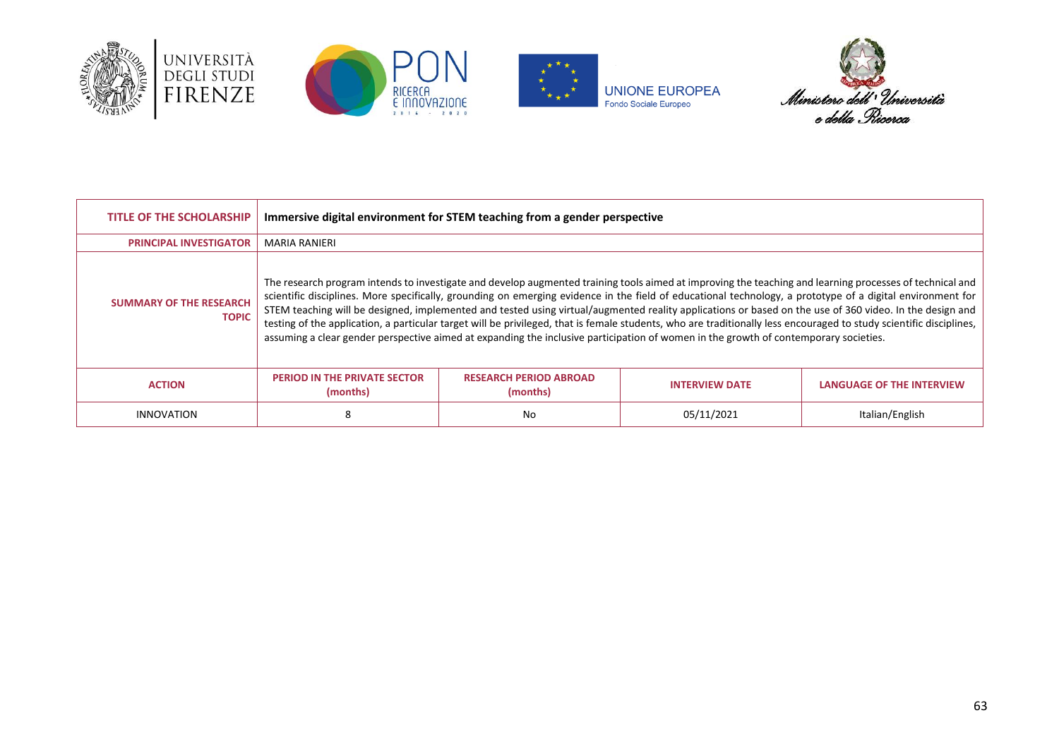| TITLE OF THE SCHOLARSHIP | Immersive digital environment for STEM teaching from a gender perspective | | | |
|---|---|---|---|---|
| PRINCIPAL INVESTIGATOR | MARIA RANIERI | | | |
| SUMMARY OF THE RESEARCH TOPIC | The research program intends to investigate and develop augmented training tools aimed at improving the teaching and learning processes of technical and scientific disciplines. More specifically, grounding on emerging evidence in the field of educational technology, a prototype of a digital environment for STEM teaching will be designed, implemented and tested using virtual/augmented reality applications or based on the use of 360 video. In the design and testing of the application, a particular target will be privileged, that is female students, who are traditionally less encouraged to study scientific disciplines, assuming a clear gender perspective aimed at expanding the inclusive participation of women in the growth of contemporary societies. | | | |
| ACTION | PERIOD IN THE PRIVATE SECTOR (months) | RESEARCH PERIOD ABROAD (months) | INTERVIEW DATE | LANGUAGE OF THE INTERVIEW |
| INNOVATION | 8 | No | 05/11/2021 | Italian/English |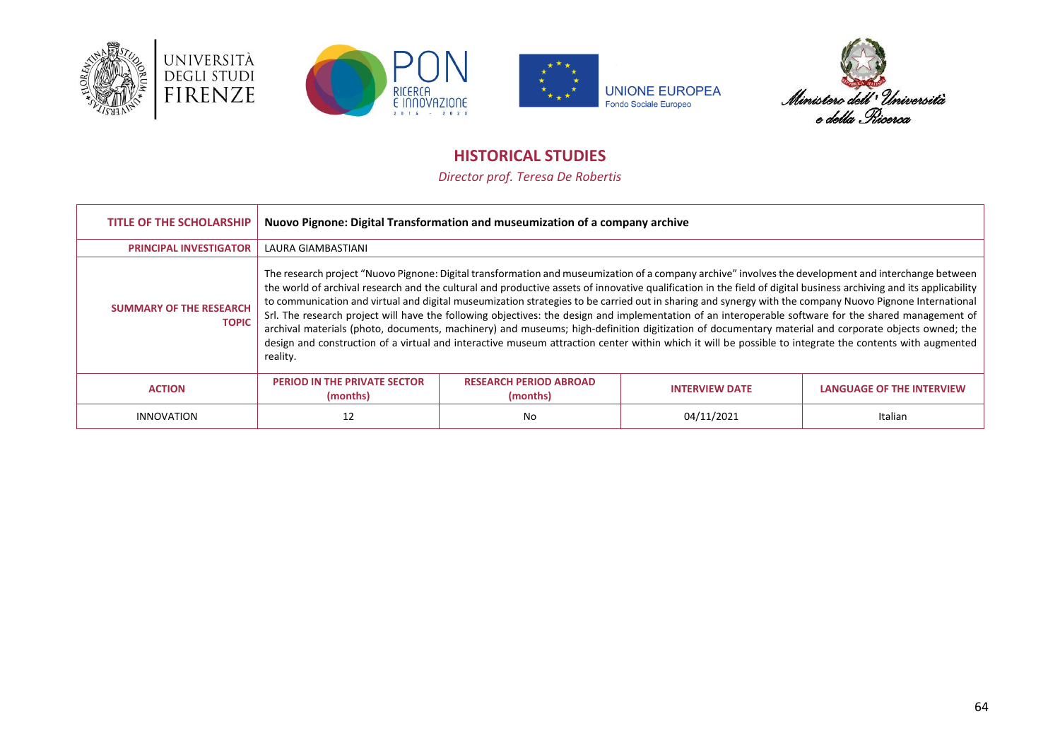## HISTORICAL STUDIES

*Director prof. Teresa De Robertis*

| | | | | |
|---|---|---|---|---|
| **TITLE OF THE SCHOLARSHIP** | **Nuovo Pignone: Digital Transformation and museumization of a company archive** | | | |
| **PRINCIPAL INVESTIGATOR** | LAURA GIAMBASTIANI | | | |
| **SUMMARY OF THE RESEARCH TOPIC** | The research project "Nuovo Pignone: Digital transformation and museumization of a company archive" involves the development and interchange between the world of archival research and the cultural and productive assets of innovative qualification in the field of digital business archiving and its applicability to communication and virtual and digital museumization strategies to be carried out in sharing and synergy with the company Nuovo Pignone International Srl. The research project will have the following objectives: the design and implementation of an interoperable software for the shared management of archival materials (photo, documents, machinery) and museums; high-definition digitization of documentary material and corporate objects owned; the design and construction of a virtual and interactive museum attraction center within which it will be possible to integrate the contents with augmented reality. | | | |
| **ACTION** | **PERIOD IN THE PRIVATE SECTOR (months)** | **RESEARCH PERIOD ABROAD (months)** | **INTERVIEW DATE** | **LANGUAGE OF THE INTERVIEW** |
| INNOVATION | 12 | No | 04/11/2021 | Italian |